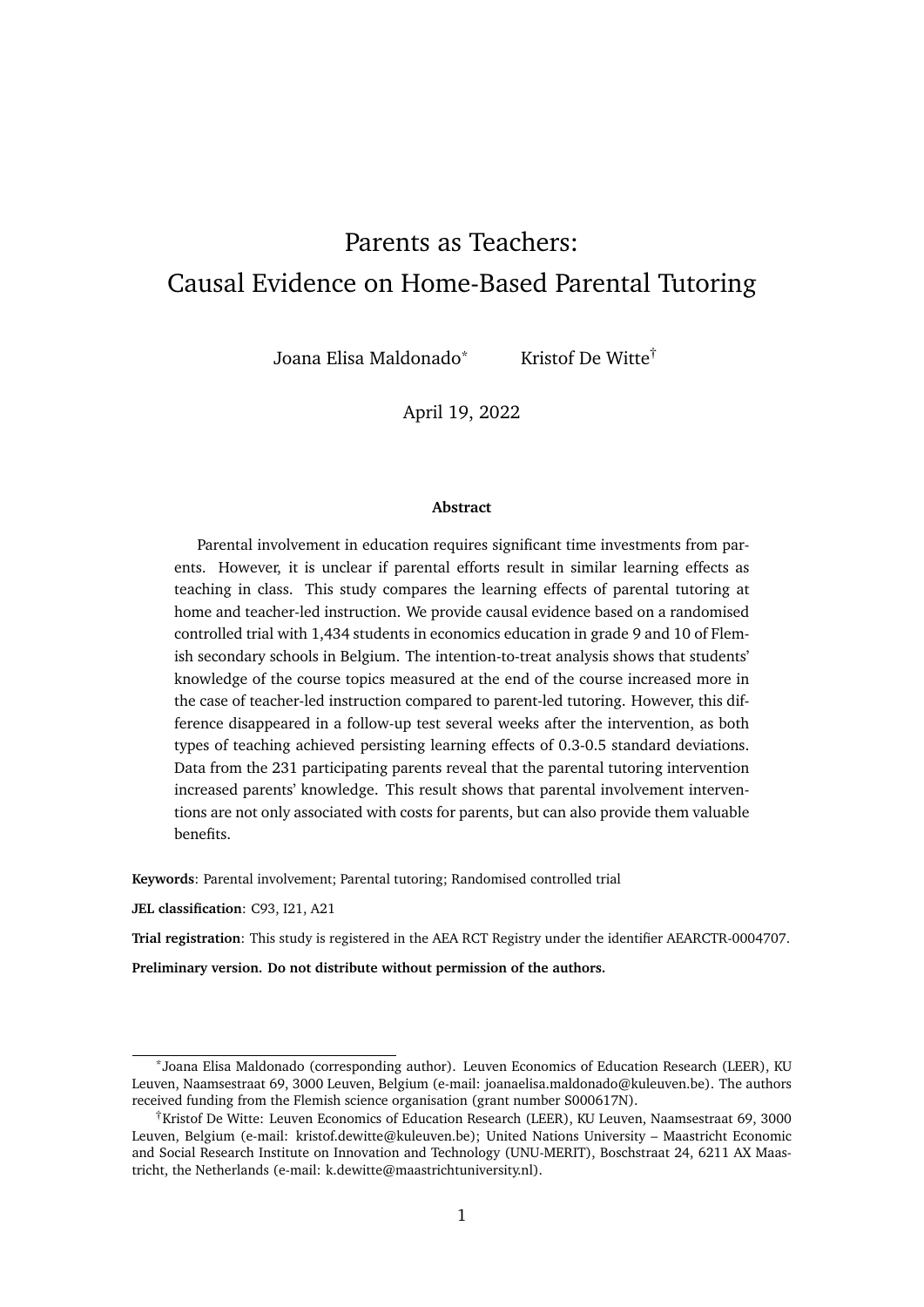# Parents as Teachers: Causal Evidence on Home-Based Parental Tutoring

Joana Elisa Maldonado[*] Kristof De Witte[†]

April 19, 2022

**Abstract**

Parental involvement in education requires significant time investments from parents. However, it is unclear if parental efforts result in similar learning effects as teaching in class. This study compares the learning effects of parental tutoring at home and teacher-led instruction. We provide causal evidence based on a randomised controlled trial with 1,434 students in economics education in grade 9 and 10 of Flemish secondary schools in Belgium. The intention-to-treat analysis shows that students' knowledge of the course topics measured at the end of the course increased more in the case of teacher-led instruction compared to parent-led tutoring. However, this difference disappeared in a follow-up test several weeks after the intervention, as both types of teaching achieved persisting learning effects of 0.3-0.5 standard deviations. Data from the 231 participating parents reveal that the parental tutoring intervention increased parents' knowledge. This result shows that parental involvement interventions are not only associated with costs for parents, but can also provide them valuable benefits.

**Keywords**: Parental involvement; Parental tutoring; Randomised controlled trial

**JEL classification**: C93, I21, A21

**Trial registration**: This study is registered in the AEA RCT Registry under the identifier AEARCTR-0004707.

**Preliminary version. Do not distribute without permission of the authors.**

---

[*] Joana Elisa Maldonado (corresponding author). Leuven Economics of Education Research (LEER), KU Leuven, Naamsestraat 69, 3000 Leuven, Belgium (e-mail: joanaelisa.maldonado@kuleuven.be). The authors received funding from the Flemish science organisation (grant number S000617N).

[†] Kristof De Witte: Leuven Economics of Education Research (LEER), KU Leuven, Naamsestraat 69, 3000 Leuven, Belgium (e-mail: kristof.dewitte@kuleuven.be); United Nations University – Maastricht Economic and Social Research Institute on Innovation and Technology (UNU-MERIT), Boschstraat 24, 6211 AX Maastricht, the Netherlands (e-mail: k.dewitte@maastrichtuniversity.nl).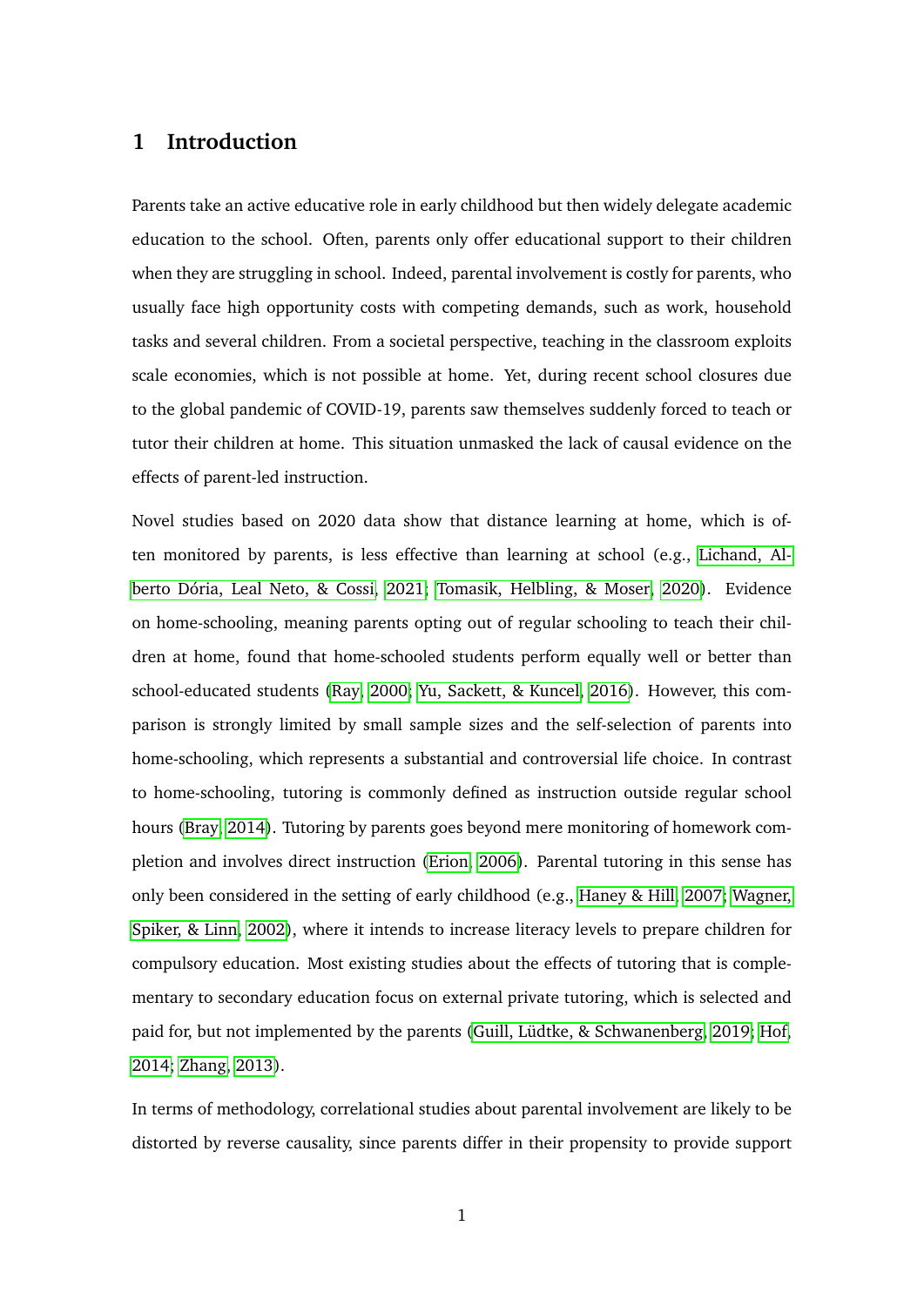# 1 Introduction

Parents take an active educative role in early childhood but then widely delegate academic education to the school. Often, parents only offer educational support to their children when they are struggling in school. Indeed, parental involvement is costly for parents, who usually face high opportunity costs with competing demands, such as work, household tasks and several children. From a societal perspective, teaching in the classroom exploits scale economies, which is not possible at home. Yet, during recent school closures due to the global pandemic of COVID-19, parents saw themselves suddenly forced to teach or tutor their children at home. This situation unmasked the lack of causal evidence on the effects of parent-led instruction.

Novel studies based on 2020 data show that distance learning at home, which is often monitored by parents, is less effective than learning at school (e.g., Lichand, Alberto Dória, Leal Neto, & Cossi, 2021; Tomasik, Helbling, & Moser, 2020). Evidence on home-schooling, meaning parents opting out of regular schooling to teach their children at home, found that home-schooled students perform equally well or better than school-educated students (Ray, 2000; Yu, Sackett, & Kuncel, 2016). However, this comparison is strongly limited by small sample sizes and the self-selection of parents into home-schooling, which represents a substantial and controversial life choice. In contrast to home-schooling, tutoring is commonly defined as instruction outside regular school hours (Bray, 2014). Tutoring by parents goes beyond mere monitoring of homework completion and involves direct instruction (Erion, 2006). Parental tutoring in this sense has only been considered in the setting of early childhood (e.g., Haney & Hill, 2007; Wagner, Spiker, & Linn, 2002), where it intends to increase literacy levels to prepare children for compulsory education. Most existing studies about the effects of tutoring that is complementary to secondary education focus on external private tutoring, which is selected and paid for, but not implemented by the parents (Guill, Lüdtke, & Schwanenberg, 2019; Hof, 2014; Zhang, 2013).

In terms of methodology, correlational studies about parental involvement are likely to be distorted by reverse causality, since parents differ in their propensity to provide support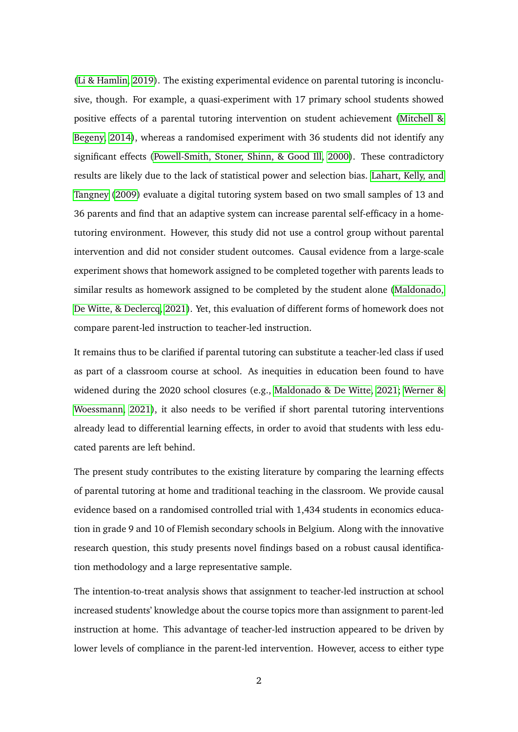(Li & Hamlin, 2019). The existing experimental evidence on parental tutoring is inconclusive, though. For example, a quasi-experiment with 17 primary school students showed positive effects of a parental tutoring intervention on student achievement (Mitchell & Begeny, 2014), whereas a randomised experiment with 36 students did not identify any significant effects (Powell-Smith, Stoner, Shinn, & Good Ill, 2000). These contradictory results are likely due to the lack of statistical power and selection bias. Lahart, Kelly, and Tangney (2009) evaluate a digital tutoring system based on two small samples of 13 and 36 parents and find that an adaptive system can increase parental self-efficacy in a home-tutoring environment. However, this study did not use a control group without parental intervention and did not consider student outcomes. Causal evidence from a large-scale experiment shows that homework assigned to be completed together with parents leads to similar results as homework assigned to be completed by the student alone (Maldonado, De Witte, & Declercq, 2021). Yet, this evaluation of different forms of homework does not compare parent-led instruction to teacher-led instruction.

It remains thus to be clarified if parental tutoring can substitute a teacher-led class if used as part of a classroom course at school. As inequities in education been found to have widened during the 2020 school closures (e.g., Maldonado & De Witte, 2021; Werner & Woessmann, 2021), it also needs to be verified if short parental tutoring interventions already lead to differential learning effects, in order to avoid that students with less educated parents are left behind.

The present study contributes to the existing literature by comparing the learning effects of parental tutoring at home and traditional teaching in the classroom. We provide causal evidence based on a randomised controlled trial with 1,434 students in economics education in grade 9 and 10 of Flemish secondary schools in Belgium. Along with the innovative research question, this study presents novel findings based on a robust causal identification methodology and a large representative sample.

The intention-to-treat analysis shows that assignment to teacher-led instruction at school increased students' knowledge about the course topics more than assignment to parent-led instruction at home. This advantage of teacher-led instruction appeared to be driven by lower levels of compliance in the parent-led intervention. However, access to either type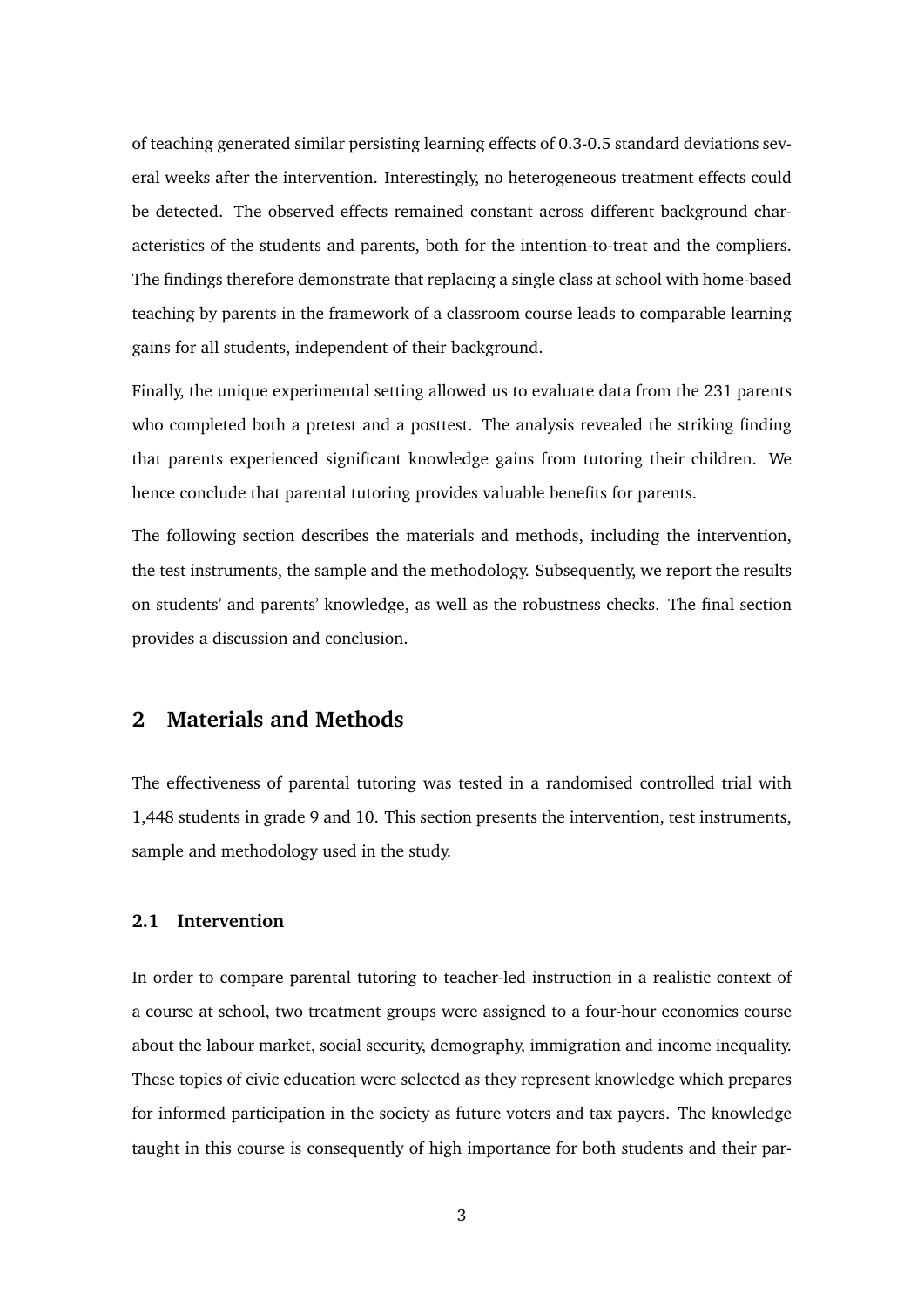of teaching generated similar persisting learning effects of 0.3-0.5 standard deviations several weeks after the intervention. Interestingly, no heterogeneous treatment effects could be detected. The observed effects remained constant across different background characteristics of the students and parents, both for the intention-to-treat and the compliers. The findings therefore demonstrate that replacing a single class at school with home-based teaching by parents in the framework of a classroom course leads to comparable learning gains for all students, independent of their background.

Finally, the unique experimental setting allowed us to evaluate data from the 231 parents who completed both a pretest and a posttest. The analysis revealed the striking finding that parents experienced significant knowledge gains from tutoring their children. We hence conclude that parental tutoring provides valuable benefits for parents.

The following section describes the materials and methods, including the intervention, the test instruments, the sample and the methodology. Subsequently, we report the results on students' and parents' knowledge, as well as the robustness checks. The final section provides a discussion and conclusion.

## 2 Materials and Methods

The effectiveness of parental tutoring was tested in a randomised controlled trial with 1,448 students in grade 9 and 10. This section presents the intervention, test instruments, sample and methodology used in the study.

### 2.1 Intervention

In order to compare parental tutoring to teacher-led instruction in a realistic context of a course at school, two treatment groups were assigned to a four-hour economics course about the labour market, social security, demography, immigration and income inequality. These topics of civic education were selected as they represent knowledge which prepares for informed participation in the society as future voters and tax payers. The knowledge taught in this course is consequently of high importance for both students and their par-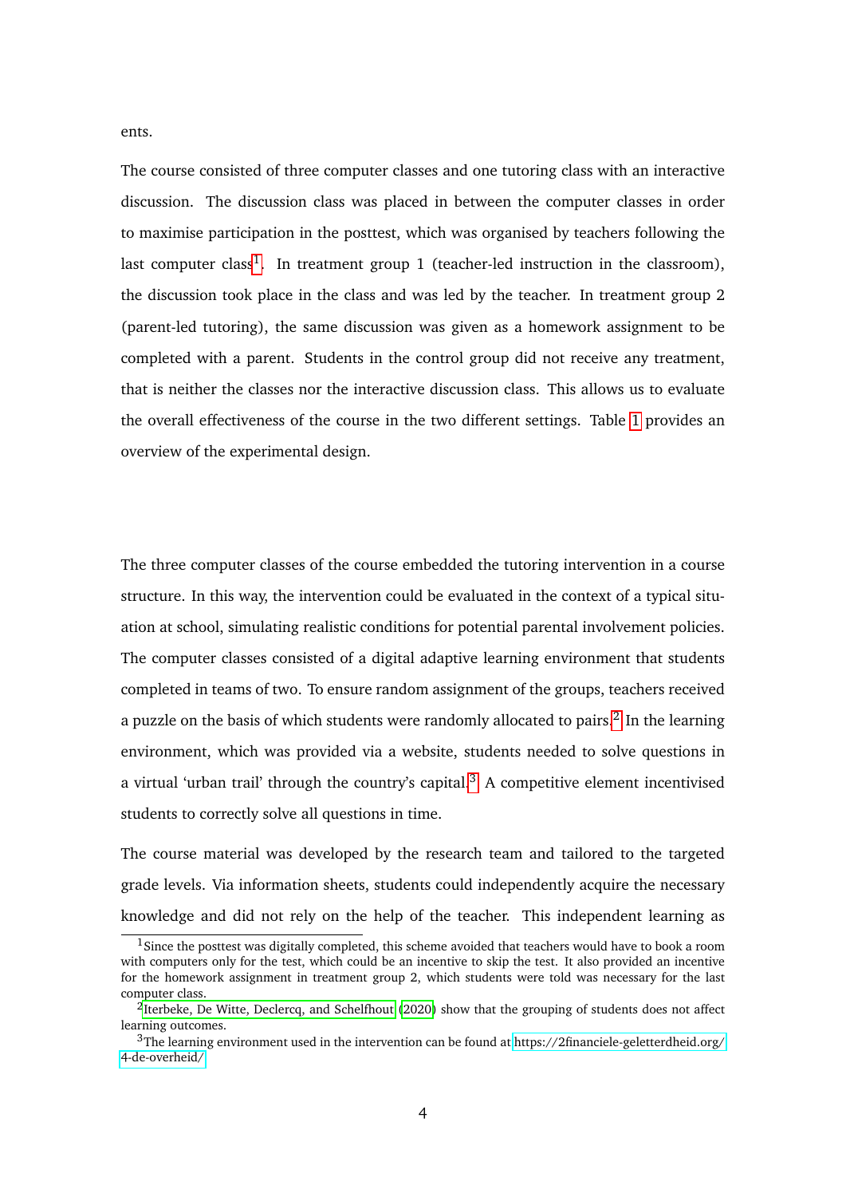ents.

The course consisted of three computer classes and one tutoring class with an interactive discussion. The discussion class was placed in between the computer classes in order to maximise participation in the posttest, which was organised by teachers following the last computer class[1]. In treatment group 1 (teacher-led instruction in the classroom), the discussion took place in the class and was led by the teacher. In treatment group 2 (parent-led tutoring), the same discussion was given as a homework assignment to be completed with a parent. Students in the control group did not receive any treatment, that is neither the classes nor the interactive discussion class. This allows us to evaluate the overall effectiveness of the course in the two different settings. Table 1 provides an overview of the experimental design.

The three computer classes of the course embedded the tutoring intervention in a course structure. In this way, the intervention could be evaluated in the context of a typical situation at school, simulating realistic conditions for potential parental involvement policies. The computer classes consisted of a digital adaptive learning environment that students completed in teams of two. To ensure random assignment of the groups, teachers received a puzzle on the basis of which students were randomly allocated to pairs.[2] In the learning environment, which was provided via a website, students needed to solve questions in a virtual 'urban trail' through the country's capital.[3] A competitive element incentivised students to correctly solve all questions in time.

The course material was developed by the research team and tailored to the targeted grade levels. Via information sheets, students could independently acquire the necessary knowledge and did not rely on the help of the teacher. This independent learning as

[1] Since the posttest was digitally completed, this scheme avoided that teachers would have to book a room with computers only for the test, which could be an incentive to skip the test. It also provided an incentive for the homework assignment in treatment group 2, which students were told was necessary for the last computer class.

[2] Iterbeke, De Witte, Declercq, and Schelfhout (2020) show that the grouping of students does not affect learning outcomes.

[3] The learning environment used in the intervention can be found at https://2financiele-geletterdheid.org/4-de-overheid/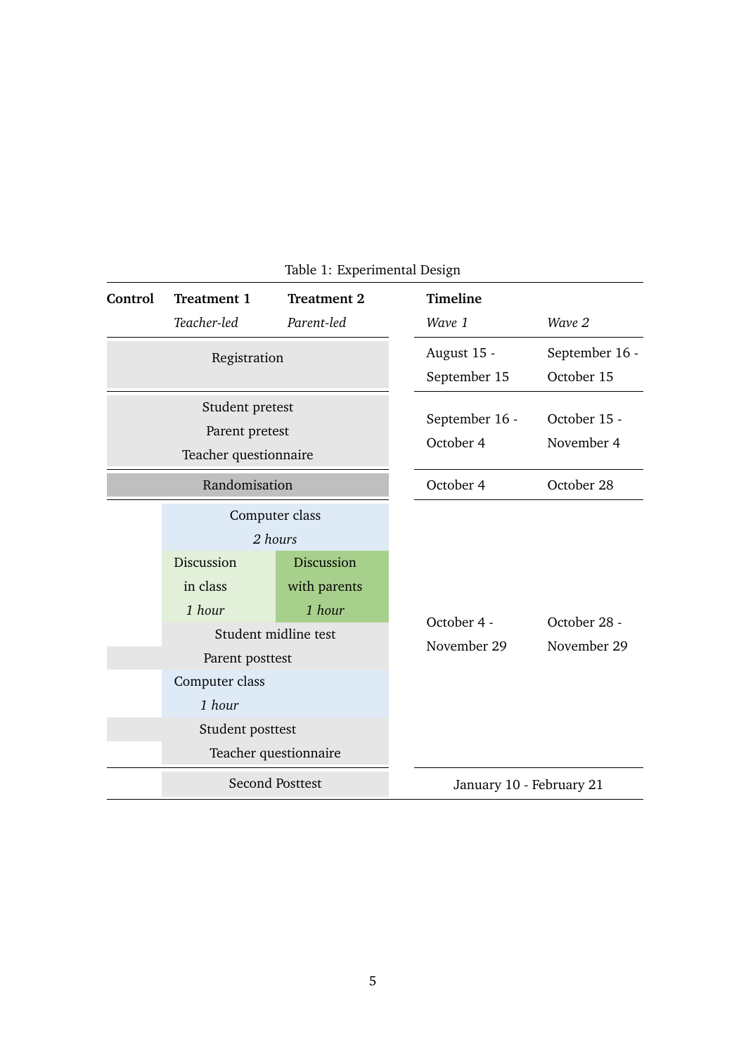Table 1: Experimental Design

| Control | Treatment 1 *Teacher-led* | Treatment 2 *Parent-led* | Timeline *Wave 1* | *Wave 2* |
|---|---|---|---|---|
| Registration | | | August 15 - September 15 | September 16 - October 15 |
| Student pretest, Parent pretest, Teacher questionnaire | | | September 16 - October 4 | October 15 - November 4 |
| Randomisation | | | October 4 | October 28 |
| | Computer class *2 hours* | | October 4 - November 29 | October 28 - November 29 |
| | Discussion in class *1 hour* | Discussion with parents *1 hour* | | |
| | Student midline test | | | |
| Parent posttest | | | | |
| | Computer class *1 hour* | | | |
| Student posttest | | | | |
| | Teacher questionnaire | | | |
| | Second Posttest | | January 10 - February 21 | |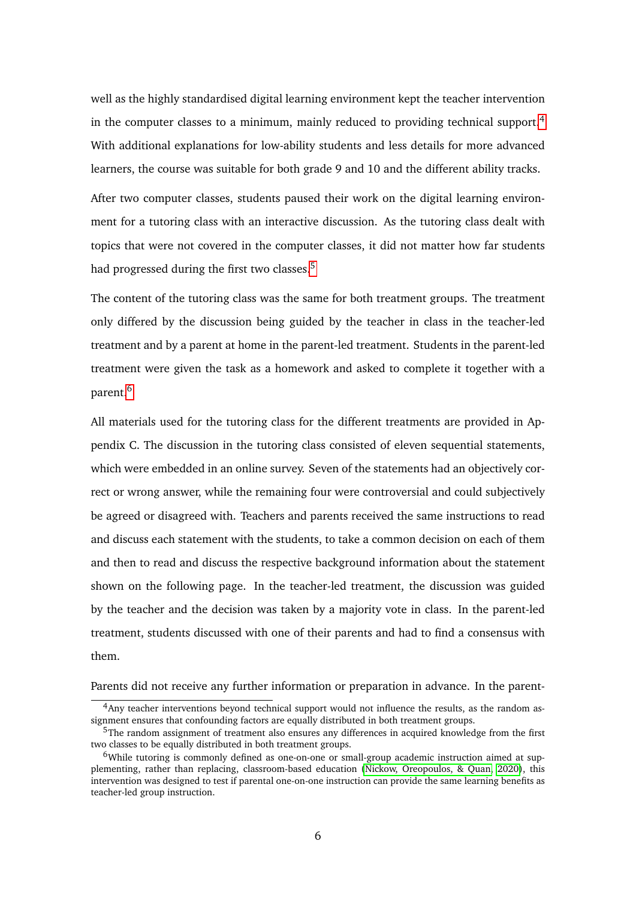well as the highly standardised digital learning environment kept the teacher intervention in the computer classes to a minimum, mainly reduced to providing technical support.[4] With additional explanations for low-ability students and less details for more advanced learners, the course was suitable for both grade 9 and 10 and the different ability tracks.

After two computer classes, students paused their work on the digital learning environment for a tutoring class with an interactive discussion. As the tutoring class dealt with topics that were not covered in the computer classes, it did not matter how far students had progressed during the first two classes.[5]

The content of the tutoring class was the same for both treatment groups. The treatment only differed by the discussion being guided by the teacher in class in the teacher-led treatment and by a parent at home in the parent-led treatment. Students in the parent-led treatment were given the task as a homework and asked to complete it together with a parent.[6]

All materials used for the tutoring class for the different treatments are provided in Appendix C. The discussion in the tutoring class consisted of eleven sequential statements, which were embedded in an online survey. Seven of the statements had an objectively correct or wrong answer, while the remaining four were controversial and could subjectively be agreed or disagreed with. Teachers and parents received the same instructions to read and discuss each statement with the students, to take a common decision on each of them and then to read and discuss the respective background information about the statement shown on the following page. In the teacher-led treatment, the discussion was guided by the teacher and the decision was taken by a majority vote in class. In the parent-led treatment, students discussed with one of their parents and had to find a consensus with them.

Parents did not receive any further information or preparation in advance. In the parent-

[4] Any teacher interventions beyond technical support would not influence the results, as the random assignment ensures that confounding factors are equally distributed in both treatment groups.

[5] The random assignment of treatment also ensures any differences in acquired knowledge from the first two classes to be equally distributed in both treatment groups.

[6] While tutoring is commonly defined as one-on-one or small-group academic instruction aimed at supplementing, rather than replacing, classroom-based education (Nickow, Oreopoulos, & Quan, 2020), this intervention was designed to test if parental one-on-one instruction can provide the same learning benefits as teacher-led group instruction.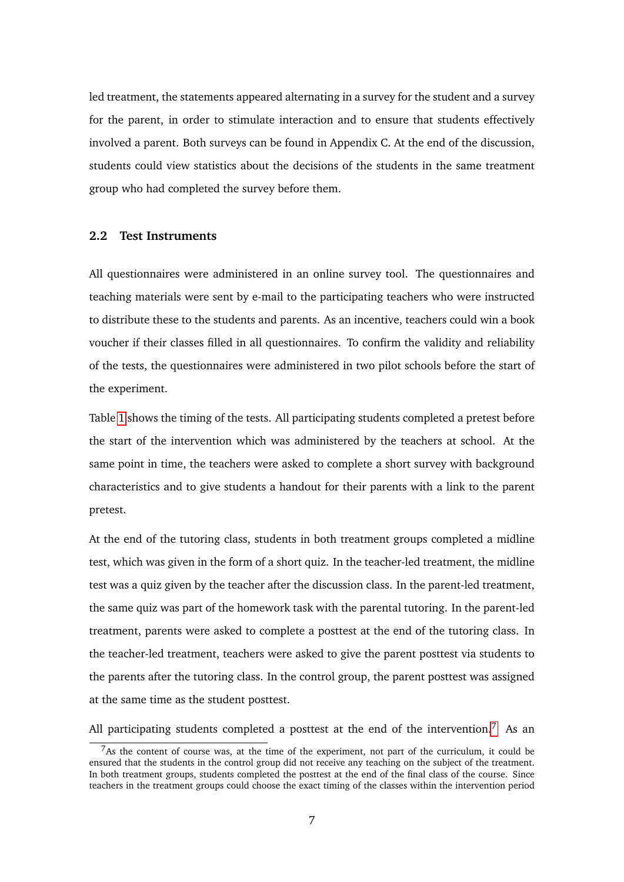led treatment, the statements appeared alternating in a survey for the student and a survey for the parent, in order to stimulate interaction and to ensure that students effectively involved a parent. Both surveys can be found in Appendix C. At the end of the discussion, students could view statistics about the decisions of the students in the same treatment group who had completed the survey before them.

### 2.2 Test Instruments

All questionnaires were administered in an online survey tool. The questionnaires and teaching materials were sent by e-mail to the participating teachers who were instructed to distribute these to the students and parents. As an incentive, teachers could win a book voucher if their classes filled in all questionnaires. To confirm the validity and reliability of the tests, the questionnaires were administered in two pilot schools before the start of the experiment.

Table 1 shows the timing of the tests. All participating students completed a pretest before the start of the intervention which was administered by the teachers at school. At the same point in time, the teachers were asked to complete a short survey with background characteristics and to give students a handout for their parents with a link to the parent pretest.

At the end of the tutoring class, students in both treatment groups completed a midline test, which was given in the form of a short quiz. In the teacher-led treatment, the midline test was a quiz given by the teacher after the discussion class. In the parent-led treatment, the same quiz was part of the homework task with the parental tutoring. In the parent-led treatment, parents were asked to complete a posttest at the end of the tutoring class. In the teacher-led treatment, teachers were asked to give the parent posttest via students to the parents after the tutoring class. In the control group, the parent posttest was assigned at the same time as the student posttest.

All participating students completed a posttest at the end of the intervention.[7] As an

[7] As the content of course was, at the time of the experiment, not part of the curriculum, it could be ensured that the students in the control group did not receive any teaching on the subject of the treatment. In both treatment groups, students completed the posttest at the end of the final class of the course. Since teachers in the treatment groups could choose the exact timing of the classes within the intervention period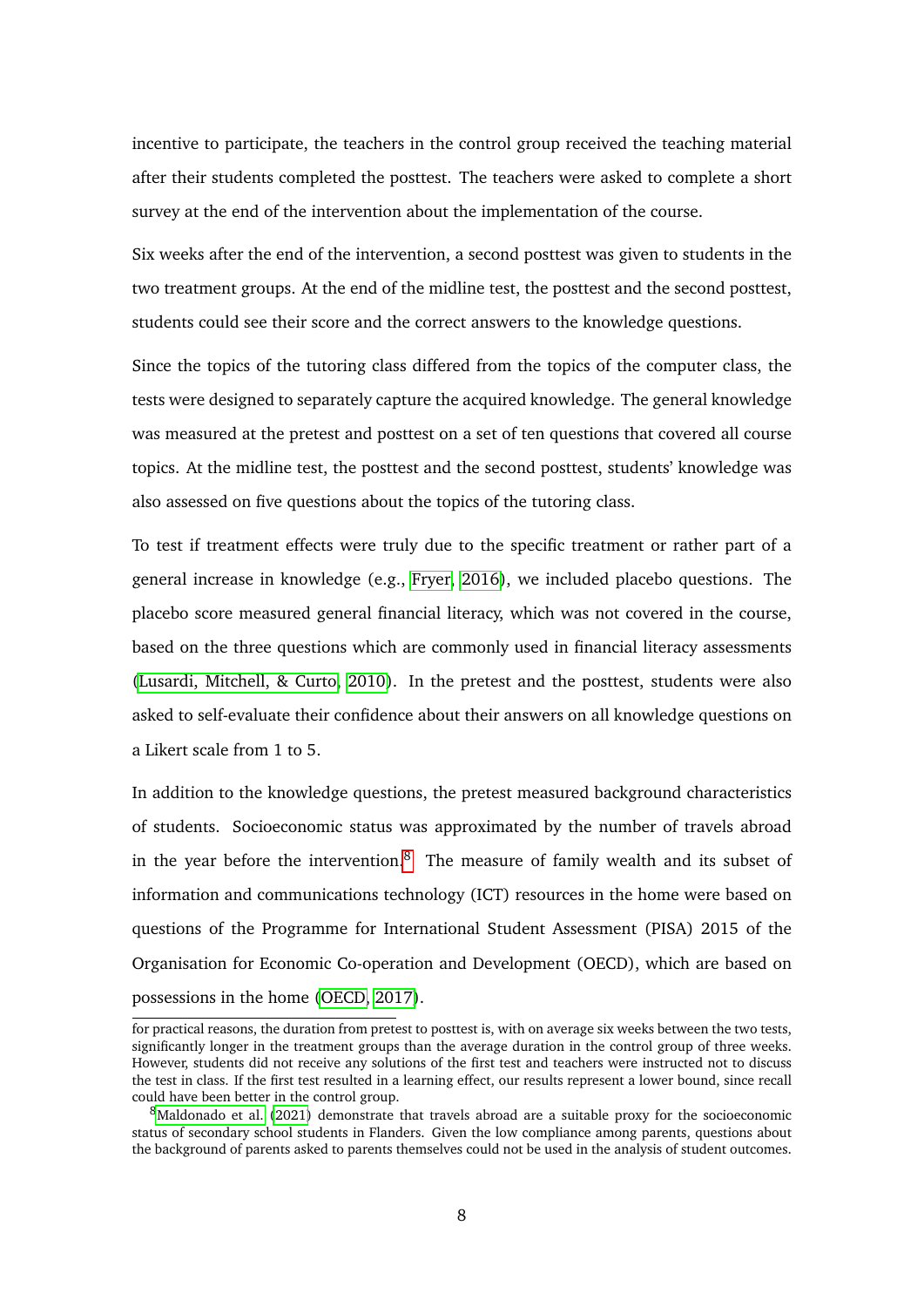incentive to participate, the teachers in the control group received the teaching material after their students completed the posttest. The teachers were asked to complete a short survey at the end of the intervention about the implementation of the course.

Six weeks after the end of the intervention, a second posttest was given to students in the two treatment groups. At the end of the midline test, the posttest and the second posttest, students could see their score and the correct answers to the knowledge questions.

Since the topics of the tutoring class differed from the topics of the computer class, the tests were designed to separately capture the acquired knowledge. The general knowledge was measured at the pretest and posttest on a set of ten questions that covered all course topics. At the midline test, the posttest and the second posttest, students' knowledge was also assessed on five questions about the topics of the tutoring class.

To test if treatment effects were truly due to the specific treatment or rather part of a general increase in knowledge (e.g., Fryer, 2016), we included placebo questions. The placebo score measured general financial literacy, which was not covered in the course, based on the three questions which are commonly used in financial literacy assessments (Lusardi, Mitchell, & Curto, 2010). In the pretest and the posttest, students were also asked to self-evaluate their confidence about their answers on all knowledge questions on a Likert scale from 1 to 5.

In addition to the knowledge questions, the pretest measured background characteristics of students. Socioeconomic status was approximated by the number of travels abroad in the year before the intervention.[8] The measure of family wealth and its subset of information and communications technology (ICT) resources in the home were based on questions of the Programme for International Student Assessment (PISA) 2015 of the Organisation for Economic Co-operation and Development (OECD), which are based on possessions in the home (OECD, 2017).

---

for practical reasons, the duration from pretest to posttest is, with on average six weeks between the two tests, significantly longer in the treatment groups than the average duration in the control group of three weeks. However, students did not receive any solutions of the first test and teachers were instructed not to discuss the test in class. If the first test resulted in a learning effect, our results represent a lower bound, since recall could have been better in the control group.

[8] Maldonado et al. (2021) demonstrate that travels abroad are a suitable proxy for the socioeconomic status of secondary school students in Flanders. Given the low compliance among parents, questions about the background of parents asked to parents themselves could not be used in the analysis of student outcomes.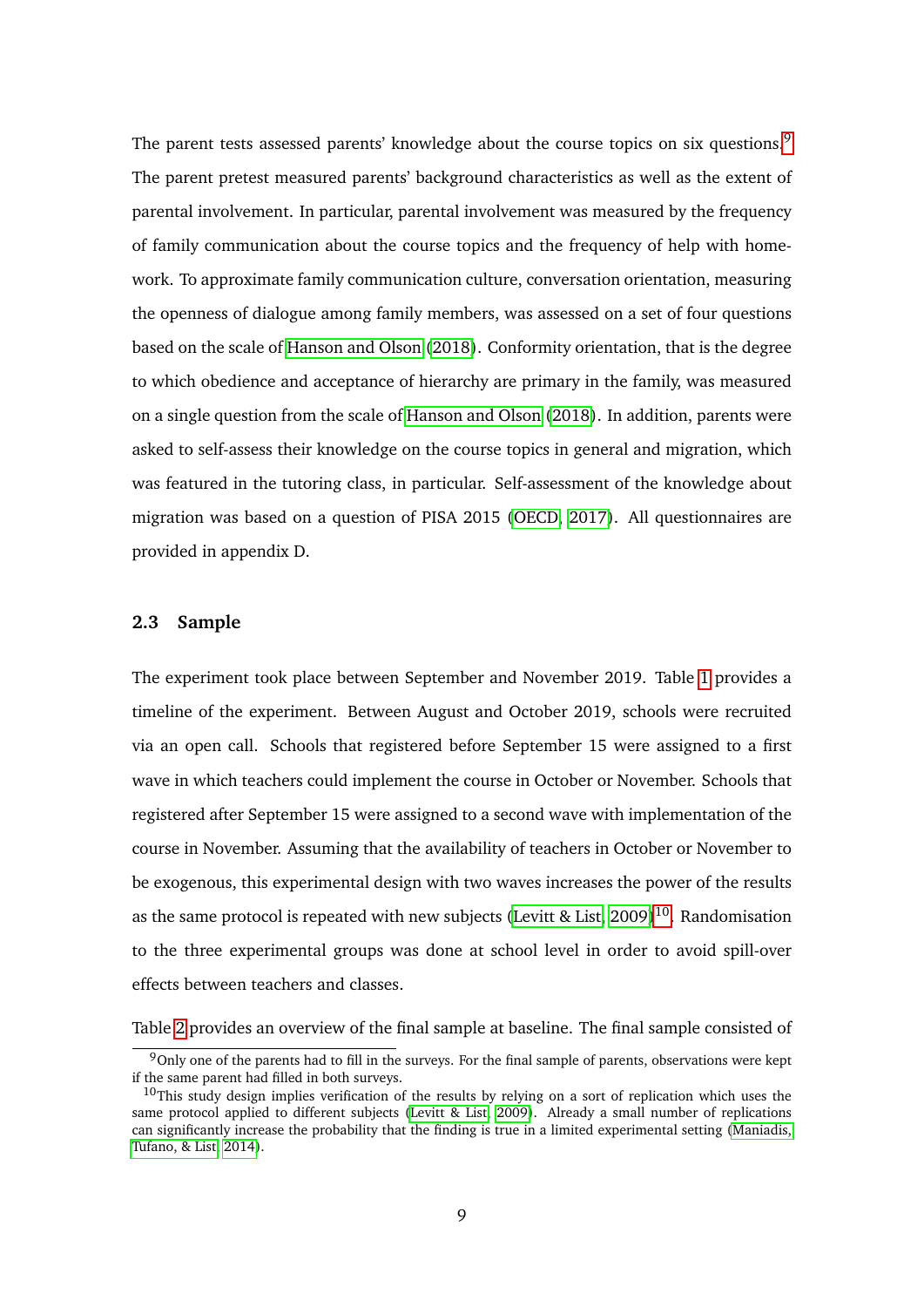The parent tests assessed parents' knowledge about the course topics on six questions.[9] The parent pretest measured parents' background characteristics as well as the extent of parental involvement. In particular, parental involvement was measured by the frequency of family communication about the course topics and the frequency of help with homework. To approximate family communication culture, conversation orientation, measuring the openness of dialogue among family members, was assessed on a set of four questions based on the scale of Hanson and Olson (2018). Conformity orientation, that is the degree to which obedience and acceptance of hierarchy are primary in the family, was measured on a single question from the scale of Hanson and Olson (2018). In addition, parents were asked to self-assess their knowledge on the course topics in general and migration, which was featured in the tutoring class, in particular. Self-assessment of the knowledge about migration was based on a question of PISA 2015 (OECD, 2017). All questionnaires are provided in appendix D.

### 2.3 Sample

The experiment took place between September and November 2019. Table 1 provides a timeline of the experiment. Between August and October 2019, schools were recruited via an open call. Schools that registered before September 15 were assigned to a first wave in which teachers could implement the course in October or November. Schools that registered after September 15 were assigned to a second wave with implementation of the course in November. Assuming that the availability of teachers in October or November to be exogenous, this experimental design with two waves increases the power of the results as the same protocol is repeated with new subjects (Levitt & List, 2009)[10]. Randomisation to the three experimental groups was done at school level in order to avoid spill-over effects between teachers and classes.

Table 2 provides an overview of the final sample at baseline. The final sample consisted of

[9] Only one of the parents had to fill in the surveys. For the final sample of parents, observations were kept if the same parent had filled in both surveys.

[10] This study design implies verification of the results by relying on a sort of replication which uses the same protocol applied to different subjects (Levitt & List, 2009). Already a small number of replications can significantly increase the probability that the finding is true in a limited experimental setting (Maniadis, Tufano, & List, 2014).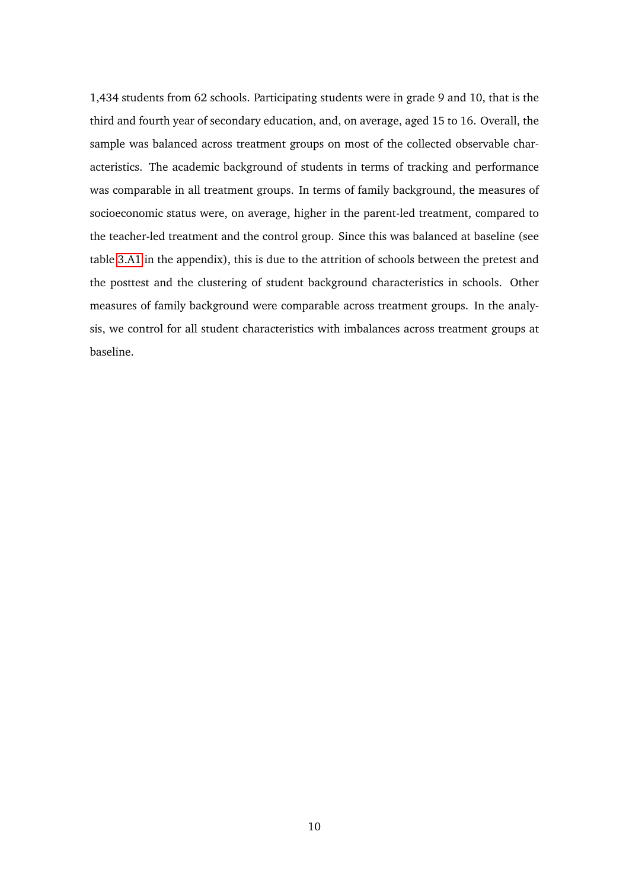1,434 students from 62 schools. Participating students were in grade 9 and 10, that is the third and fourth year of secondary education, and, on average, aged 15 to 16. Overall, the sample was balanced across treatment groups on most of the collected observable characteristics. The academic background of students in terms of tracking and performance was comparable in all treatment groups. In terms of family background, the measures of socioeconomic status were, on average, higher in the parent-led treatment, compared to the teacher-led treatment and the control group. Since this was balanced at baseline (see table 3.A1 in the appendix), this is due to the attrition of schools between the pretest and the posttest and the clustering of student background characteristics in schools. Other measures of family background were comparable across treatment groups. In the analysis, we control for all student characteristics with imbalances across treatment groups at baseline.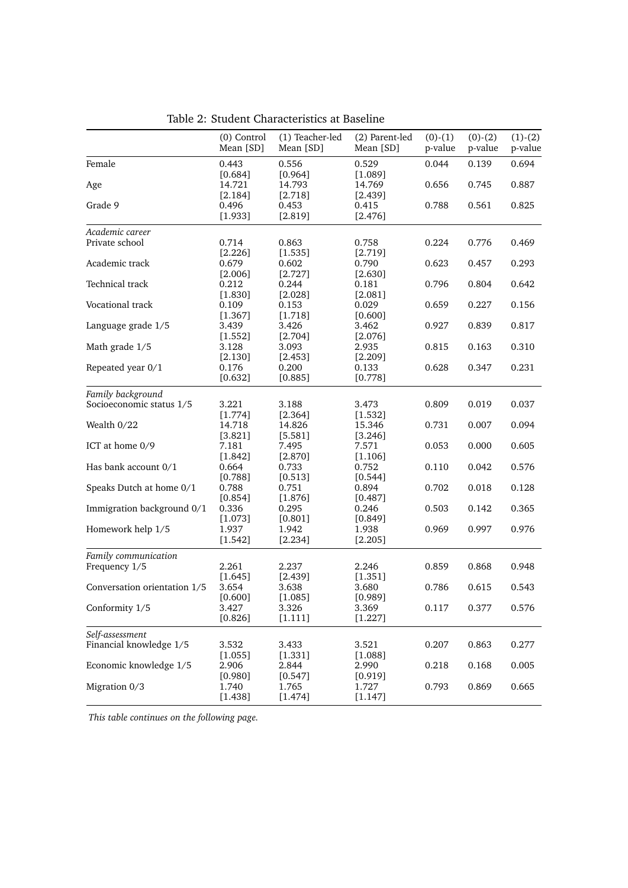Table 2: Student Characteristics at Baseline

| | (0) Control Mean [SD] | (1) Teacher-led Mean [SD] | (2) Parent-led Mean [SD] | (0)-(1) p-value | (0)-(2) p-value | (1)-(2) p-value |
|---|---|---|---|---|---|---|
| Female | 0.443 [0.684] | 0.556 [0.964] | 0.529 [1.089] | 0.044 | 0.139 | 0.694 |
| Age | 14.721 [2.184] | 14.793 [2.718] | 14.769 [2.439] | 0.656 | 0.745 | 0.887 |
| Grade 9 | 0.496 [1.933] | 0.453 [2.819] | 0.415 [2.476] | 0.788 | 0.561 | 0.825 |
| *Academic career* | | | | | | |
| Private school | 0.714 [2.226] | 0.863 [1.535] | 0.758 [2.719] | 0.224 | 0.776 | 0.469 |
| Academic track | 0.679 [2.006] | 0.602 [2.727] | 0.790 [2.630] | 0.623 | 0.457 | 0.293 |
| Technical track | 0.212 [1.830] | 0.244 [2.028] | 0.181 [2.081] | 0.796 | 0.804 | 0.642 |
| Vocational track | 0.109 [1.367] | 0.153 [1.718] | 0.029 [0.600] | 0.659 | 0.227 | 0.156 |
| Language grade 1/5 | 3.439 [1.552] | 3.426 [2.704] | 3.462 [2.076] | 0.927 | 0.839 | 0.817 |
| Math grade 1/5 | 3.128 [2.130] | 3.093 [2.453] | 2.935 [2.209] | 0.815 | 0.163 | 0.310 |
| Repeated year 0/1 | 0.176 [0.632] | 0.200 [0.885] | 0.133 [0.778] | 0.628 | 0.347 | 0.231 |
| *Family background* | | | | | | |
| Socioeconomic status 1/5 | 3.221 [1.774] | 3.188 [2.364] | 3.473 [1.532] | 0.809 | 0.019 | 0.037 |
| Wealth 0/22 | 14.718 [3.821] | 14.826 [5.581] | 15.346 [3.246] | 0.731 | 0.007 | 0.094 |
| ICT at home 0/9 | 7.181 [1.842] | 7.495 [2.870] | 7.571 [1.106] | 0.053 | 0.000 | 0.605 |
| Has bank account 0/1 | 0.664 [0.788] | 0.733 [0.513] | 0.752 [0.544] | 0.110 | 0.042 | 0.576 |
| Speaks Dutch at home 0/1 | 0.788 [0.854] | 0.751 [1.876] | 0.894 [0.487] | 0.702 | 0.018 | 0.128 |
| Immigration background 0/1 | 0.336 [1.073] | 0.295 [0.801] | 0.246 [0.849] | 0.503 | 0.142 | 0.365 |
| Homework help 1/5 | 1.937 [1.542] | 1.942 [2.234] | 1.938 [2.205] | 0.969 | 0.997 | 0.976 |
| *Family communication* | | | | | | |
| Frequency 1/5 | 2.261 [1.645] | 2.237 [2.439] | 2.246 [1.351] | 0.859 | 0.868 | 0.948 |
| Conversation orientation 1/5 | 3.654 [0.600] | 3.638 [1.085] | 3.680 [0.989] | 0.786 | 0.615 | 0.543 |
| Conformity 1/5 | 3.427 [0.826] | 3.326 [1.111] | 3.369 [1.227] | 0.117 | 0.377 | 0.576 |
| *Self-assessment* | | | | | | |
| Financial knowledge 1/5 | 3.532 [1.055] | 3.433 [1.331] | 3.521 [1.088] | 0.207 | 0.863 | 0.277 |
| Economic knowledge 1/5 | 2.906 [0.980] | 2.844 [0.547] | 2.990 [0.919] | 0.218 | 0.168 | 0.005 |
| Migration 0/3 | 1.740 [1.438] | 1.765 [1.474] | 1.727 [1.147] | 0.793 | 0.869 | 0.665 |

*This table continues on the following page.*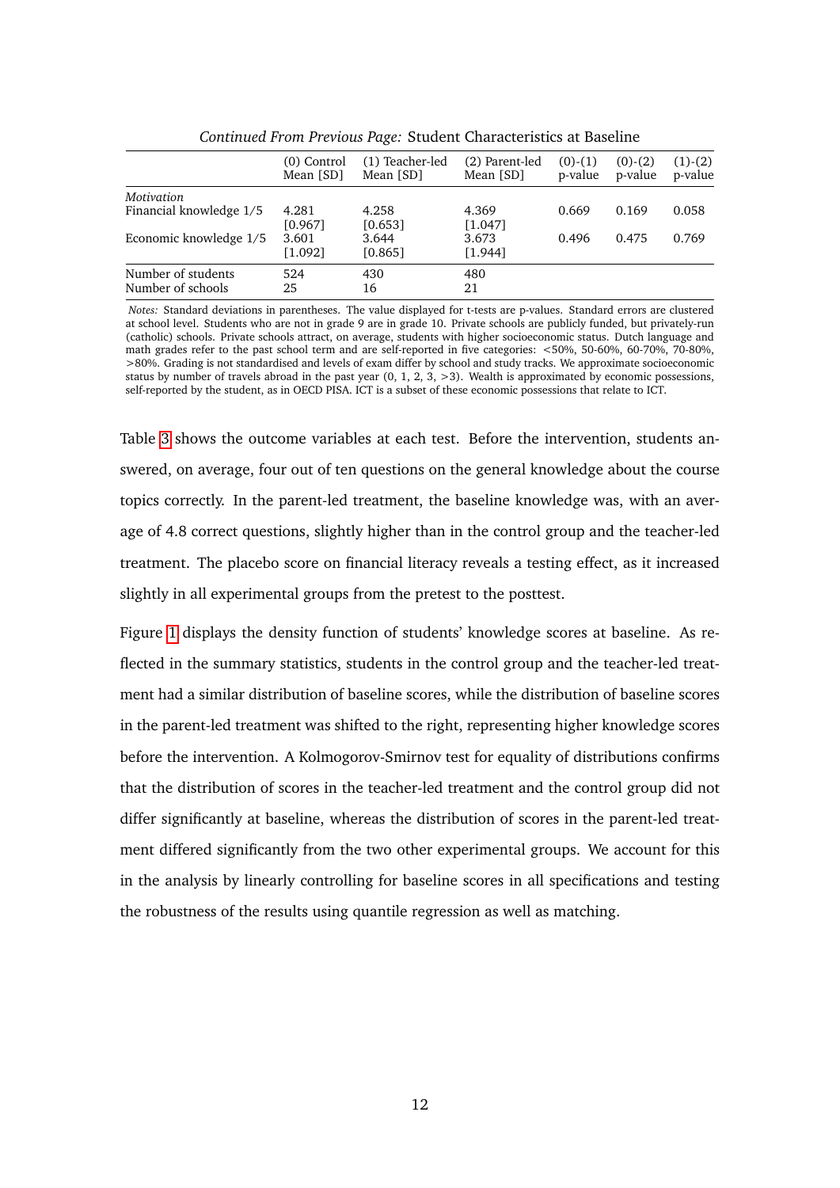*Continued From Previous Page:* Student Characteristics at Baseline

| | (0) Control Mean [SD] | (1) Teacher-led Mean [SD] | (2) Parent-led Mean [SD] | (0)-(1) p-value | (0)-(2) p-value | (1)-(2) p-value |
|---|---|---|---|---|---|---|
| *Motivation* | | | | | | |
| Financial knowledge 1/5 | 4.281 | 4.258 | 4.369 | 0.669 | 0.169 | 0.058 |
| | [0.967] | [0.653] | [1.047] | | | |
| Economic knowledge 1/5 | 3.601 | 3.644 | 3.673 | 0.496 | 0.475 | 0.769 |
| | [1.092] | [0.865] | [1.944] | | | |
| Number of students | 524 | 430 | 480 | | | |
| Number of schools | 25 | 16 | 21 | | | |

*Notes:* Standard deviations in parentheses. The value displayed for t-tests are p-values. Standard errors are clustered at school level. Students who are not in grade 9 are in grade 10. Private schools are publicly funded, but privately-run (catholic) schools. Private schools attract, on average, students with higher socioeconomic status. Dutch language and math grades refer to the past school term and are self-reported in five categories: <50%, 50-60%, 60-70%, 70-80%, >80%. Grading is not standardised and levels of exam differ by school and study tracks. We approximate socioeconomic status by number of travels abroad in the past year (0, 1, 2, 3, >3). Wealth is approximated by economic possessions, self-reported by the student, as in OECD PISA. ICT is a subset of these economic possessions that relate to ICT.

Table 3 shows the outcome variables at each test. Before the intervention, students answered, on average, four out of ten questions on the general knowledge about the course topics correctly. In the parent-led treatment, the baseline knowledge was, with an average of 4.8 correct questions, slightly higher than in the control group and the teacher-led treatment. The placebo score on financial literacy reveals a testing effect, as it increased slightly in all experimental groups from the pretest to the posttest.

Figure 1 displays the density function of students' knowledge scores at baseline. As reflected in the summary statistics, students in the control group and the teacher-led treatment had a similar distribution of baseline scores, while the distribution of baseline scores in the parent-led treatment was shifted to the right, representing higher knowledge scores before the intervention. A Kolmogorov-Smirnov test for equality of distributions confirms that the distribution of scores in the teacher-led treatment and the control group did not differ significantly at baseline, whereas the distribution of scores in the parent-led treatment differed significantly from the two other experimental groups. We account for this in the analysis by linearly controlling for baseline scores in all specifications and testing the robustness of the results using quantile regression as well as matching.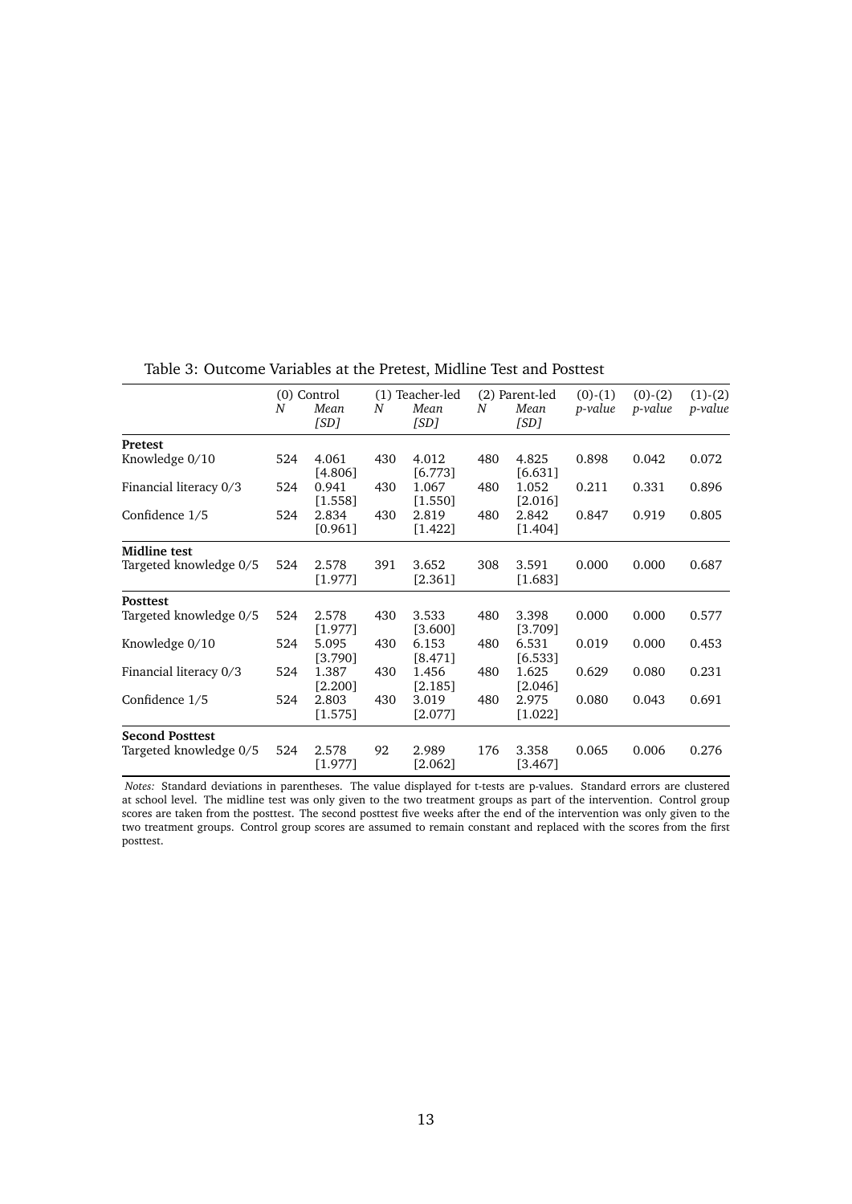Table 3: Outcome Variables at the Pretest, Midline Test and Posttest

| | (0) Control | | (1) Teacher-led | | (2) Parent-led | | (0)-(1) | (0)-(2) | (1)-(2) |
|---|---|---|---|---|---|---|---|---|---|
| | *N* | *Mean [SD]* | *N* | *Mean [SD]* | *N* | *Mean [SD]* | *p-value* | *p-value* | *p-value* |
| **Pretest** | | | | | | | | | |
| Knowledge 0/10 | 524 | 4.061 [4.806] | 430 | 4.012 [6.773] | 480 | 4.825 [6.631] | 0.898 | 0.042 | 0.072 |
| Financial literacy 0/3 | 524 | 0.941 [1.558] | 430 | 1.067 [1.550] | 480 | 1.052 [2.016] | 0.211 | 0.331 | 0.896 |
| Confidence 1/5 | 524 | 2.834 [0.961] | 430 | 2.819 [1.422] | 480 | 2.842 [1.404] | 0.847 | 0.919 | 0.805 |
| **Midline test** | | | | | | | | | |
| Targeted knowledge 0/5 | 524 | 2.578 [1.977] | 391 | 3.652 [2.361] | 308 | 3.591 [1.683] | 0.000 | 0.000 | 0.687 |
| **Posttest** | | | | | | | | | |
| Targeted knowledge 0/5 | 524 | 2.578 [1.977] | 430 | 3.533 [3.600] | 480 | 3.398 [3.709] | 0.000 | 0.000 | 0.577 |
| Knowledge 0/10 | 524 | 5.095 [3.790] | 430 | 6.153 [8.471] | 480 | 6.531 [6.533] | 0.019 | 0.000 | 0.453 |
| Financial literacy 0/3 | 524 | 1.387 [2.200] | 430 | 1.456 [2.185] | 480 | 1.625 [2.046] | 0.629 | 0.080 | 0.231 |
| Confidence 1/5 | 524 | 2.803 [1.575] | 430 | 3.019 [2.077] | 480 | 2.975 [1.022] | 0.080 | 0.043 | 0.691 |
| **Second Posttest** | | | | | | | | | |
| Targeted knowledge 0/5 | 524 | 2.578 [1.977] | 92 | 2.989 [2.062] | 176 | 3.358 [3.467] | 0.065 | 0.006 | 0.276 |

*Notes:* Standard deviations in parentheses. The value displayed for t-tests are p-values. Standard errors are clustered at school level. The midline test was only given to the two treatment groups as part of the intervention. Control group scores are taken from the posttest. The second posttest five weeks after the end of the intervention was only given to the two treatment groups. Control group scores are assumed to remain constant and replaced with the scores from the first posttest.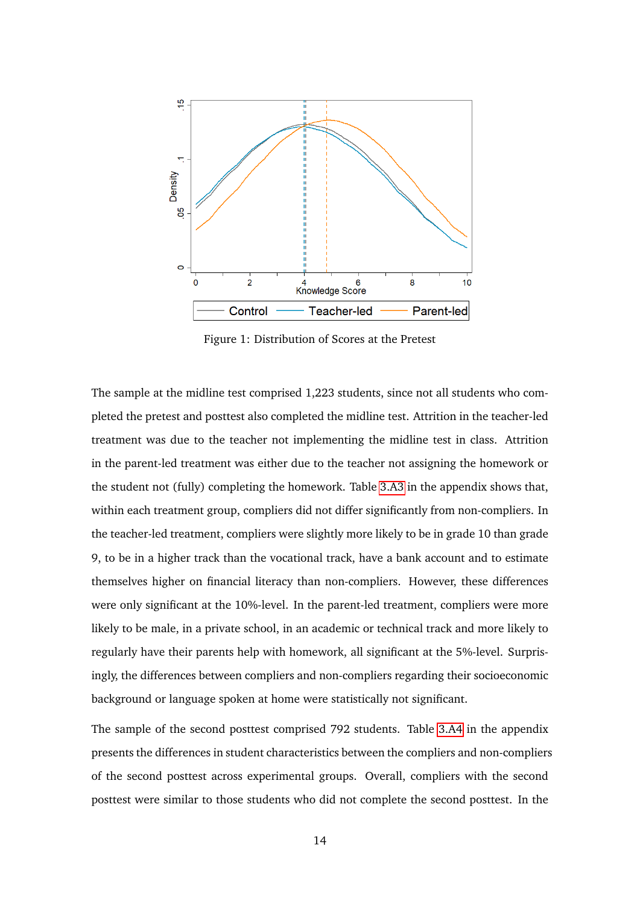Figure 1: Distribution of Scores at the Pretest

The sample at the midline test comprised 1,223 students, since not all students who completed the pretest and posttest also completed the midline test. Attrition in the teacher-led treatment was due to the teacher not implementing the midline test in class. Attrition in the parent-led treatment was either due to the teacher not assigning the homework or the student not (fully) completing the homework. Table 3.A3 in the appendix shows that, within each treatment group, compliers did not differ significantly from non-compliers. In the teacher-led treatment, compliers were slightly more likely to be in grade 10 than grade 9, to be in a higher track than the vocational track, have a bank account and to estimate themselves higher on financial literacy than non-compliers. However, these differences were only significant at the 10%-level. In the parent-led treatment, compliers were more likely to be male, in a private school, in an academic or technical track and more likely to regularly have their parents help with homework, all significant at the 5%-level. Surprisingly, the differences between compliers and non-compliers regarding their socioeconomic background or language spoken at home were statistically not significant.

The sample of the second posttest comprised 792 students. Table 3.A4 in the appendix presents the differences in student characteristics between the compliers and non-compliers of the second posttest across experimental groups. Overall, compliers with the second posttest were similar to those students who did not complete the second posttest. In the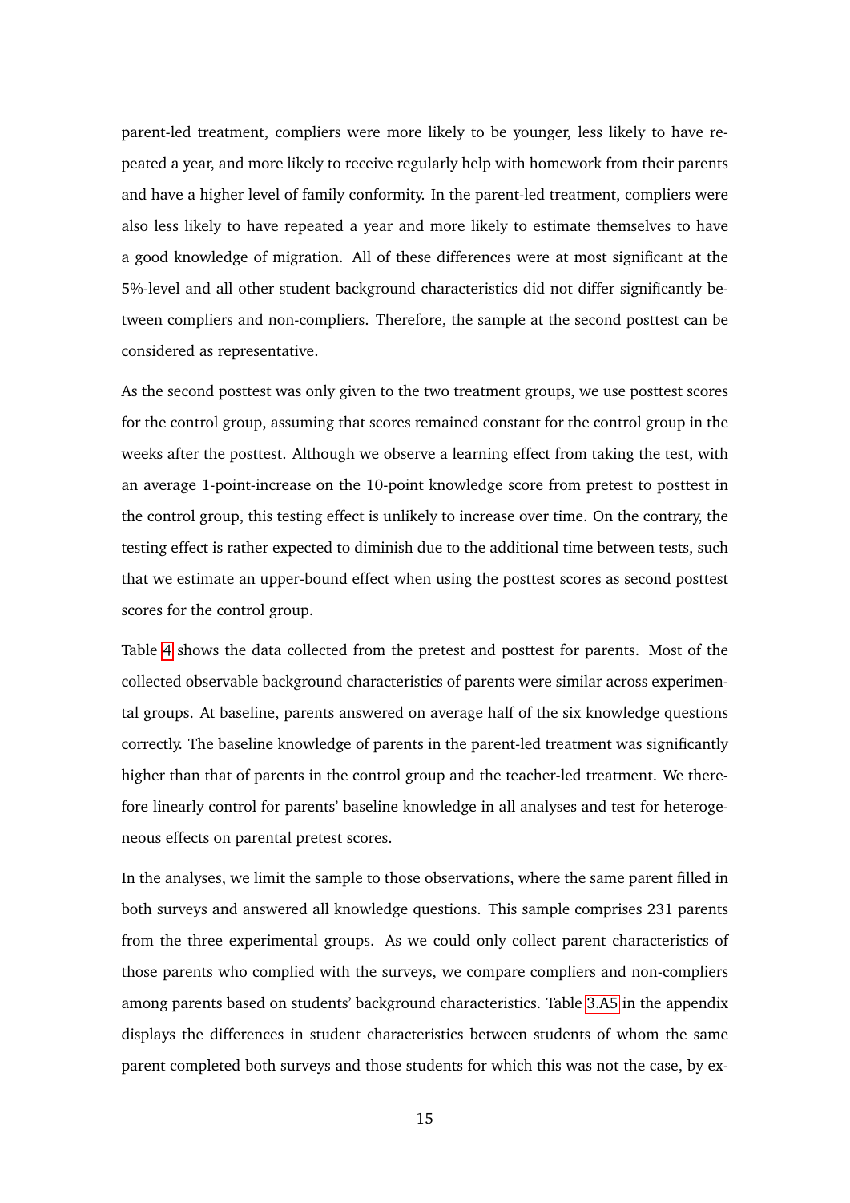parent-led treatment, compliers were more likely to be younger, less likely to have repeated a year, and more likely to receive regularly help with homework from their parents and have a higher level of family conformity. In the parent-led treatment, compliers were also less likely to have repeated a year and more likely to estimate themselves to have a good knowledge of migration. All of these differences were at most significant at the 5%-level and all other student background characteristics did not differ significantly between compliers and non-compliers. Therefore, the sample at the second posttest can be considered as representative.

As the second posttest was only given to the two treatment groups, we use posttest scores for the control group, assuming that scores remained constant for the control group in the weeks after the posttest. Although we observe a learning effect from taking the test, with an average 1-point-increase on the 10-point knowledge score from pretest to posttest in the control group, this testing effect is unlikely to increase over time. On the contrary, the testing effect is rather expected to diminish due to the additional time between tests, such that we estimate an upper-bound effect when using the posttest scores as second posttest scores for the control group.

Table 4 shows the data collected from the pretest and posttest for parents. Most of the collected observable background characteristics of parents were similar across experimental groups. At baseline, parents answered on average half of the six knowledge questions correctly. The baseline knowledge of parents in the parent-led treatment was significantly higher than that of parents in the control group and the teacher-led treatment. We therefore linearly control for parents' baseline knowledge in all analyses and test for heterogeneous effects on parental pretest scores.

In the analyses, we limit the sample to those observations, where the same parent filled in both surveys and answered all knowledge questions. This sample comprises 231 parents from the three experimental groups. As we could only collect parent characteristics of those parents who complied with the surveys, we compare compliers and non-compliers among parents based on students' background characteristics. Table 3.A5 in the appendix displays the differences in student characteristics between students of whom the same parent completed both surveys and those students for which this was not the case, by ex-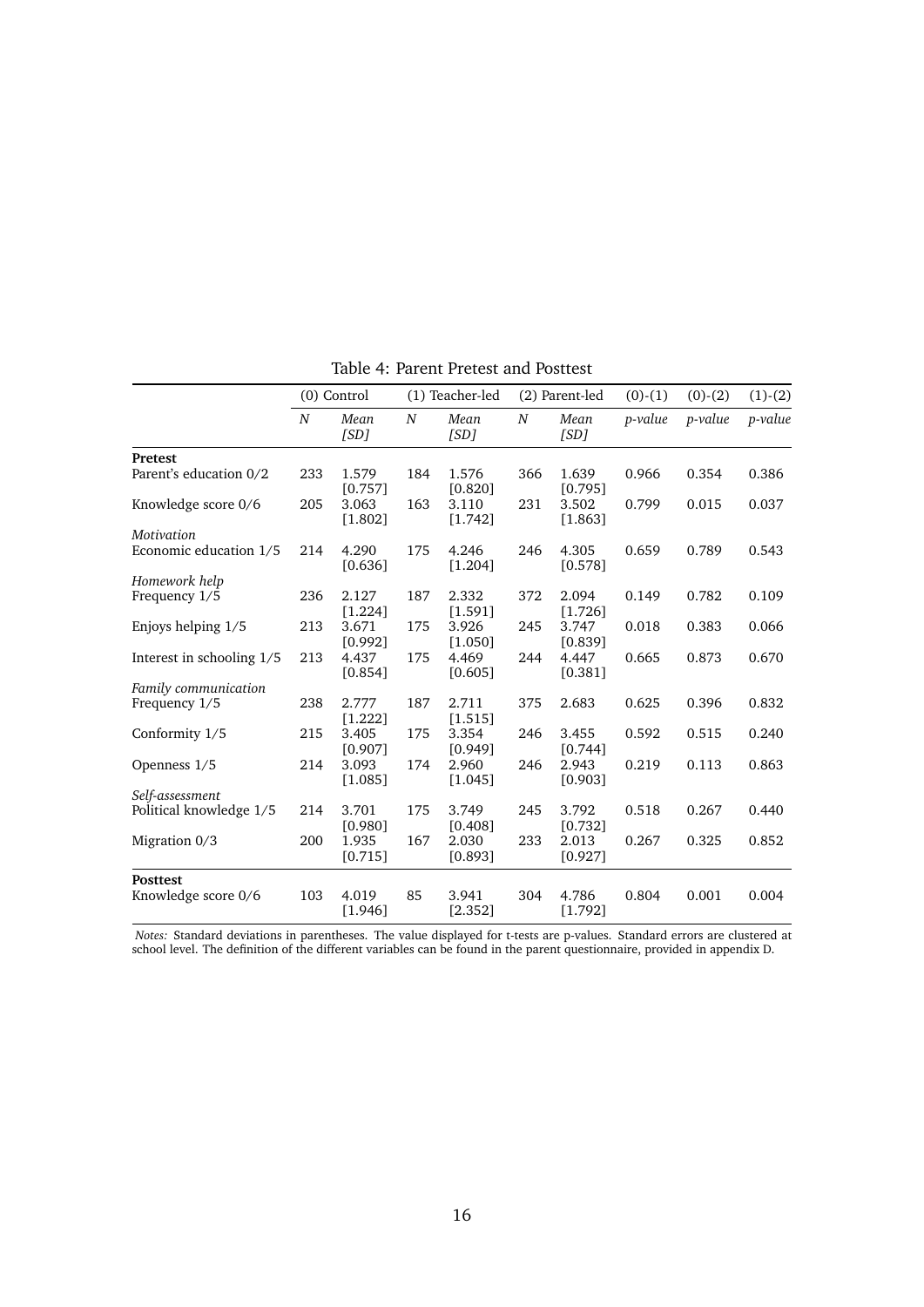Table 4: Parent Pretest and Posttest

| | (0) Control | | (1) Teacher-led | | (2) Parent-led | | (0)-(1) | (0)-(2) | (1)-(2) |
|---|---|---|---|---|---|---|---|---|---|
| | *N* | *Mean [SD]* | *N* | *Mean [SD]* | *N* | *Mean [SD]* | *p-value* | *p-value* | *p-value* |
| **Pretest** | | | | | | | | | |
| Parent's education 0/2 | 233 | 1.579 [0.757] | 184 | 1.576 [0.820] | 366 | 1.639 [0.795] | 0.966 | 0.354 | 0.386 |
| Knowledge score 0/6 | 205 | 3.063 [1.802] | 163 | 3.110 [1.742] | 231 | 3.502 [1.863] | 0.799 | 0.015 | 0.037 |
| *Motivation* | | | | | | | | | |
| Economic education 1/5 | 214 | 4.290 [0.636] | 175 | 4.246 [1.204] | 246 | 4.305 [0.578] | 0.659 | 0.789 | 0.543 |
| *Homework help* | | | | | | | | | |
| Frequency 1/5 | 236 | 2.127 [1.224] | 187 | 2.332 [1.591] | 372 | 2.094 [1.726] | 0.149 | 0.782 | 0.109 |
| Enjoys helping 1/5 | 213 | 3.671 [0.992] | 175 | 3.926 [1.050] | 245 | 3.747 [0.839] | 0.018 | 0.383 | 0.066 |
| Interest in schooling 1/5 | 213 | 4.437 [0.854] | 175 | 4.469 [0.605] | 244 | 4.447 [0.381] | 0.665 | 0.873 | 0.670 |
| *Family communication* | | | | | | | | | |
| Frequency 1/5 | 238 | 2.777 [1.222] | 187 | 2.711 [1.515] | 375 | 2.683 | 0.625 | 0.396 | 0.832 |
| Conformity 1/5 | 215 | 3.405 [0.907] | 175 | 3.354 [0.949] | 246 | 3.455 [0.744] | 0.592 | 0.515 | 0.240 |
| Openness 1/5 | 214 | 3.093 [1.085] | 174 | 2.960 [1.045] | 246 | 2.943 [0.903] | 0.219 | 0.113 | 0.863 |
| *Self-assessment* | | | | | | | | | |
| Political knowledge 1/5 | 214 | 3.701 [0.980] | 175 | 3.749 [0.408] | 245 | 3.792 [0.732] | 0.518 | 0.267 | 0.440 |
| Migration 0/3 | 200 | 1.935 [0.715] | 167 | 2.030 [0.893] | 233 | 2.013 [0.927] | 0.267 | 0.325 | 0.852 |
| **Posttest** | | | | | | | | | |
| Knowledge score 0/6 | 103 | 4.019 [1.946] | 85 | 3.941 [2.352] | 304 | 4.786 [1.792] | 0.804 | 0.001 | 0.004 |

*Notes:* Standard deviations in parentheses. The value displayed for t-tests are p-values. Standard errors are clustered at school level. The definition of the different variables can be found in the parent questionnaire, provided in appendix D.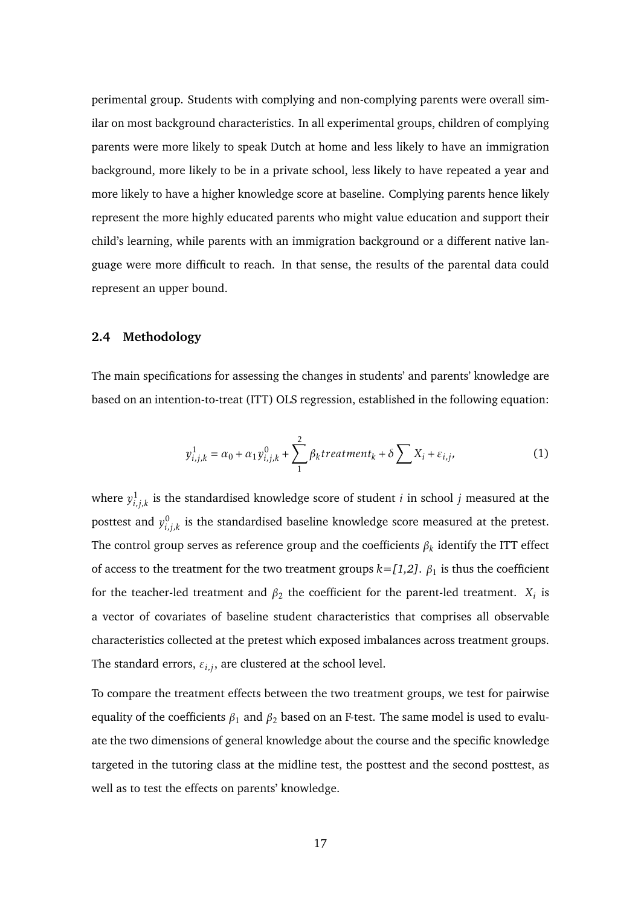perimental group. Students with complying and non-complying parents were overall similar on most background characteristics. In all experimental groups, children of complying parents were more likely to speak Dutch at home and less likely to have an immigration background, more likely to be in a private school, less likely to have repeated a year and more likely to have a higher knowledge score at baseline. Complying parents hence likely represent the more highly educated parents who might value education and support their child's learning, while parents with an immigration background or a different native language were more difficult to reach. In that sense, the results of the parental data could represent an upper bound.

### 2.4 Methodology

The main specifications for assessing the changes in students' and parents' knowledge are based on an intention-to-treat (ITT) OLS regression, established in the following equation:

$$y^1_{i,j,k} = \alpha_0 + \alpha_1 y^0_{i,j,k} + \sum_{1}^{2} \beta_k treatment_k + \delta \sum X_i + \varepsilon_{i,j}, \tag{1}$$

where $y^1_{i,j,k}$ is the standardised knowledge score of student $i$ in school $j$ measured at the posttest and $y^0_{i,j,k}$ is the standardised baseline knowledge score measured at the pretest. The control group serves as reference group and the coefficients $\beta_k$ identify the ITT effect of access to the treatment for the two treatment groups *k=[1,2]*. $\beta_1$ is thus the coefficient for the teacher-led treatment and $\beta_2$ the coefficient for the parent-led treatment. $X_i$ is a vector of covariates of baseline student characteristics that comprises all observable characteristics collected at the pretest which exposed imbalances across treatment groups. The standard errors, $\varepsilon_{i,j}$, are clustered at the school level.

To compare the treatment effects between the two treatment groups, we test for pairwise equality of the coefficients $\beta_1$ and $\beta_2$ based on an F-test. The same model is used to evaluate the two dimensions of general knowledge about the course and the specific knowledge targeted in the tutoring class at the midline test, the posttest and the second posttest, as well as to test the effects on parents' knowledge.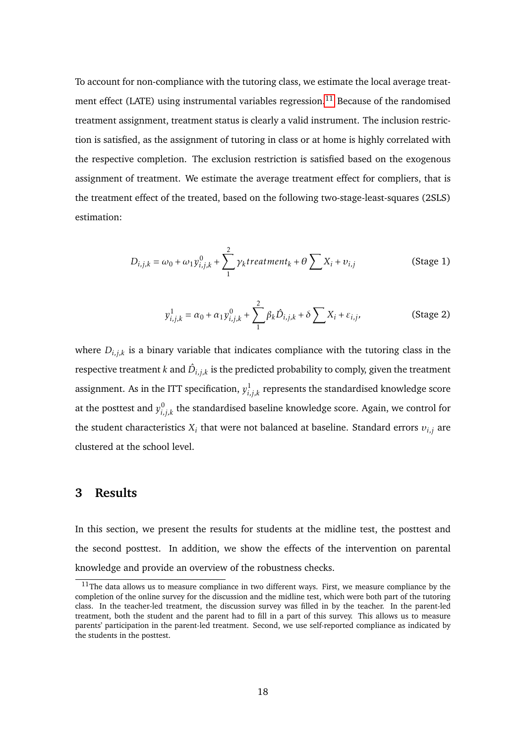To account for non-compliance with the tutoring class, we estimate the local average treatment effect (LATE) using instrumental variables regression.[11] Because of the randomised treatment assignment, treatment status is clearly a valid instrument. The inclusion restriction is satisfied, as the assignment of tutoring in class or at home is highly correlated with the respective completion. The exclusion restriction is satisfied based on the exogenous assignment of treatment. We estimate the average treatment effect for compliers, that is the treatment effect of the treated, based on the following two-stage-least-squares (2SLS) estimation:

$$D_{i,j,k} = \omega_0 + \omega_1 y^0_{i,j,k} + \sum_1^2 \gamma_k treatment_k + \theta \sum X_i + \upsilon_{i,j} \qquad \text{(Stage 1)}$$

$$y^1_{i,j,k} = \alpha_0 + \alpha_1 y^0_{i,j,k} + \sum_1^2 \beta_k \hat{D}_{i,j,k} + \delta \sum X_i + \varepsilon_{i,j}, \qquad \text{(Stage 2)}$$

where $D_{i,j,k}$ is a binary variable that indicates compliance with the tutoring class in the respective treatment $k$ and $\hat{D}_{i,j,k}$ is the predicted probability to comply, given the treatment assignment. As in the ITT specification, $y^1_{i,j,k}$ represents the standardised knowledge score at the posttest and $y^0_{i,j,k}$ the standardised baseline knowledge score. Again, we control for the student characteristics $X_i$ that were not balanced at baseline. Standard errors $\upsilon_{i,j}$ are clustered at the school level.

# 3 Results

In this section, we present the results for students at the midline test, the posttest and the second posttest. In addition, we show the effects of the intervention on parental knowledge and provide an overview of the robustness checks.

[11] The data allows us to measure compliance in two different ways. First, we measure compliance by the completion of the online survey for the discussion and the midline test, which were both part of the tutoring class. In the teacher-led treatment, the discussion survey was filled in by the teacher. In the parent-led treatment, both the student and the parent had to fill in a part of this survey. This allows us to measure parents' participation in the parent-led treatment. Second, we use self-reported compliance as indicated by the students in the posttest.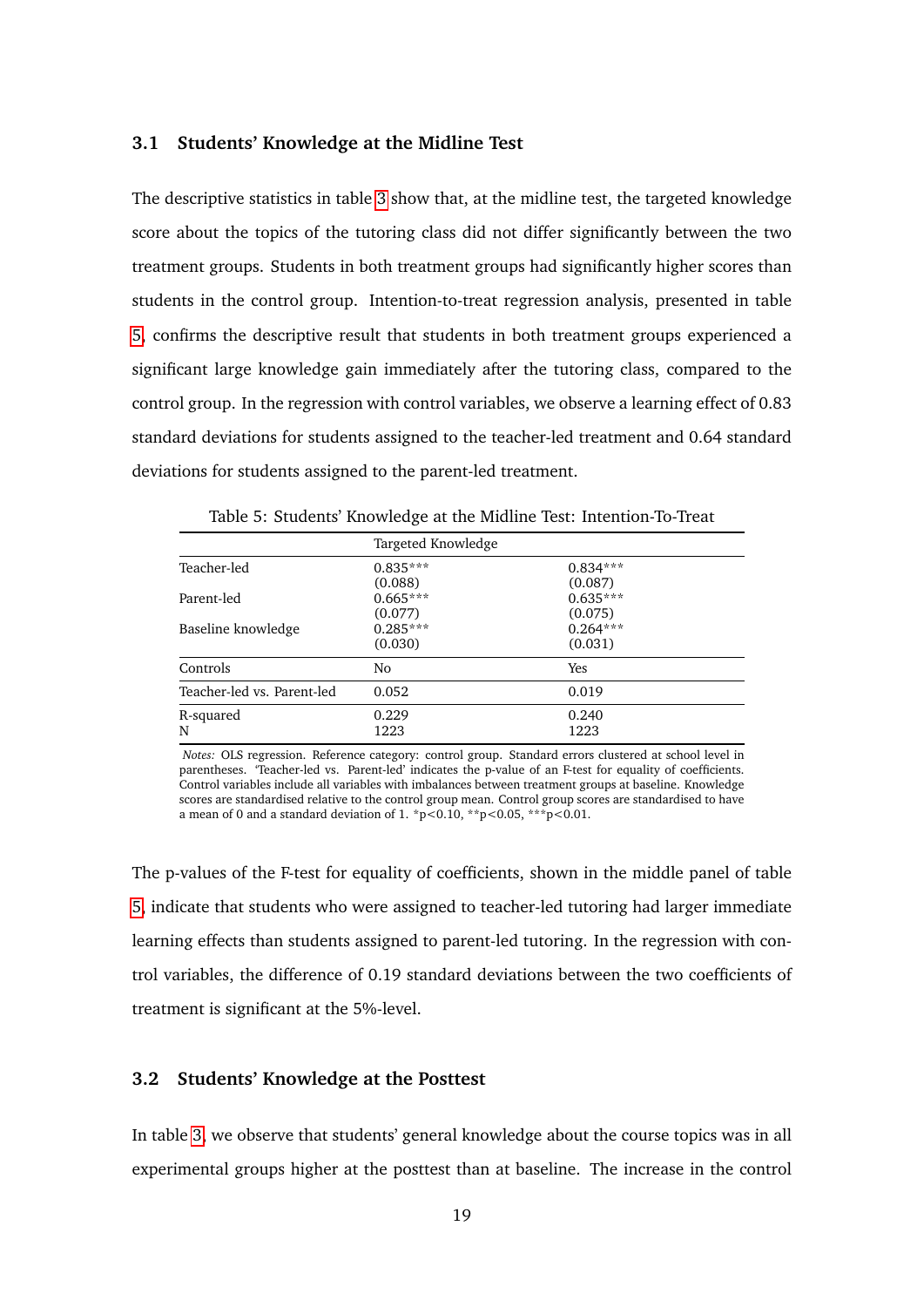### 3.1 Students' Knowledge at the Midline Test

The descriptive statistics in table 3 show that, at the midline test, the targeted knowledge score about the topics of the tutoring class did not differ significantly between the two treatment groups. Students in both treatment groups had significantly higher scores than students in the control group. Intention-to-treat regression analysis, presented in table 5, confirms the descriptive result that students in both treatment groups experienced a significant large knowledge gain immediately after the tutoring class, compared to the control group. In the regression with control variables, we observe a learning effect of 0.83 standard deviations for students assigned to the teacher-led treatment and 0.64 standard deviations for students assigned to the parent-led treatment.

Table 5: Students' Knowledge at the Midline Test: Intention-To-Treat

| | Targeted Knowledge | |
|---|---|---|
| Teacher-led | 0.835*** | 0.834*** |
| | (0.088) | (0.087) |
| Parent-led | 0.665*** | 0.635*** |
| | (0.077) | (0.075) |
| Baseline knowledge | 0.285*** | 0.264*** |
| | (0.030) | (0.031) |
| Controls | No | Yes |
| Teacher-led vs. Parent-led | 0.052 | 0.019 |
| R-squared | 0.229 | 0.240 |
| N | 1223 | 1223 |

*Notes:* OLS regression. Reference category: control group. Standard errors clustered at school level in parentheses. 'Teacher-led vs. Parent-led' indicates the p-value of an F-test for equality of coefficients. Control variables include all variables with imbalances between treatment groups at baseline. Knowledge scores are standardised relative to the control group mean. Control group scores are standardised to have a mean of 0 and a standard deviation of 1. *p<0.10, **p<0.05, ***p<0.01.

The p-values of the F-test for equality of coefficients, shown in the middle panel of table 5, indicate that students who were assigned to teacher-led tutoring had larger immediate learning effects than students assigned to parent-led tutoring. In the regression with control variables, the difference of 0.19 standard deviations between the two coefficients of treatment is significant at the 5%-level.

### 3.2 Students' Knowledge at the Posttest

In table 3, we observe that students' general knowledge about the course topics was in all experimental groups higher at the posttest than at baseline. The increase in the control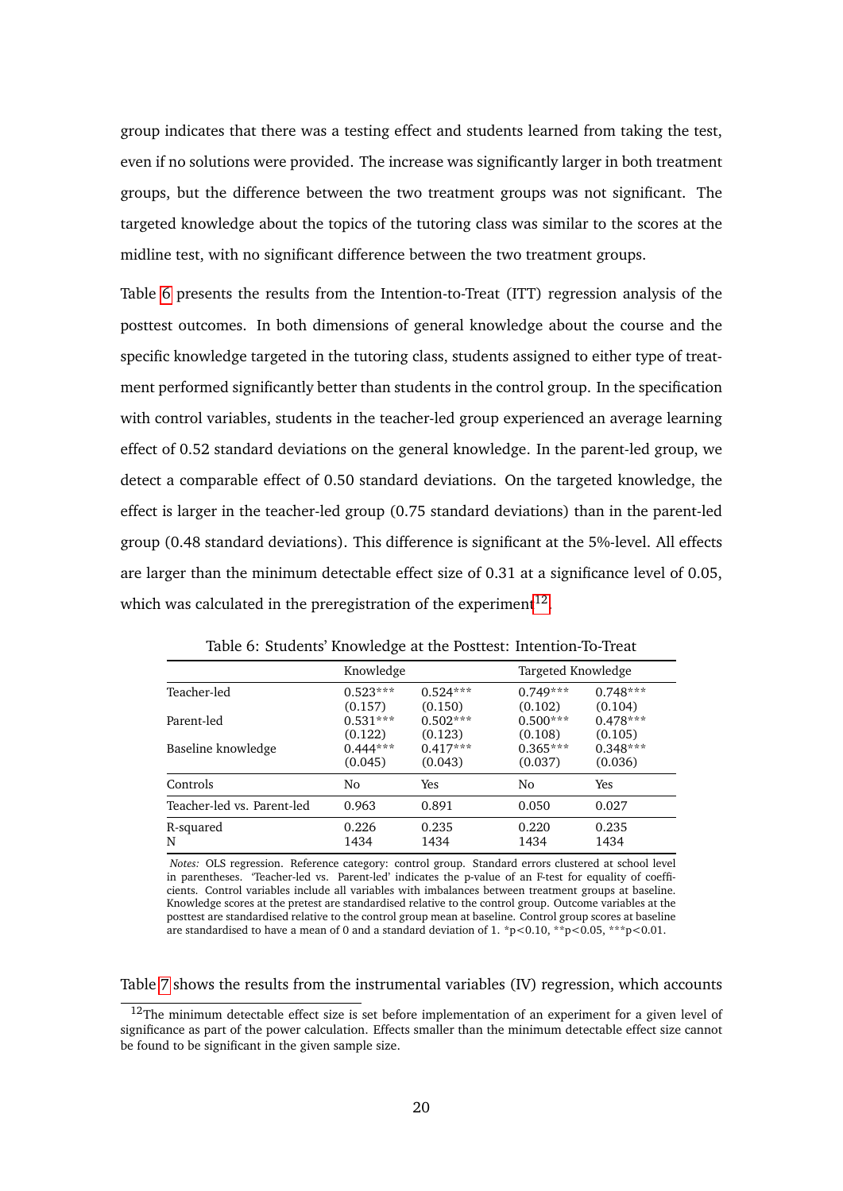group indicates that there was a testing effect and students learned from taking the test, even if no solutions were provided. The increase was significantly larger in both treatment groups, but the difference between the two treatment groups was not significant. The targeted knowledge about the topics of the tutoring class was similar to the scores at the midline test, with no significant difference between the two treatment groups.

Table 6 presents the results from the Intention-to-Treat (ITT) regression analysis of the posttest outcomes. In both dimensions of general knowledge about the course and the specific knowledge targeted in the tutoring class, students assigned to either type of treatment performed significantly better than students in the control group. In the specification with control variables, students in the teacher-led group experienced an average learning effect of 0.52 standard deviations on the general knowledge. In the parent-led group, we detect a comparable effect of 0.50 standard deviations. On the targeted knowledge, the effect is larger in the teacher-led group (0.75 standard deviations) than in the parent-led group (0.48 standard deviations). This difference is significant at the 5%-level. All effects are larger than the minimum detectable effect size of 0.31 at a significance level of 0.05, which was calculated in the preregistration of the experiment[12].

Table 6: Students' Knowledge at the Posttest: Intention-To-Treat

| | Knowledge | | Targeted Knowledge | |
|---|---|---|---|---|
| Teacher-led | 0.523*** | 0.524*** | 0.749*** | 0.748*** |
| | (0.157) | (0.150) | (0.102) | (0.104) |
| Parent-led | 0.531*** | 0.502*** | 0.500*** | 0.478*** |
| | (0.122) | (0.123) | (0.108) | (0.105) |
| Baseline knowledge | 0.444*** | 0.417*** | 0.365*** | 0.348*** |
| | (0.045) | (0.043) | (0.037) | (0.036) |
| Controls | No | Yes | No | Yes |
| Teacher-led vs. Parent-led | 0.963 | 0.891 | 0.050 | 0.027 |
| R-squared | 0.226 | 0.235 | 0.220 | 0.235 |
| N | 1434 | 1434 | 1434 | 1434 |

*Notes:* OLS regression. Reference category: control group. Standard errors clustered at school level in parentheses. 'Teacher-led vs. Parent-led' indicates the p-value of an F-test for equality of coefficients. Control variables include all variables with imbalances between treatment groups at baseline. Knowledge scores at the pretest are standardised relative to the control group. Outcome variables at the posttest are standardised relative to the control group mean at baseline. Control group scores at baseline are standardised to have a mean of 0 and a standard deviation of 1. *p<0.10, **p<0.05, ***p<0.01.

Table 7 shows the results from the instrumental variables (IV) regression, which accounts

[12] The minimum detectable effect size is set before implementation of an experiment for a given level of significance as part of the power calculation. Effects smaller than the minimum detectable effect size cannot be found to be significant in the given sample size.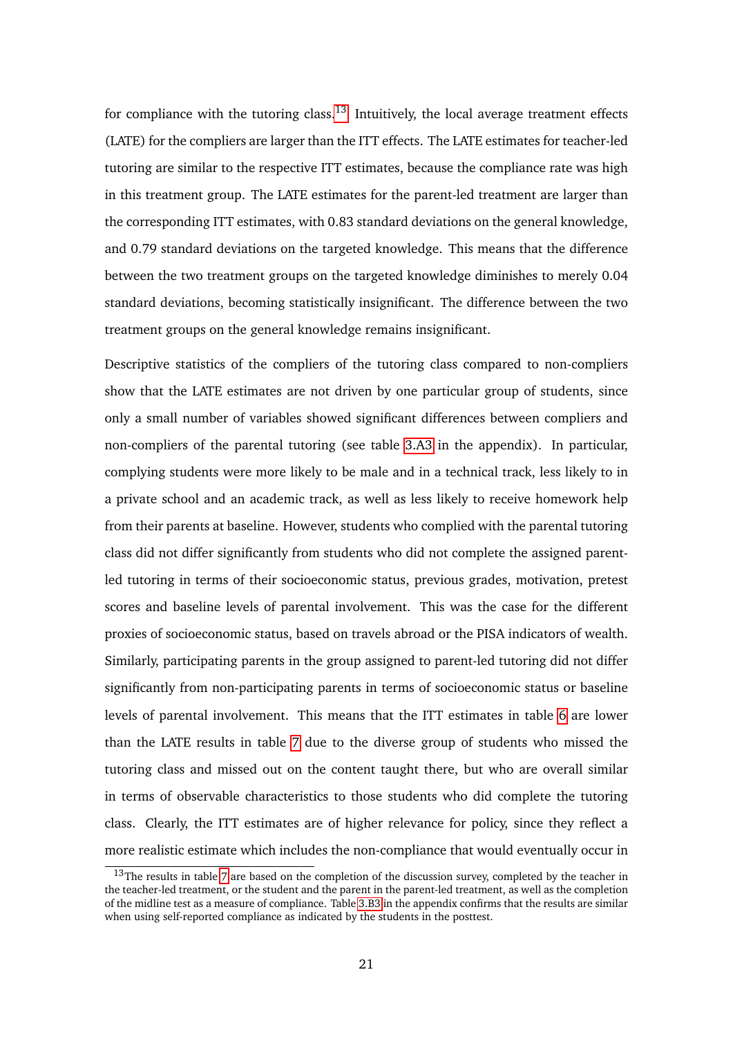for compliance with the tutoring class.[13] Intuitively, the local average treatment effects (LATE) for the compliers are larger than the ITT effects. The LATE estimates for teacher-led tutoring are similar to the respective ITT estimates, because the compliance rate was high in this treatment group. The LATE estimates for the parent-led treatment are larger than the corresponding ITT estimates, with 0.83 standard deviations on the general knowledge, and 0.79 standard deviations on the targeted knowledge. This means that the difference between the two treatment groups on the targeted knowledge diminishes to merely 0.04 standard deviations, becoming statistically insignificant. The difference between the two treatment groups on the general knowledge remains insignificant.

Descriptive statistics of the compliers of the tutoring class compared to non-compliers show that the LATE estimates are not driven by one particular group of students, since only a small number of variables showed significant differences between compliers and non-compliers of the parental tutoring (see table 3.A3 in the appendix). In particular, complying students were more likely to be male and in a technical track, less likely to in a private school and an academic track, as well as less likely to receive homework help from their parents at baseline. However, students who complied with the parental tutoring class did not differ significantly from students who did not complete the assigned parent-led tutoring in terms of their socioeconomic status, previous grades, motivation, pretest scores and baseline levels of parental involvement. This was the case for the different proxies of socioeconomic status, based on travels abroad or the PISA indicators of wealth. Similarly, participating parents in the group assigned to parent-led tutoring did not differ significantly from non-participating parents in terms of socioeconomic status or baseline levels of parental involvement. This means that the ITT estimates in table 6 are lower than the LATE results in table 7 due to the diverse group of students who missed the tutoring class and missed out on the content taught there, but who are overall similar in terms of observable characteristics to those students who did complete the tutoring class. Clearly, the ITT estimates are of higher relevance for policy, since they reflect a more realistic estimate which includes the non-compliance that would eventually occur in

[13] The results in table 7 are based on the completion of the discussion survey, completed by the teacher in the teacher-led treatment, or the student and the parent in the parent-led treatment, as well as the completion of the midline test as a measure of compliance. Table 3.B3 in the appendix confirms that the results are similar when using self-reported compliance as indicated by the students in the posttest.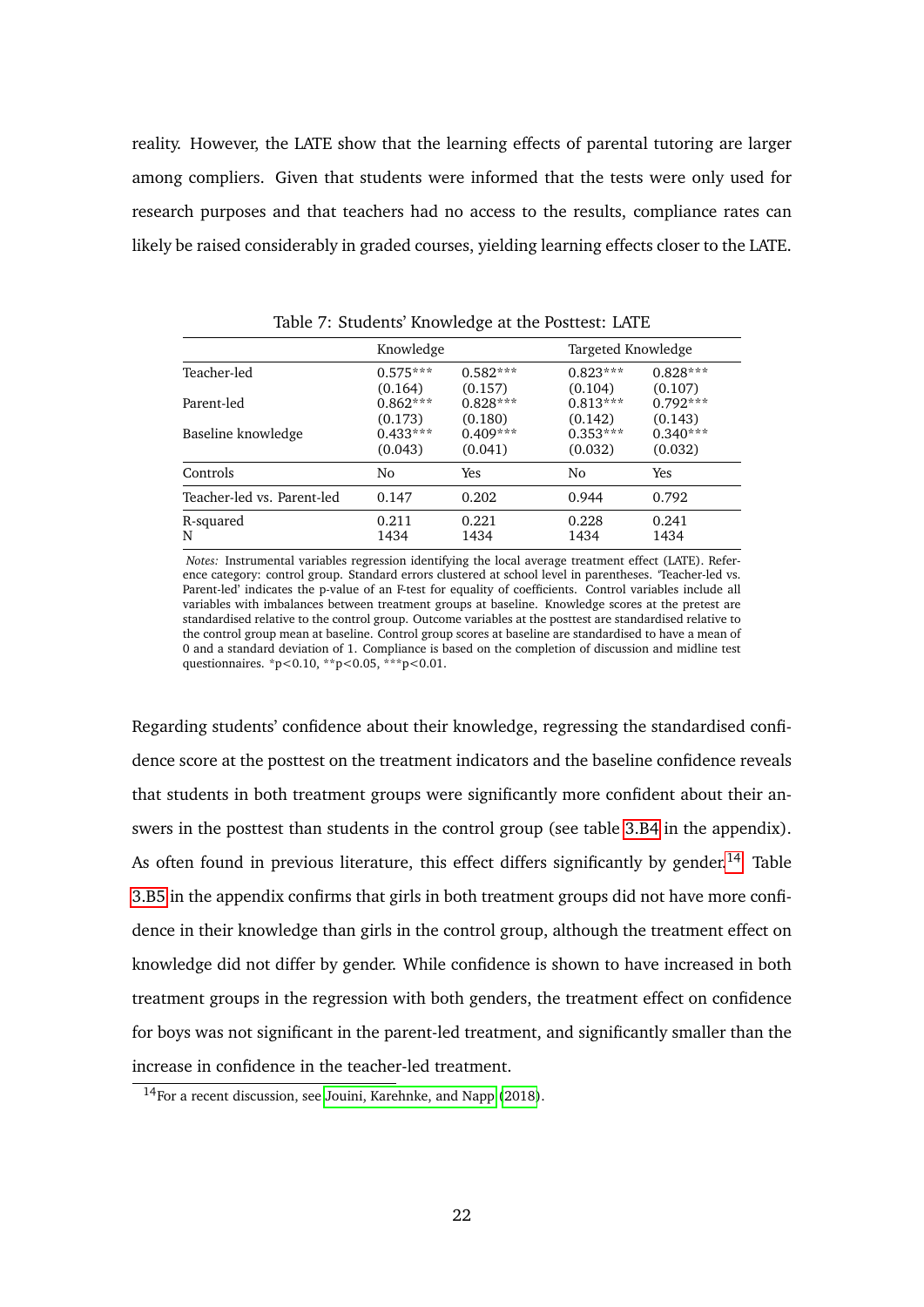reality. However, the LATE show that the learning effects of parental tutoring are larger among compliers. Given that students were informed that the tests were only used for research purposes and that teachers had no access to the results, compliance rates can likely be raised considerably in graded courses, yielding learning effects closer to the LATE.

Table 7: Students' Knowledge at the Posttest: LATE

| | Knowledge | | Targeted Knowledge | |
|---|---|---|---|---|
| Teacher-led | 0.575*** | 0.582*** | 0.823*** | 0.828*** |
| | (0.164) | (0.157) | (0.104) | (0.107) |
| Parent-led | 0.862*** | 0.828*** | 0.813*** | 0.792*** |
| | (0.173) | (0.180) | (0.142) | (0.143) |
| Baseline knowledge | 0.433*** | 0.409*** | 0.353*** | 0.340*** |
| | (0.043) | (0.041) | (0.032) | (0.032) |
| Controls | No | Yes | No | Yes |
| Teacher-led vs. Parent-led | 0.147 | 0.202 | 0.944 | 0.792 |
| R-squared | 0.211 | 0.221 | 0.228 | 0.241 |
| N | 1434 | 1434 | 1434 | 1434 |

*Notes:* Instrumental variables regression identifying the local average treatment effect (LATE). Reference category: control group. Standard errors clustered at school level in parentheses. 'Teacher-led vs. Parent-led' indicates the p-value of an F-test for equality of coefficients. Control variables include all variables with imbalances between treatment groups at baseline. Knowledge scores at the pretest are standardised relative to the control group. Outcome variables at the posttest are standardised relative to the control group mean at baseline. Control group scores at baseline are standardised to have a mean of 0 and a standard deviation of 1. Compliance is based on the completion of discussion and midline test questionnaires. *p<0.10, **p<0.05, ***p<0.01.

Regarding students' confidence about their knowledge, regressing the standardised confidence score at the posttest on the treatment indicators and the baseline confidence reveals that students in both treatment groups were significantly more confident about their answers in the posttest than students in the control group (see table 3.B4 in the appendix). As often found in previous literature, this effect differs significantly by gender.[14] Table 3.B5 in the appendix confirms that girls in both treatment groups did not have more confidence in their knowledge than girls in the control group, although the treatment effect on knowledge did not differ by gender. While confidence is shown to have increased in both treatment groups in the regression with both genders, the treatment effect on confidence for boys was not significant in the parent-led treatment, and significantly smaller than the increase in confidence in the teacher-led treatment.

[14] For a recent discussion, see Jouini, Karehnke, and Napp (2018).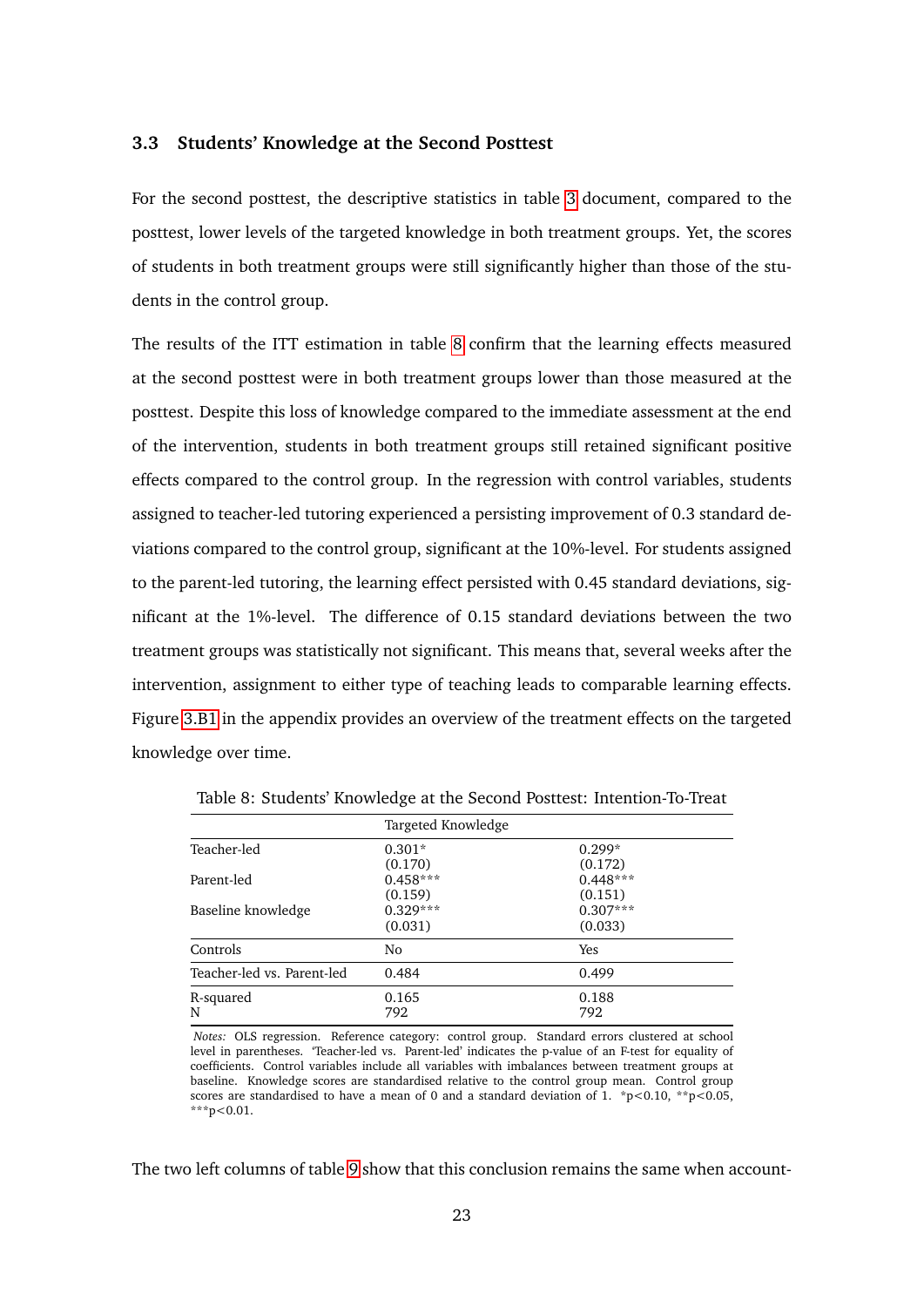### 3.3 Students' Knowledge at the Second Posttest

For the second posttest, the descriptive statistics in table 3 document, compared to the posttest, lower levels of the targeted knowledge in both treatment groups. Yet, the scores of students in both treatment groups were still significantly higher than those of the students in the control group.

The results of the ITT estimation in table 8 confirm that the learning effects measured at the second posttest were in both treatment groups lower than those measured at the posttest. Despite this loss of knowledge compared to the immediate assessment at the end of the intervention, students in both treatment groups still retained significant positive effects compared to the control group. In the regression with control variables, students assigned to teacher-led tutoring experienced a persisting improvement of 0.3 standard deviations compared to the control group, significant at the 10%-level. For students assigned to the parent-led tutoring, the learning effect persisted with 0.45 standard deviations, significant at the 1%-level. The difference of 0.15 standard deviations between the two treatment groups was statistically not significant. This means that, several weeks after the intervention, assignment to either type of teaching leads to comparable learning effects. Figure 3.B1 in the appendix provides an overview of the treatment effects on the targeted knowledge over time.

Table 8: Students' Knowledge at the Second Posttest: Intention-To-Treat

| | Targeted Knowledge | |
|---|---|---|
| Teacher-led | 0.301* | 0.299* |
| | (0.170) | (0.172) |
| Parent-led | 0.458*** | 0.448*** |
| | (0.159) | (0.151) |
| Baseline knowledge | 0.329*** | 0.307*** |
| | (0.031) | (0.033) |
| Controls | No | Yes |
| Teacher-led vs. Parent-led | 0.484 | 0.499 |
| R-squared | 0.165 | 0.188 |
| N | 792 | 792 |

*Notes:* OLS regression. Reference category: control group. Standard errors clustered at school level in parentheses. 'Teacher-led vs. Parent-led' indicates the p-value of an F-test for equality of coefficients. Control variables include all variables with imbalances between treatment groups at baseline. Knowledge scores are standardised relative to the control group mean. Control group scores are standardised to have a mean of 0 and a standard deviation of 1. *p<0.10, **p<0.05, ***p<0.01.

The two left columns of table 9 show that this conclusion remains the same when account-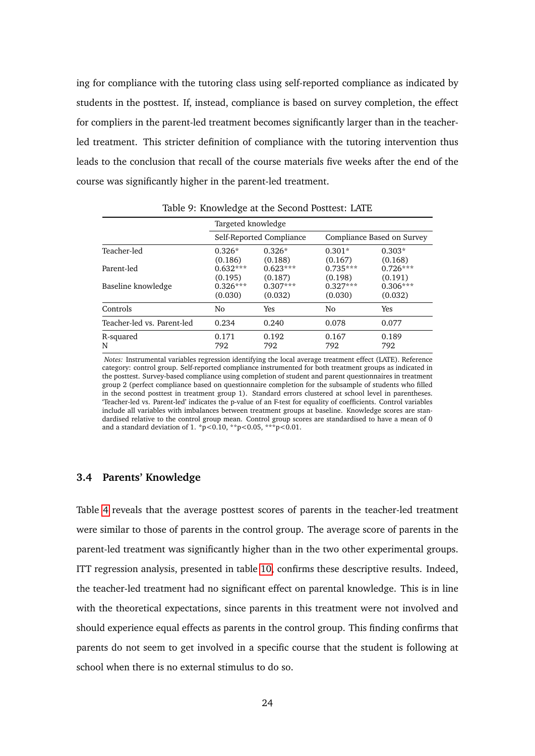ing for compliance with the tutoring class using self-reported compliance as indicated by students in the posttest. If, instead, compliance is based on survey completion, the effect for compliers in the parent-led treatment becomes significantly larger than in the teacher-led treatment. This stricter definition of compliance with the tutoring intervention thus leads to the conclusion that recall of the course materials five weeks after the end of the course was significantly higher in the parent-led treatment.

Table 9: Knowledge at the Second Posttest: LATE

| | Targeted knowledge | | | |
|---|---|---|---|---|
| | Self-Reported Compliance | | Compliance Based on Survey | |
| Teacher-led | 0.326* | 0.326* | 0.301* | 0.303* |
| | (0.186) | (0.188) | (0.167) | (0.168) |
| Parent-led | 0.632*** | 0.623*** | 0.735*** | 0.726*** |
| | (0.195) | (0.187) | (0.198) | (0.191) |
| Baseline knowledge | 0.326*** | 0.307*** | 0.327*** | 0.306*** |
| | (0.030) | (0.032) | (0.030) | (0.032) |
| Controls | No | Yes | No | Yes |
| Teacher-led vs. Parent-led | 0.234 | 0.240 | 0.078 | 0.077 |
| R-squared | 0.171 | 0.192 | 0.167 | 0.189 |
| N | 792 | 792 | 792 | 792 |

*Notes:* Instrumental variables regression identifying the local average treatment effect (LATE). Reference category: control group. Self-reported compliance instrumented for both treatment groups as indicated in the posttest. Survey-based compliance using completion of student and parent questionnaires in treatment group 2 (perfect compliance based on questionnaire completion for the subsample of students who filled in the second posttest in treatment group 1). Standard errors clustered at school level in parentheses. 'Teacher-led vs. Parent-led' indicates the p-value of an F-test for equality of coefficients. Control variables include all variables with imbalances between treatment groups at baseline. Knowledge scores are standardised relative to the control group mean. Control group scores are standardised to have a mean of 0 and a standard deviation of 1. *p<0.10, **p<0.05, ***p<0.01.

### 3.4 Parents' Knowledge

Table 4 reveals that the average posttest scores of parents in the teacher-led treatment were similar to those of parents in the control group. The average score of parents in the parent-led treatment was significantly higher than in the two other experimental groups. ITT regression analysis, presented in table 10, confirms these descriptive results. Indeed, the teacher-led treatment had no significant effect on parental knowledge. This is in line with the theoretical expectations, since parents in this treatment were not involved and should experience equal effects as parents in the control group. This finding confirms that parents do not seem to get involved in a specific course that the student is following at school when there is no external stimulus to do so.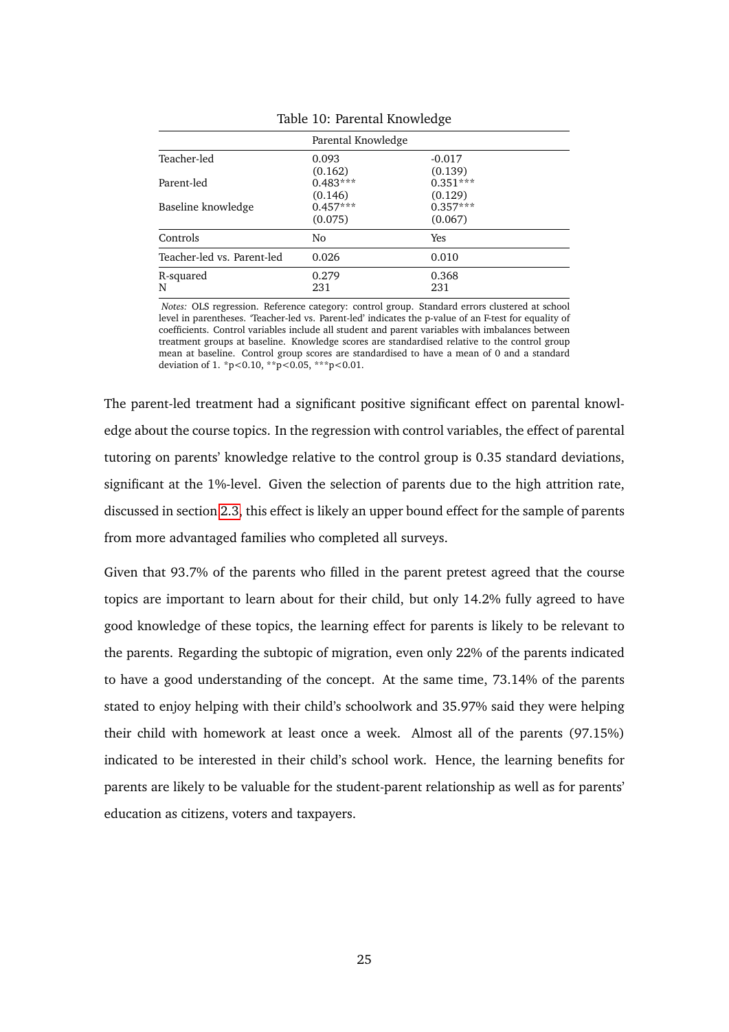Table 10: Parental Knowledge

| | Parental Knowledge | |
|---|---|---|
| Teacher-led | 0.093 | -0.017 |
| | (0.162) | (0.139) |
| Parent-led | 0.483*** | 0.351*** |
| | (0.146) | (0.129) |
| Baseline knowledge | 0.457*** | 0.357*** |
| | (0.075) | (0.067) |
| Controls | No | Yes |
| Teacher-led vs. Parent-led | 0.026 | 0.010 |
| R-squared | 0.279 | 0.368 |
| N | 231 | 231 |

*Notes:* OLS regression. Reference category: control group. Standard errors clustered at school level in parentheses. 'Teacher-led vs. Parent-led' indicates the p-value of an F-test for equality of coefficients. Control variables include all student and parent variables with imbalances between treatment groups at baseline. Knowledge scores are standardised relative to the control group mean at baseline. Control group scores are standardised to have a mean of 0 and a standard deviation of 1. *p<0.10, **p<0.05, ***p<0.01.

The parent-led treatment had a significant positive significant effect on parental knowledge about the course topics. In the regression with control variables, the effect of parental tutoring on parents' knowledge relative to the control group is 0.35 standard deviations, significant at the 1%-level. Given the selection of parents due to the high attrition rate, discussed in section 2.3, this effect is likely an upper bound effect for the sample of parents from more advantaged families who completed all surveys.

Given that 93.7% of the parents who filled in the parent pretest agreed that the course topics are important to learn about for their child, but only 14.2% fully agreed to have good knowledge of these topics, the learning effect for parents is likely to be relevant to the parents. Regarding the subtopic of migration, even only 22% of the parents indicated to have a good understanding of the concept. At the same time, 73.14% of the parents stated to enjoy helping with their child's schoolwork and 35.97% said they were helping their child with homework at least once a week. Almost all of the parents (97.15%) indicated to be interested in their child's school work. Hence, the learning benefits for parents are likely to be valuable for the student-parent relationship as well as for parents' education as citizens, voters and taxpayers.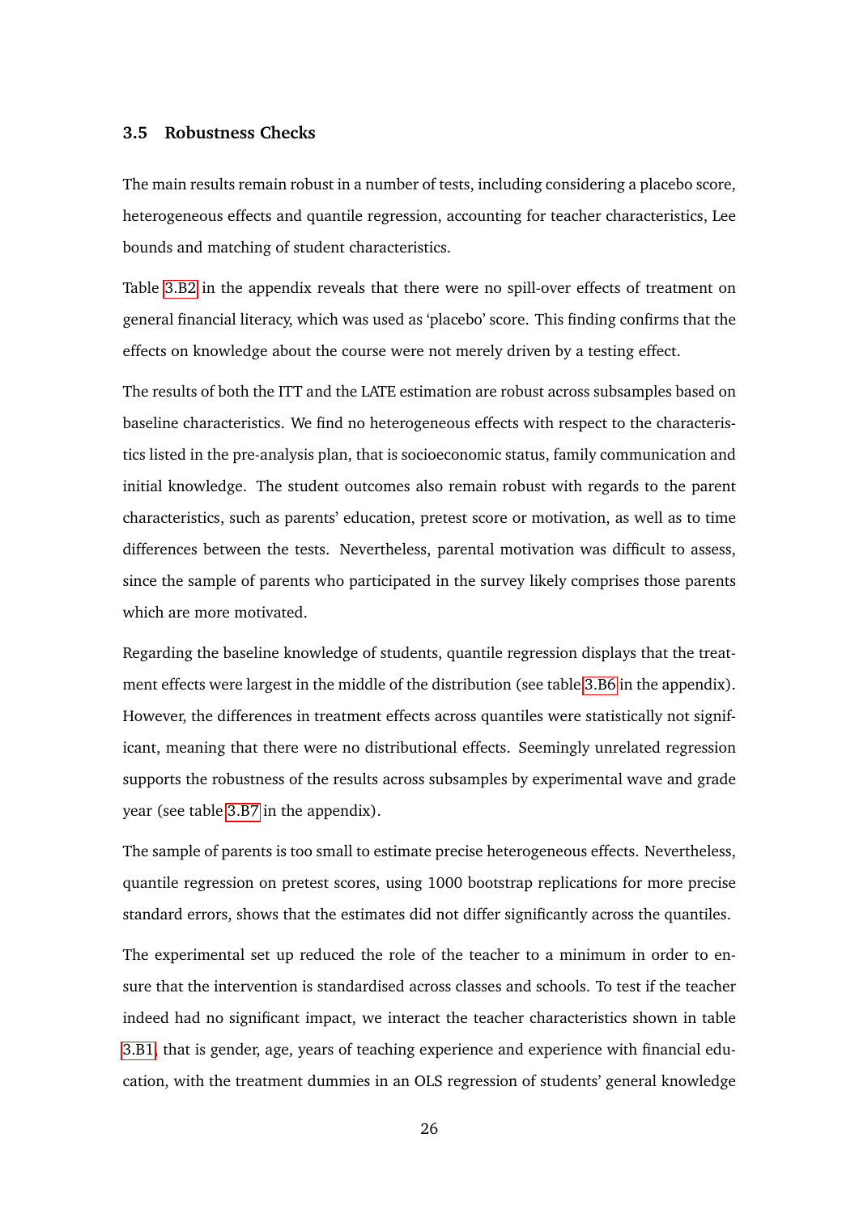### 3.5 Robustness Checks

The main results remain robust in a number of tests, including considering a placebo score, heterogeneous effects and quantile regression, accounting for teacher characteristics, Lee bounds and matching of student characteristics.

Table 3.B2 in the appendix reveals that there were no spill-over effects of treatment on general financial literacy, which was used as 'placebo' score. This finding confirms that the effects on knowledge about the course were not merely driven by a testing effect.

The results of both the ITT and the LATE estimation are robust across subsamples based on baseline characteristics. We find no heterogeneous effects with respect to the characteristics listed in the pre-analysis plan, that is socioeconomic status, family communication and initial knowledge. The student outcomes also remain robust with regards to the parent characteristics, such as parents' education, pretest score or motivation, as well as to time differences between the tests. Nevertheless, parental motivation was difficult to assess, since the sample of parents who participated in the survey likely comprises those parents which are more motivated.

Regarding the baseline knowledge of students, quantile regression displays that the treatment effects were largest in the middle of the distribution (see table 3.B6 in the appendix). However, the differences in treatment effects across quantiles were statistically not significant, meaning that there were no distributional effects. Seemingly unrelated regression supports the robustness of the results across subsamples by experimental wave and grade year (see table 3.B7 in the appendix).

The sample of parents is too small to estimate precise heterogeneous effects. Nevertheless, quantile regression on pretest scores, using 1000 bootstrap replications for more precise standard errors, shows that the estimates did not differ significantly across the quantiles.

The experimental set up reduced the role of the teacher to a minimum in order to ensure that the intervention is standardised across classes and schools. To test if the teacher indeed had no significant impact, we interact the teacher characteristics shown in table 3.B1, that is gender, age, years of teaching experience and experience with financial education, with the treatment dummies in an OLS regression of students' general knowledge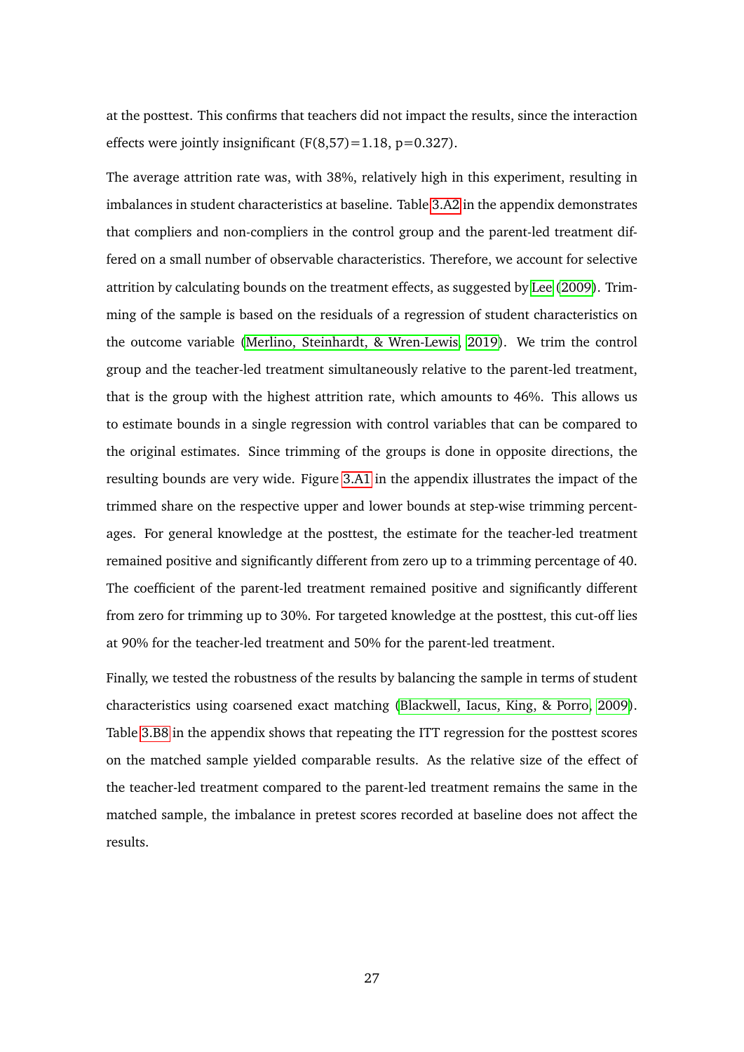at the posttest. This confirms that teachers did not impact the results, since the interaction effects were jointly insignificant ($F(8,57)=1.18$, $p=0.327$).

The average attrition rate was, with 38%, relatively high in this experiment, resulting in imbalances in student characteristics at baseline. Table 3.A2 in the appendix demonstrates that compliers and non-compliers in the control group and the parent-led treatment differed on a small number of observable characteristics. Therefore, we account for selective attrition by calculating bounds on the treatment effects, as suggested by Lee (2009). Trimming of the sample is based on the residuals of a regression of student characteristics on the outcome variable (Merlino, Steinhardt, & Wren-Lewis, 2019). We trim the control group and the teacher-led treatment simultaneously relative to the parent-led treatment, that is the group with the highest attrition rate, which amounts to 46%. This allows us to estimate bounds in a single regression with control variables that can be compared to the original estimates. Since trimming of the groups is done in opposite directions, the resulting bounds are very wide. Figure 3.A1 in the appendix illustrates the impact of the trimmed share on the respective upper and lower bounds at step-wise trimming percentages. For general knowledge at the posttest, the estimate for the teacher-led treatment remained positive and significantly different from zero up to a trimming percentage of 40. The coefficient of the parent-led treatment remained positive and significantly different from zero for trimming up to 30%. For targeted knowledge at the posttest, this cut-off lies at 90% for the teacher-led treatment and 50% for the parent-led treatment.

Finally, we tested the robustness of the results by balancing the sample in terms of student characteristics using coarsened exact matching (Blackwell, Iacus, King, & Porro, 2009). Table 3.B8 in the appendix shows that repeating the ITT regression for the posttest scores on the matched sample yielded comparable results. As the relative size of the effect of the teacher-led treatment compared to the parent-led treatment remains the same in the matched sample, the imbalance in pretest scores recorded at baseline does not affect the results.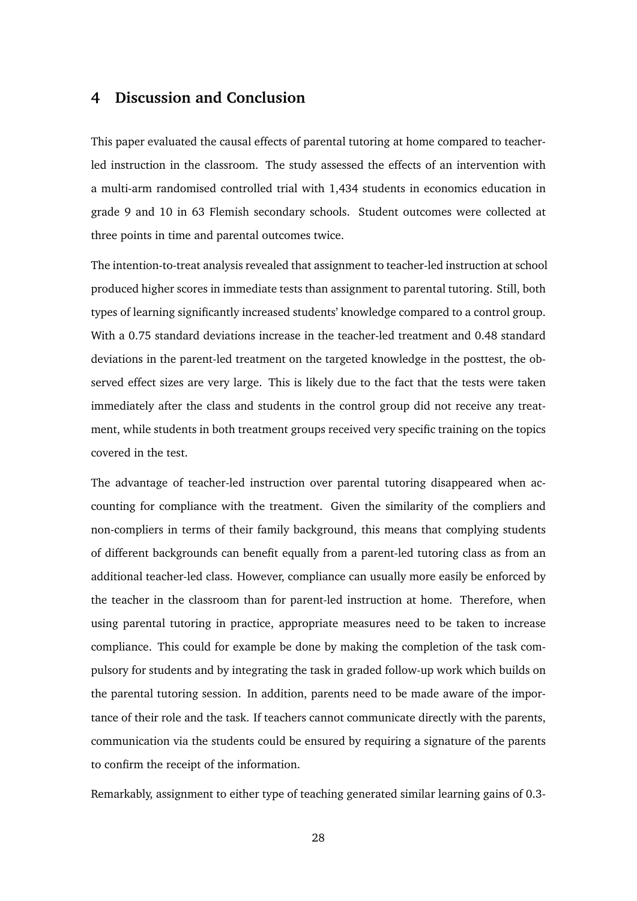## 4 Discussion and Conclusion

This paper evaluated the causal effects of parental tutoring at home compared to teacher-led instruction in the classroom. The study assessed the effects of an intervention with a multi-arm randomised controlled trial with 1,434 students in economics education in grade 9 and 10 in 63 Flemish secondary schools. Student outcomes were collected at three points in time and parental outcomes twice.

The intention-to-treat analysis revealed that assignment to teacher-led instruction at school produced higher scores in immediate tests than assignment to parental tutoring. Still, both types of learning significantly increased students' knowledge compared to a control group. With a 0.75 standard deviations increase in the teacher-led treatment and 0.48 standard deviations in the parent-led treatment on the targeted knowledge in the posttest, the observed effect sizes are very large. This is likely due to the fact that the tests were taken immediately after the class and students in the control group did not receive any treatment, while students in both treatment groups received very specific training on the topics covered in the test.

The advantage of teacher-led instruction over parental tutoring disappeared when accounting for compliance with the treatment. Given the similarity of the compliers and non-compliers in terms of their family background, this means that complying students of different backgrounds can benefit equally from a parent-led tutoring class as from an additional teacher-led class. However, compliance can usually more easily be enforced by the teacher in the classroom than for parent-led instruction at home. Therefore, when using parental tutoring in practice, appropriate measures need to be taken to increase compliance. This could for example be done by making the completion of the task compulsory for students and by integrating the task in graded follow-up work which builds on the parental tutoring session. In addition, parents need to be made aware of the importance of their role and the task. If teachers cannot communicate directly with the parents, communication via the students could be ensured by requiring a signature of the parents to confirm the receipt of the information.

Remarkably, assignment to either type of teaching generated similar learning gains of 0.3-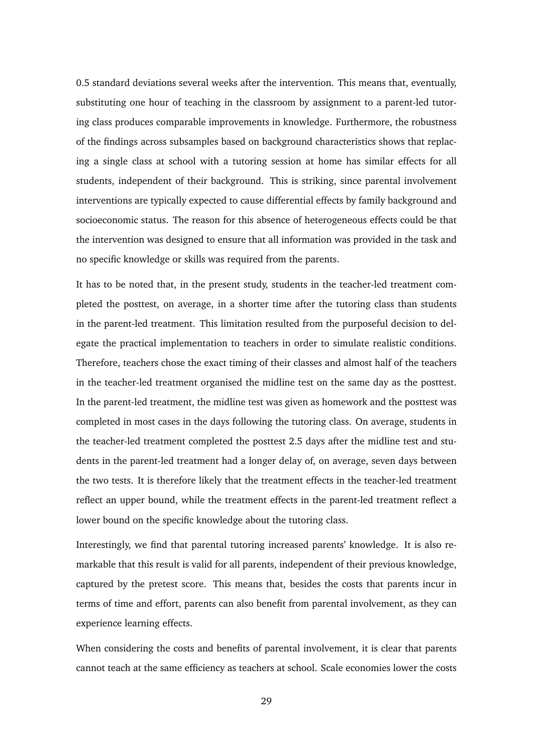0.5 standard deviations several weeks after the intervention. This means that, eventually, substituting one hour of teaching in the classroom by assignment to a parent-led tutoring class produces comparable improvements in knowledge. Furthermore, the robustness of the findings across subsamples based on background characteristics shows that replacing a single class at school with a tutoring session at home has similar effects for all students, independent of their background. This is striking, since parental involvement interventions are typically expected to cause differential effects by family background and socioeconomic status. The reason for this absence of heterogeneous effects could be that the intervention was designed to ensure that all information was provided in the task and no specific knowledge or skills was required from the parents.

It has to be noted that, in the present study, students in the teacher-led treatment completed the posttest, on average, in a shorter time after the tutoring class than students in the parent-led treatment. This limitation resulted from the purposeful decision to delegate the practical implementation to teachers in order to simulate realistic conditions. Therefore, teachers chose the exact timing of their classes and almost half of the teachers in the teacher-led treatment organised the midline test on the same day as the posttest. In the parent-led treatment, the midline test was given as homework and the posttest was completed in most cases in the days following the tutoring class. On average, students in the teacher-led treatment completed the posttest 2.5 days after the midline test and students in the parent-led treatment had a longer delay of, on average, seven days between the two tests. It is therefore likely that the treatment effects in the teacher-led treatment reflect an upper bound, while the treatment effects in the parent-led treatment reflect a lower bound on the specific knowledge about the tutoring class.

Interestingly, we find that parental tutoring increased parents' knowledge. It is also remarkable that this result is valid for all parents, independent of their previous knowledge, captured by the pretest score. This means that, besides the costs that parents incur in terms of time and effort, parents can also benefit from parental involvement, as they can experience learning effects.

When considering the costs and benefits of parental involvement, it is clear that parents cannot teach at the same efficiency as teachers at school. Scale economies lower the costs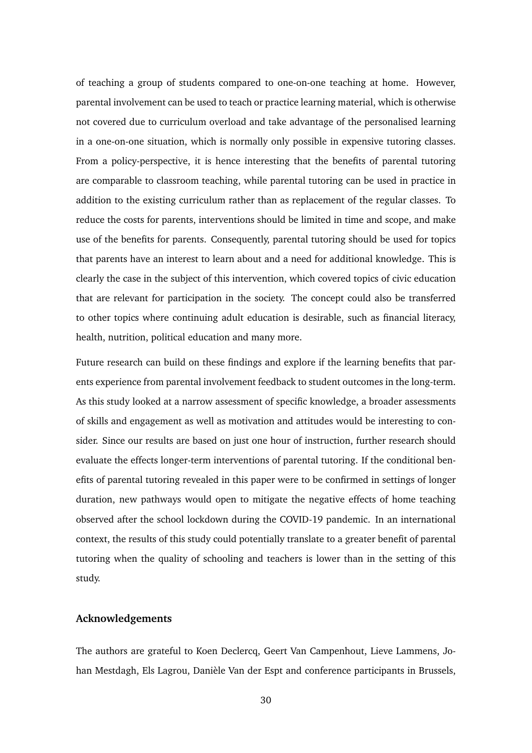of teaching a group of students compared to one-on-one teaching at home. However, parental involvement can be used to teach or practice learning material, which is otherwise not covered due to curriculum overload and take advantage of the personalised learning in a one-on-one situation, which is normally only possible in expensive tutoring classes. From a policy-perspective, it is hence interesting that the benefits of parental tutoring are comparable to classroom teaching, while parental tutoring can be used in practice in addition to the existing curriculum rather than as replacement of the regular classes. To reduce the costs for parents, interventions should be limited in time and scope, and make use of the benefits for parents. Consequently, parental tutoring should be used for topics that parents have an interest to learn about and a need for additional knowledge. This is clearly the case in the subject of this intervention, which covered topics of civic education that are relevant for participation in the society. The concept could also be transferred to other topics where continuing adult education is desirable, such as financial literacy, health, nutrition, political education and many more.

Future research can build on these findings and explore if the learning benefits that parents experience from parental involvement feedback to student outcomes in the long-term. As this study looked at a narrow assessment of specific knowledge, a broader assessments of skills and engagement as well as motivation and attitudes would be interesting to consider. Since our results are based on just one hour of instruction, further research should evaluate the effects longer-term interventions of parental tutoring. If the conditional benefits of parental tutoring revealed in this paper were to be confirmed in settings of longer duration, new pathways would open to mitigate the negative effects of home teaching observed after the school lockdown during the COVID-19 pandemic. In an international context, the results of this study could potentially translate to a greater benefit of parental tutoring when the quality of schooling and teachers is lower than in the setting of this study.

## Acknowledgements

The authors are grateful to Koen Declercq, Geert Van Campenhout, Lieve Lammens, Johan Mestdagh, Els Lagrou, Danièle Van der Espt and conference participants in Brussels,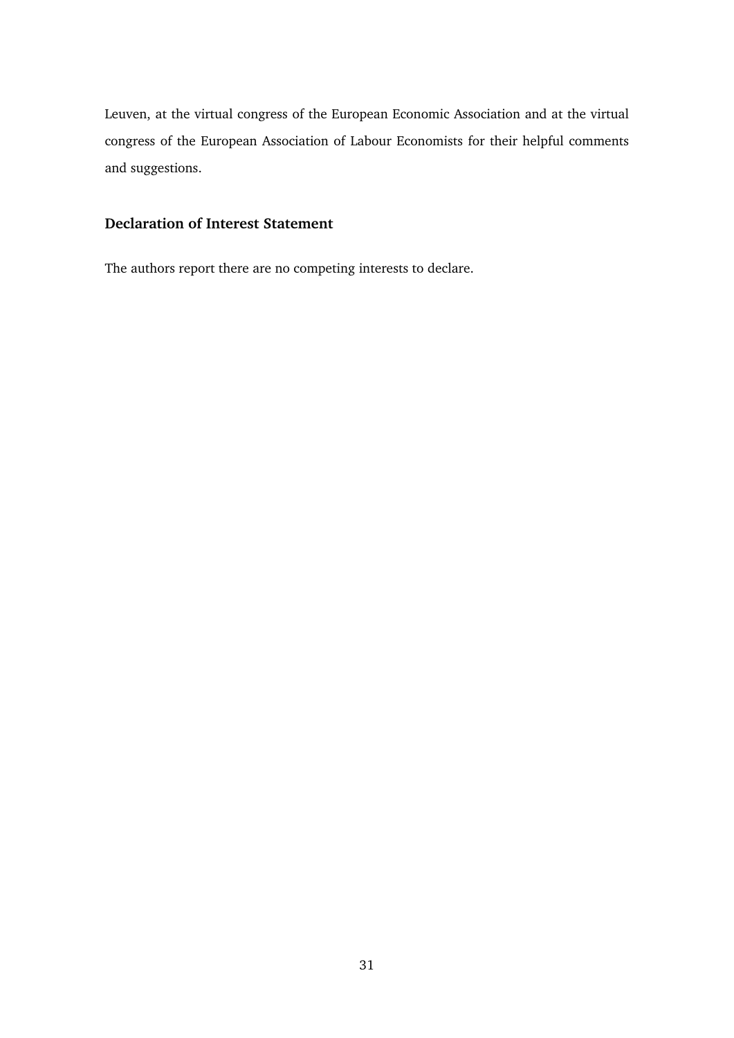Leuven, at the virtual congress of the European Economic Association and at the virtual congress of the European Association of Labour Economists for their helpful comments and suggestions.

## Declaration of Interest Statement

The authors report there are no competing interests to declare.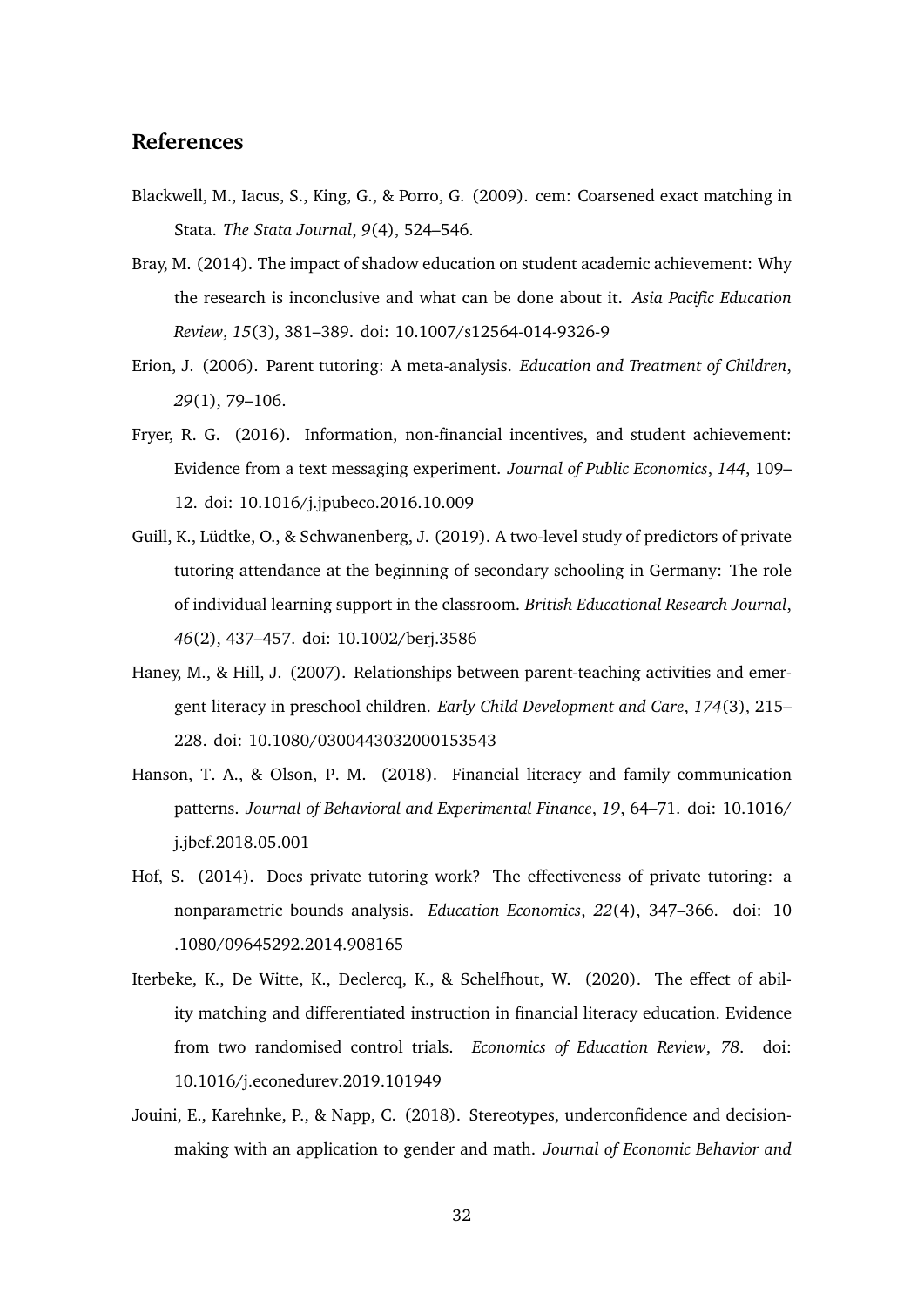## References

Blackwell, M., Iacus, S., King, G., & Porro, G. (2009). cem: Coarsened exact matching in Stata. *The Stata Journal*, *9*(4), 524–546.

Bray, M. (2014). The impact of shadow education on student academic achievement: Why the research is inconclusive and what can be done about it. *Asia Pacific Education Review*, *15*(3), 381–389. doi: 10.1007/s12564-014-9326-9

Erion, J. (2006). Parent tutoring: A meta-analysis. *Education and Treatment of Children*, *29*(1), 79–106.

Fryer, R. G. (2016). Information, non-financial incentives, and student achievement: Evidence from a text messaging experiment. *Journal of Public Economics*, *144*, 109–12. doi: 10.1016/j.jpubeco.2016.10.009

Guill, K., Lüdtke, O., & Schwanenberg, J. (2019). A two-level study of predictors of private tutoring attendance at the beginning of secondary schooling in Germany: The role of individual learning support in the classroom. *British Educational Research Journal*, *46*(2), 437–457. doi: 10.1002/berj.3586

Haney, M., & Hill, J. (2007). Relationships between parent-teaching activities and emergent literacy in preschool children. *Early Child Development and Care*, *174*(3), 215–228. doi: 10.1080/0300443032000153543

Hanson, T. A., & Olson, P. M. (2018). Financial literacy and family communication patterns. *Journal of Behavioral and Experimental Finance*, *19*, 64–71. doi: 10.1016/j.jbef.2018.05.001

Hof, S. (2014). Does private tutoring work? The effectiveness of private tutoring: a nonparametric bounds analysis. *Education Economics*, *22*(4), 347–366. doi: 10.1080/09645292.2014.908165

Iterbeke, K., De Witte, K., Declercq, K., & Schelfhout, W. (2020). The effect of ability matching and differentiated instruction in financial literacy education. Evidence from two randomised control trials. *Economics of Education Review*, *78*. doi: 10.1016/j.econedurev.2019.101949

Jouini, E., Karehnke, P., & Napp, C. (2018). Stereotypes, underconfidence and decision-making with an application to gender and math. *Journal of Economic Behavior and*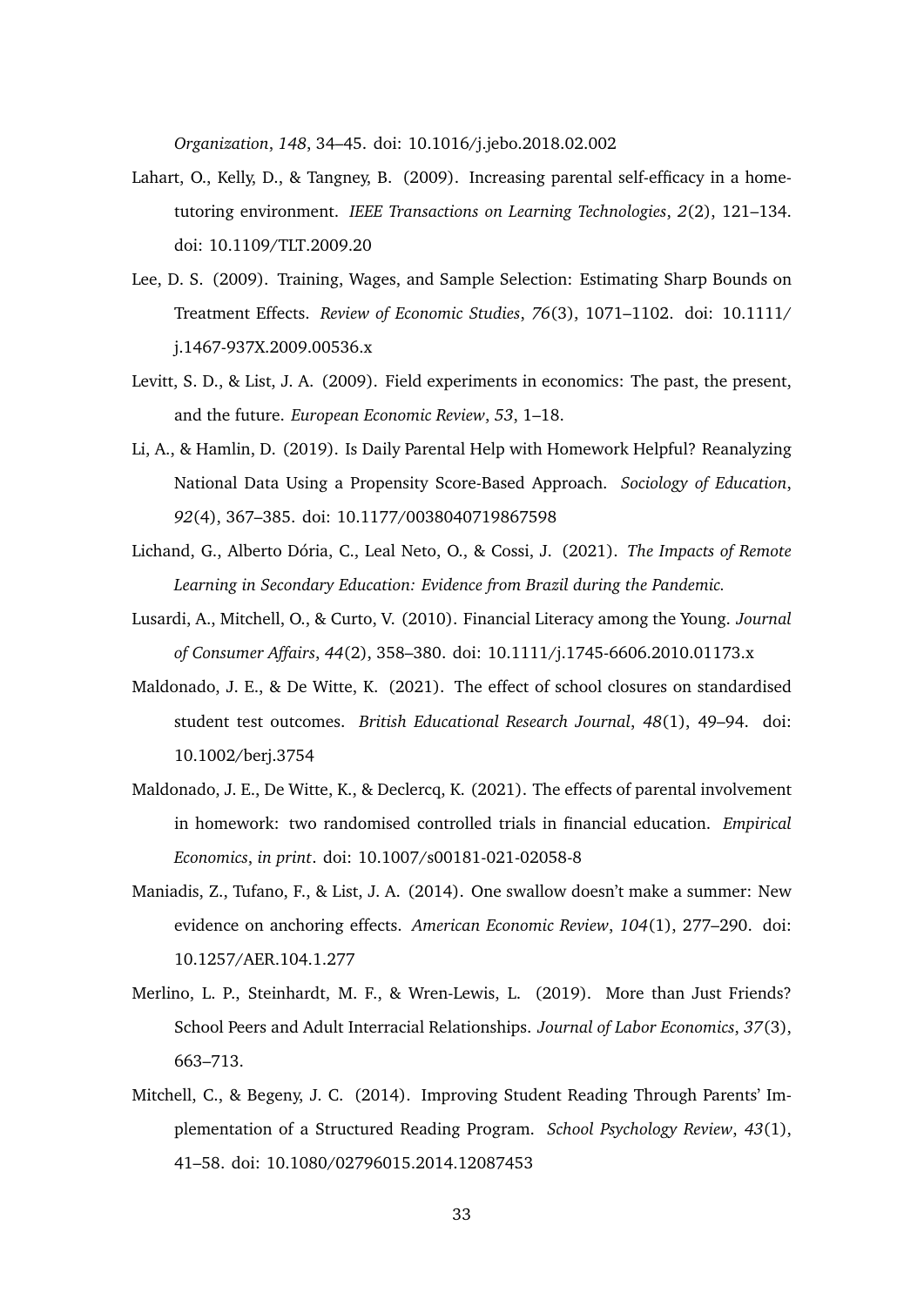*Organization*, *148*, 34–45. doi: 10.1016/j.jebo.2018.02.002

Lahart, O., Kelly, D., & Tangney, B. (2009). Increasing parental self-efficacy in a home-tutoring environment. *IEEE Transactions on Learning Technologies*, *2*(2), 121–134. doi: 10.1109/TLT.2009.20

Lee, D. S. (2009). Training, Wages, and Sample Selection: Estimating Sharp Bounds on Treatment Effects. *Review of Economic Studies*, *76*(3), 1071–1102. doi: 10.1111/j.1467-937X.2009.00536.x

Levitt, S. D., & List, J. A. (2009). Field experiments in economics: The past, the present, and the future. *European Economic Review*, *53*, 1–18.

Li, A., & Hamlin, D. (2019). Is Daily Parental Help with Homework Helpful? Reanalyzing National Data Using a Propensity Score-Based Approach. *Sociology of Education*, *92*(4), 367–385. doi: 10.1177/0038040719867598

Lichand, G., Alberto Dória, C., Leal Neto, O., & Cossi, J. (2021). *The Impacts of Remote Learning in Secondary Education: Evidence from Brazil during the Pandemic.*

Lusardi, A., Mitchell, O., & Curto, V. (2010). Financial Literacy among the Young. *Journal of Consumer Affairs*, *44*(2), 358–380. doi: 10.1111/j.1745-6606.2010.01173.x

Maldonado, J. E., & De Witte, K. (2021). The effect of school closures on standardised student test outcomes. *British Educational Research Journal*, *48*(1), 49–94. doi: 10.1002/berj.3754

Maldonado, J. E., De Witte, K., & Declercq, K. (2021). The effects of parental involvement in homework: two randomised controlled trials in financial education. *Empirical Economics*, *in print*. doi: 10.1007/s00181-021-02058-8

Maniadis, Z., Tufano, F., & List, J. A. (2014). One swallow doesn't make a summer: New evidence on anchoring effects. *American Economic Review*, *104*(1), 277–290. doi: 10.1257/AER.104.1.277

Merlino, L. P., Steinhardt, M. F., & Wren-Lewis, L. (2019). More than Just Friends? School Peers and Adult Interracial Relationships. *Journal of Labor Economics*, *37*(3), 663–713.

Mitchell, C., & Begeny, J. C. (2014). Improving Student Reading Through Parents' Implementation of a Structured Reading Program. *School Psychology Review*, *43*(1), 41–58. doi: 10.1080/02796015.2014.12087453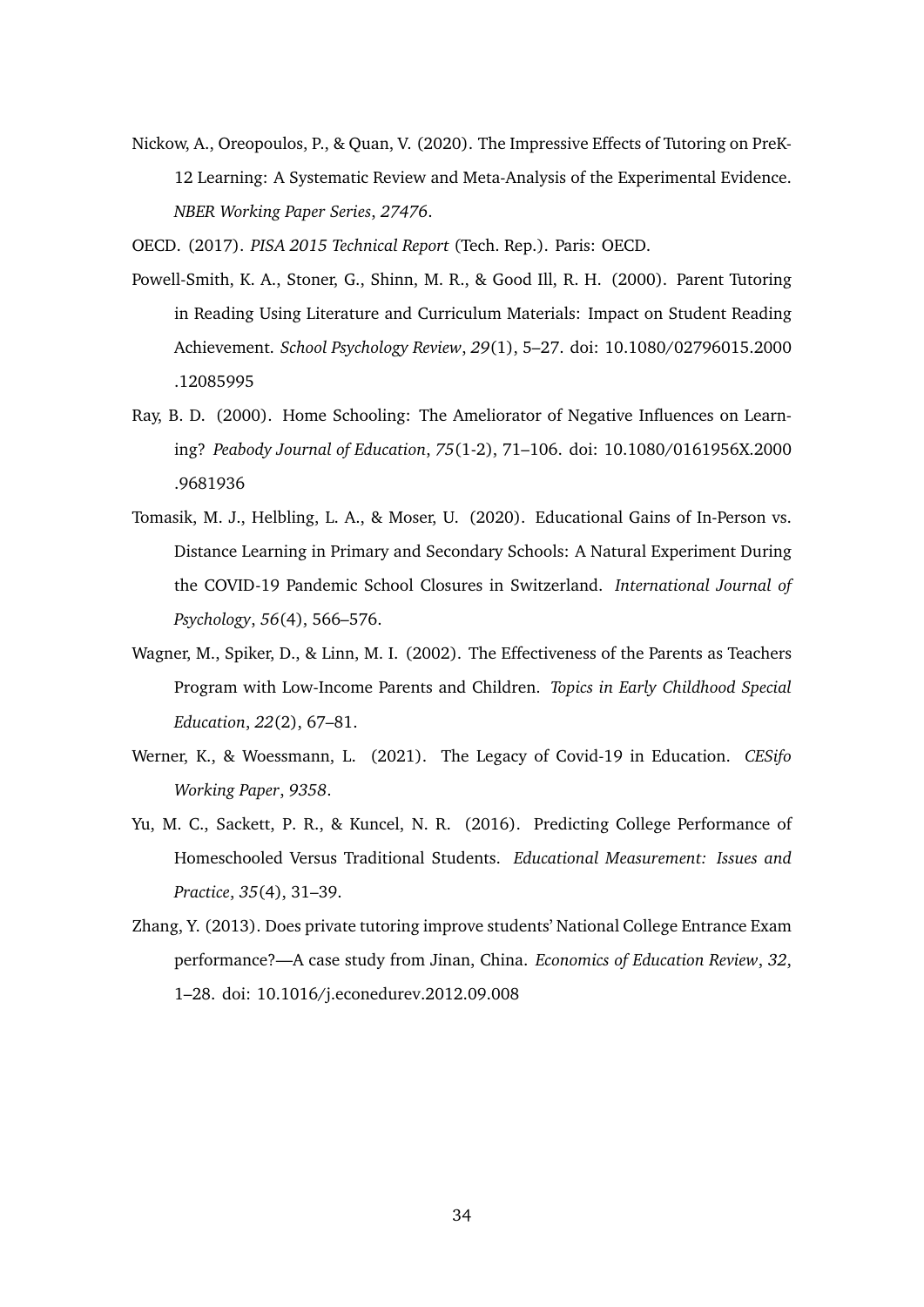Nickow, A., Oreopoulos, P., & Quan, V. (2020). The Impressive Effects of Tutoring on PreK-12 Learning: A Systematic Review and Meta-Analysis of the Experimental Evidence. *NBER Working Paper Series*, *27476*.

OECD. (2017). *PISA 2015 Technical Report* (Tech. Rep.). Paris: OECD.

Powell-Smith, K. A., Stoner, G., Shinn, M. R., & Good Ill, R. H. (2000). Parent Tutoring in Reading Using Literature and Curriculum Materials: Impact on Student Reading Achievement. *School Psychology Review*, *29*(1), 5–27. doi: 10.1080/02796015.2000.12085995

Ray, B. D. (2000). Home Schooling: The Ameliorator of Negative Influences on Learning? *Peabody Journal of Education*, *75*(1-2), 71–106. doi: 10.1080/0161956X.2000.9681936

Tomasik, M. J., Helbling, L. A., & Moser, U. (2020). Educational Gains of In-Person vs. Distance Learning in Primary and Secondary Schools: A Natural Experiment During the COVID-19 Pandemic School Closures in Switzerland. *International Journal of Psychology*, *56*(4), 566–576.

Wagner, M., Spiker, D., & Linn, M. I. (2002). The Effectiveness of the Parents as Teachers Program with Low-Income Parents and Children. *Topics in Early Childhood Special Education*, *22*(2), 67–81.

Werner, K., & Woessmann, L. (2021). The Legacy of Covid-19 in Education. *CESifo Working Paper*, *9358*.

Yu, M. C., Sackett, P. R., & Kuncel, N. R. (2016). Predicting College Performance of Homeschooled Versus Traditional Students. *Educational Measurement: Issues and Practice*, *35*(4), 31–39.

Zhang, Y. (2013). Does private tutoring improve students' National College Entrance Exam performance?—A case study from Jinan, China. *Economics of Education Review*, *32*, 1–28. doi: 10.1016/j.econedurev.2012.09.008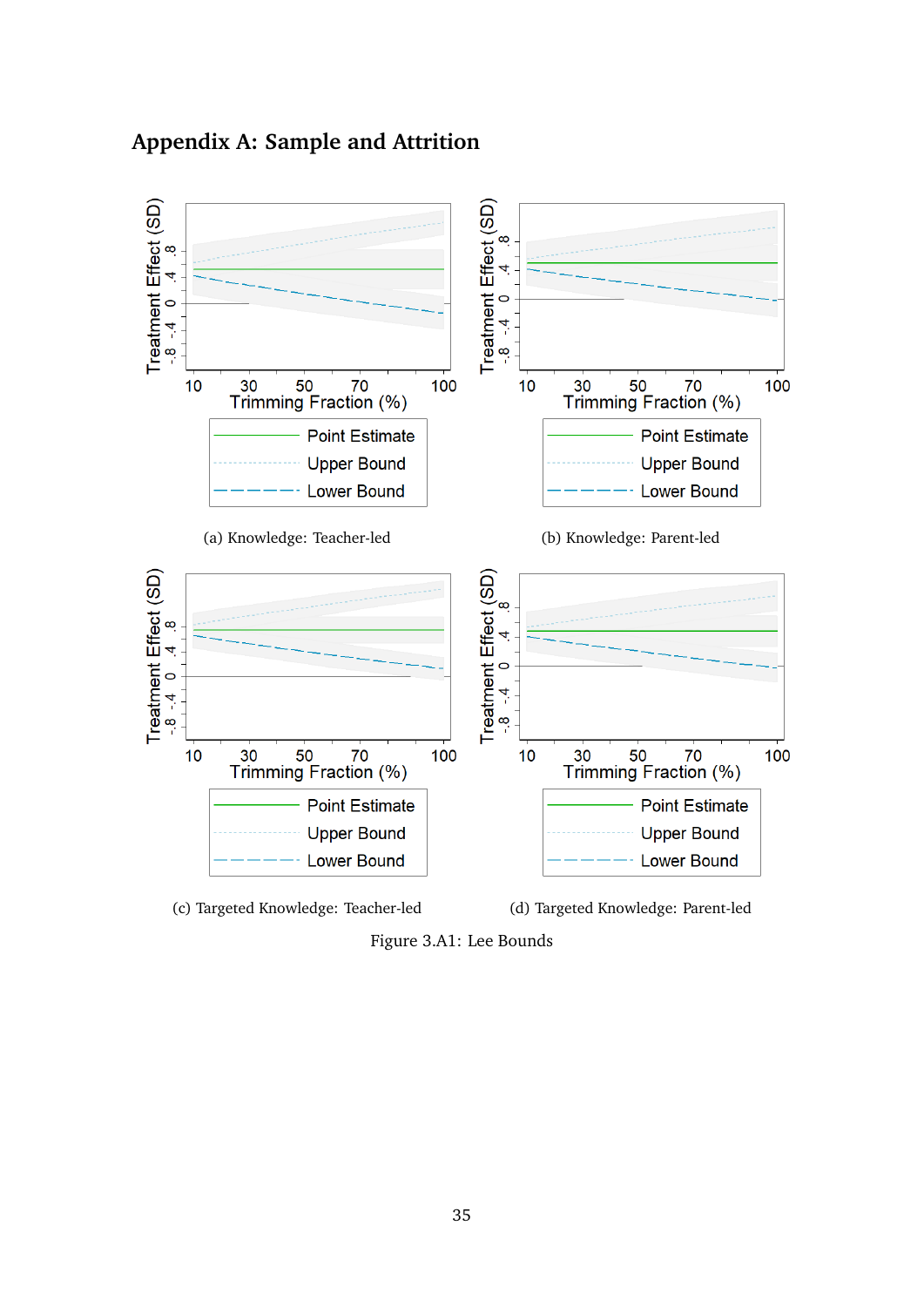## Appendix A: Sample and Attrition

(a) Knowledge: Teacher-led

(b) Knowledge: Parent-led

(c) Targeted Knowledge: Teacher-led

(d) Targeted Knowledge: Parent-led

Figure 3.A1: Lee Bounds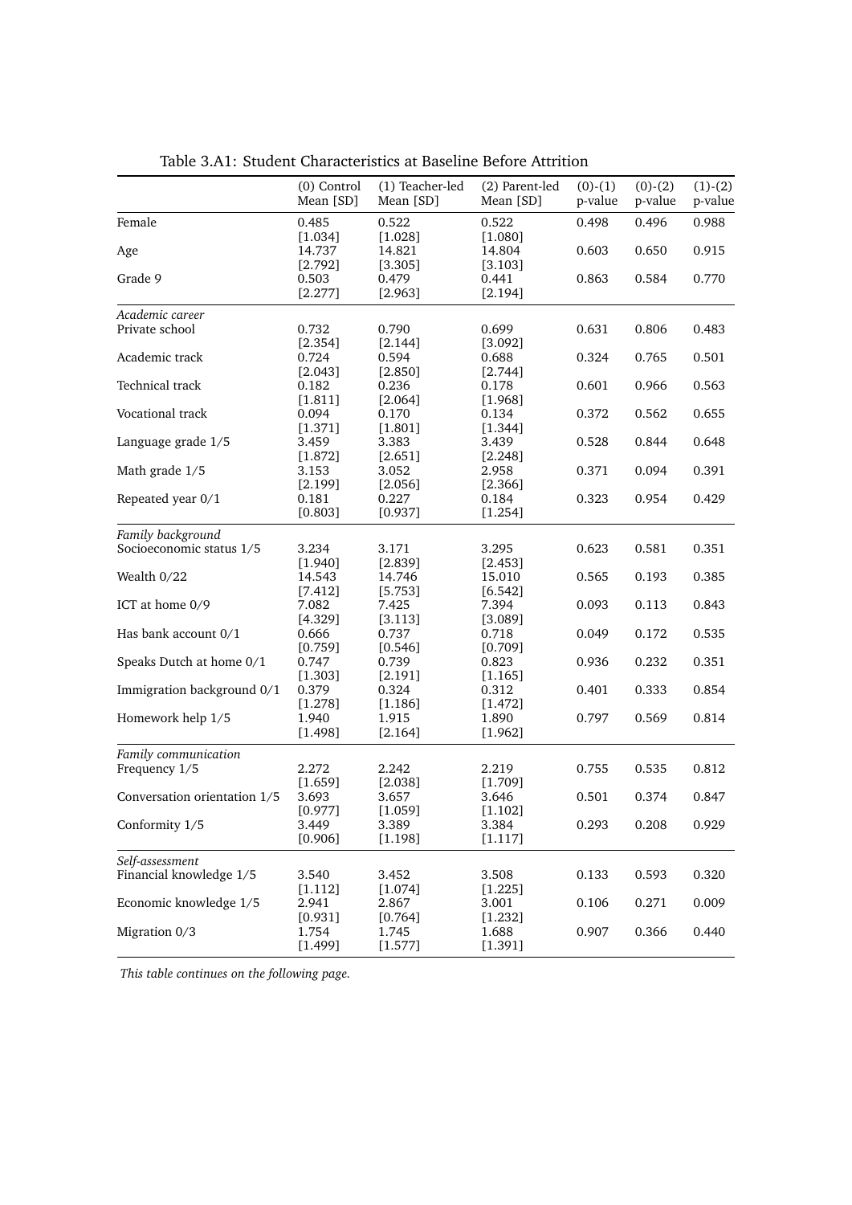Table 3.A1: Student Characteristics at Baseline Before Attrition

| | (0) Control Mean [SD] | (1) Teacher-led Mean [SD] | (2) Parent-led Mean [SD] | (0)-(1) p-value | (0)-(2) p-value | (1)-(2) p-value |
|---|---|---|---|---|---|---|
| Female | 0.485 | 0.522 | 0.522 | 0.498 | 0.496 | 0.988 |
| | [1.034] | [1.028] | [1.080] | | | |
| Age | 14.737 | 14.821 | 14.804 | 0.603 | 0.650 | 0.915 |
| | [2.792] | [3.305] | [3.103] | | | |
| Grade 9 | 0.503 | 0.479 | 0.441 | 0.863 | 0.584 | 0.770 |
| | [2.277] | [2.963] | [2.194] | | | |
| *Academic career* | | | | | | |
| Private school | 0.732 | 0.790 | 0.699 | 0.631 | 0.806 | 0.483 |
| | [2.354] | [2.144] | [3.092] | | | |
| Academic track | 0.724 | 0.594 | 0.688 | 0.324 | 0.765 | 0.501 |
| | [2.043] | [2.850] | [2.744] | | | |
| Technical track | 0.182 | 0.236 | 0.178 | 0.601 | 0.966 | 0.563 |
| | [1.811] | [2.064] | [1.968] | | | |
| Vocational track | 0.094 | 0.170 | 0.134 | 0.372 | 0.562 | 0.655 |
| | [1.371] | [1.801] | [1.344] | | | |
| Language grade 1/5 | 3.459 | 3.383 | 3.439 | 0.528 | 0.844 | 0.648 |
| | [1.872] | [2.651] | [2.248] | | | |
| Math grade 1/5 | 3.153 | 3.052 | 2.958 | 0.371 | 0.094 | 0.391 |
| | [2.199] | [2.056] | [2.366] | | | |
| Repeated year 0/1 | 0.181 | 0.227 | 0.184 | 0.323 | 0.954 | 0.429 |
| | [0.803] | [0.937] | [1.254] | | | |
| *Family background* | | | | | | |
| Socioeconomic status 1/5 | 3.234 | 3.171 | 3.295 | 0.623 | 0.581 | 0.351 |
| | [1.940] | [2.839] | [2.453] | | | |
| Wealth 0/22 | 14.543 | 14.746 | 15.010 | 0.565 | 0.193 | 0.385 |
| | [7.412] | [5.753] | [6.542] | | | |
| ICT at home 0/9 | 7.082 | 7.425 | 7.394 | 0.093 | 0.113 | 0.843 |
| | [4.329] | [3.113] | [3.089] | | | |
| Has bank account 0/1 | 0.666 | 0.737 | 0.718 | 0.049 | 0.172 | 0.535 |
| | [0.759] | [0.546] | [0.709] | | | |
| Speaks Dutch at home 0/1 | 0.747 | 0.739 | 0.823 | 0.936 | 0.232 | 0.351 |
| | [1.303] | [2.191] | [1.165] | | | |
| Immigration background 0/1 | 0.379 | 0.324 | 0.312 | 0.401 | 0.333 | 0.854 |
| | [1.278] | [1.186] | [1.472] | | | |
| Homework help 1/5 | 1.940 | 1.915 | 1.890 | 0.797 | 0.569 | 0.814 |
| | [1.498] | [2.164] | [1.962] | | | |
| *Family communication* | | | | | | |
| Frequency 1/5 | 2.272 | 2.242 | 2.219 | 0.755 | 0.535 | 0.812 |
| | [1.659] | [2.038] | [1.709] | | | |
| Conversation orientation 1/5 | 3.693 | 3.657 | 3.646 | 0.501 | 0.374 | 0.847 |
| | [0.977] | [1.059] | [1.102] | | | |
| Conformity 1/5 | 3.449 | 3.389 | 3.384 | 0.293 | 0.208 | 0.929 |
| | [0.906] | [1.198] | [1.117] | | | |
| *Self-assessment* | | | | | | |
| Financial knowledge 1/5 | 3.540 | 3.452 | 3.508 | 0.133 | 0.593 | 0.320 |
| | [1.112] | [1.074] | [1.225] | | | |
| Economic knowledge 1/5 | 2.941 | 2.867 | 3.001 | 0.106 | 0.271 | 0.009 |
| | [0.931] | [0.764] | [1.232] | | | |
| Migration 0/3 | 1.754 | 1.745 | 1.688 | 0.907 | 0.366 | 0.440 |
| | [1.499] | [1.577] | [1.391] | | | |

*This table continues on the following page.*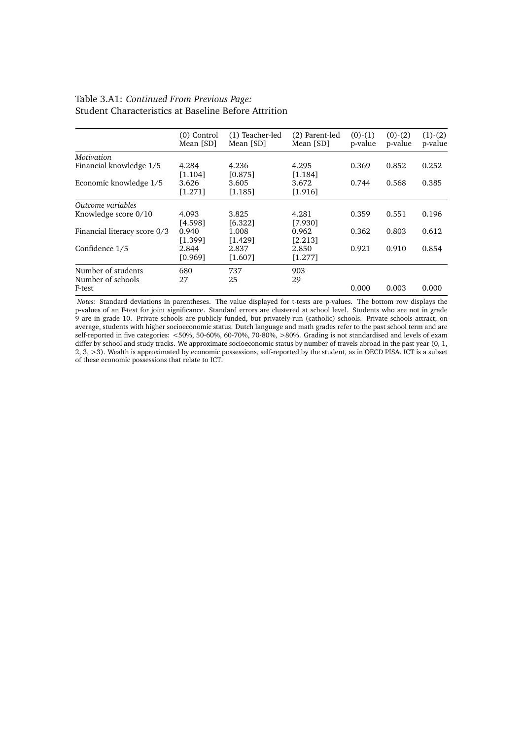Table 3.A1: *Continued From Previous Page:*
Student Characteristics at Baseline Before Attrition

| | (0) Control Mean [SD] | (1) Teacher-led Mean [SD] | (2) Parent-led Mean [SD] | (0)-(1) p-value | (0)-(2) p-value | (1)-(2) p-value |
|---|---|---|---|---|---|---|
| *Motivation* | | | | | | |
| Financial knowledge 1/5 | 4.284 | 4.236 | 4.295 | 0.369 | 0.852 | 0.252 |
| | [1.104] | [0.875] | [1.184] | | | |
| Economic knowledge 1/5 | 3.626 | 3.605 | 3.672 | 0.744 | 0.568 | 0.385 |
| | [1.271] | [1.185] | [1.916] | | | |
| *Outcome variables* | | | | | | |
| Knowledge score 0/10 | 4.093 | 3.825 | 4.281 | 0.359 | 0.551 | 0.196 |
| | [4.598] | [6.322] | [7.930] | | | |
| Financial literacy score 0/3 | 0.940 | 1.008 | 0.962 | 0.362 | 0.803 | 0.612 |
| | [1.399] | [1.429] | [2.213] | | | |
| Confidence 1/5 | 2.844 | 2.837 | 2.850 | 0.921 | 0.910 | 0.854 |
| | [0.969] | [1.607] | [1.277] | | | |
| Number of students | 680 | 737 | 903 | | | |
| Number of schools | 27 | 25 | 29 | | | |
| F-test | | | | 0.000 | 0.003 | 0.000 |

*Notes:* Standard deviations in parentheses. The value displayed for t-tests are p-values. The bottom row displays the p-values of an F-test for joint significance. Standard errors are clustered at school level. Students who are not in grade 9 are in grade 10. Private schools are publicly funded, but privately-run (catholic) schools. Private schools attract, on average, students with higher socioeconomic status. Dutch language and math grades refer to the past school term and are self-reported in five categories: <50%, 50-60%, 60-70%, 70-80%, >80%. Grading is not standardised and levels of exam differ by school and study tracks. We approximate socioeconomic status by number of travels abroad in the past year (0, 1, 2, 3, >3). Wealth is approximated by economic possessions, self-reported by the student, as in OECD PISA. ICT is a subset of these economic possessions that relate to ICT.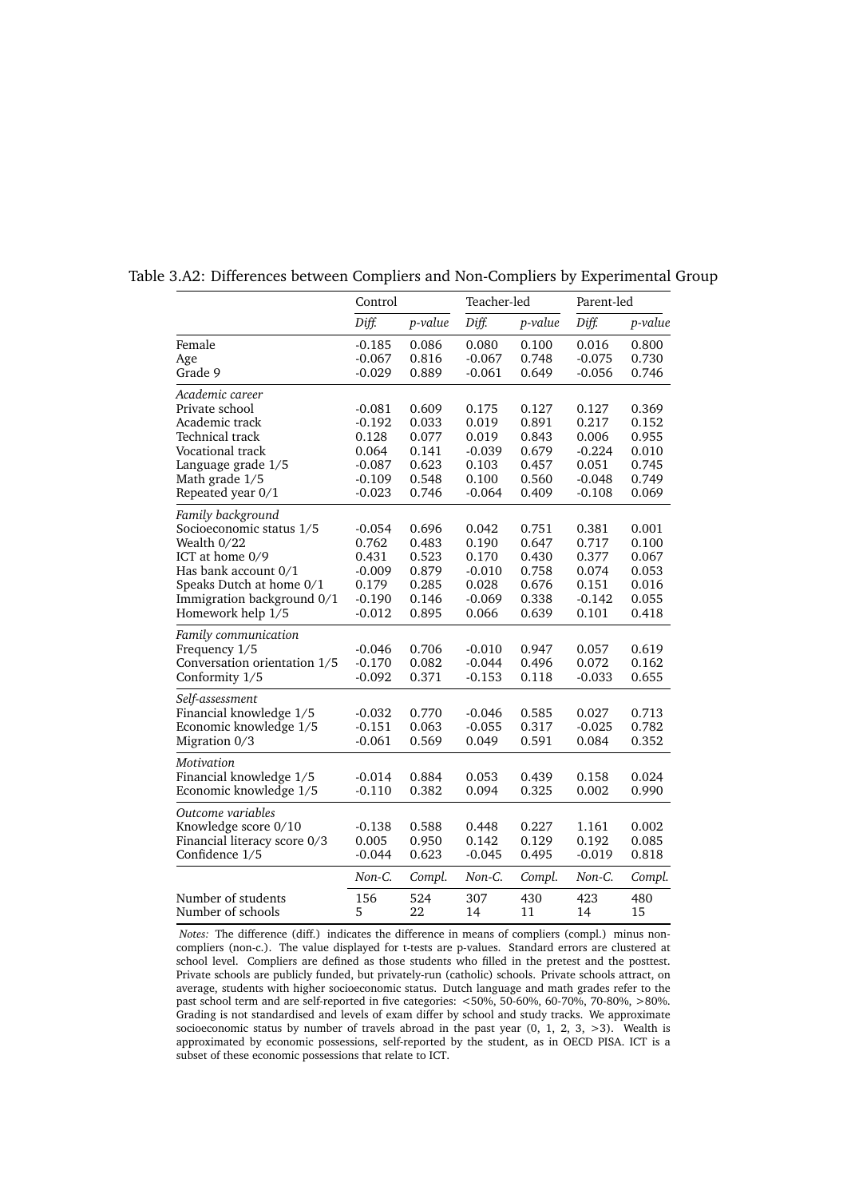Table 3.A2: Differences between Compliers and Non-Compliers by Experimental Group

| | Control | | Teacher-led | | Parent-led | |
|---|---|---|---|---|---|---|
| | *Diff.* | *p-value* | *Diff.* | *p-value* | *Diff.* | *p-value* |
| Female | -0.185 | 0.086 | 0.080 | 0.100 | 0.016 | 0.800 |
| Age | -0.067 | 0.816 | -0.067 | 0.748 | -0.075 | 0.730 |
| Grade 9 | -0.029 | 0.889 | -0.061 | 0.649 | -0.056 | 0.746 |
| *Academic career* | | | | | | |
| Private school | -0.081 | 0.609 | 0.175 | 0.127 | 0.127 | 0.369 |
| Academic track | -0.192 | 0.033 | 0.019 | 0.891 | 0.217 | 0.152 |
| Technical track | 0.128 | 0.077 | 0.019 | 0.843 | 0.006 | 0.955 |
| Vocational track | 0.064 | 0.141 | -0.039 | 0.679 | -0.224 | 0.010 |
| Language grade 1/5 | -0.087 | 0.623 | 0.103 | 0.457 | 0.051 | 0.745 |
| Math grade 1/5 | -0.109 | 0.548 | 0.100 | 0.560 | -0.048 | 0.749 |
| Repeated year 0/1 | -0.023 | 0.746 | -0.064 | 0.409 | -0.108 | 0.069 |
| *Family background* | | | | | | |
| Socioeconomic status 1/5 | -0.054 | 0.696 | 0.042 | 0.751 | 0.381 | 0.001 |
| Wealth 0/22 | 0.762 | 0.483 | 0.190 | 0.647 | 0.717 | 0.100 |
| ICT at home 0/9 | 0.431 | 0.523 | 0.170 | 0.430 | 0.377 | 0.067 |
| Has bank account 0/1 | -0.009 | 0.879 | -0.010 | 0.758 | 0.074 | 0.053 |
| Speaks Dutch at home 0/1 | 0.179 | 0.285 | 0.028 | 0.676 | 0.151 | 0.016 |
| Immigration background 0/1 | -0.190 | 0.146 | -0.069 | 0.338 | -0.142 | 0.055 |
| Homework help 1/5 | -0.012 | 0.895 | 0.066 | 0.639 | 0.101 | 0.418 |
| *Family communication* | | | | | | |
| Frequency 1/5 | -0.046 | 0.706 | -0.010 | 0.947 | 0.057 | 0.619 |
| Conversation orientation 1/5 | -0.170 | 0.082 | -0.044 | 0.496 | 0.072 | 0.162 |
| Conformity 1/5 | -0.092 | 0.371 | -0.153 | 0.118 | -0.033 | 0.655 |
| *Self-assessment* | | | | | | |
| Financial knowledge 1/5 | -0.032 | 0.770 | -0.046 | 0.585 | 0.027 | 0.713 |
| Economic knowledge 1/5 | -0.151 | 0.063 | -0.055 | 0.317 | -0.025 | 0.782 |
| Migration 0/3 | -0.061 | 0.569 | 0.049 | 0.591 | 0.084 | 0.352 |
| *Motivation* | | | | | | |
| Financial knowledge 1/5 | -0.014 | 0.884 | 0.053 | 0.439 | 0.158 | 0.024 |
| Economic knowledge 1/5 | -0.110 | 0.382 | 0.094 | 0.325 | 0.002 | 0.990 |
| *Outcome variables* | | | | | | |
| Knowledge score 0/10 | -0.138 | 0.588 | 0.448 | 0.227 | 1.161 | 0.002 |
| Financial literacy score 0/3 | 0.005 | 0.950 | 0.142 | 0.129 | 0.192 | 0.085 |
| Confidence 1/5 | -0.044 | 0.623 | -0.045 | 0.495 | -0.019 | 0.818 |
| | *Non-C.* | *Compl.* | *Non-C.* | *Compl.* | *Non-C.* | *Compl.* |
| Number of students | 156 | 524 | 307 | 430 | 423 | 480 |
| Number of schools | 5 | 22 | 14 | 11 | 14 | 15 |

*Notes:* The difference (diff.) indicates the difference in means of compliers (compl.) minus non-compliers (non-c.). The value displayed for t-tests are p-values. Standard errors are clustered at school level. Compliers are defined as those students who filled in the pretest and the posttest. Private schools are publicly funded, but privately-run (catholic) schools. Private schools attract, on average, students with higher socioeconomic status. Dutch language and math grades refer to the past school term and are self-reported in five categories: <50%, 50-60%, 60-70%, 70-80%, >80%. Grading is not standardised and levels of exam differ by school and study tracks. We approximate socioeconomic status by number of travels abroad in the past year (0, 1, 2, 3, >3). Wealth is approximated by economic possessions, self-reported by the student, as in OECD PISA. ICT is a subset of these economic possessions that relate to ICT.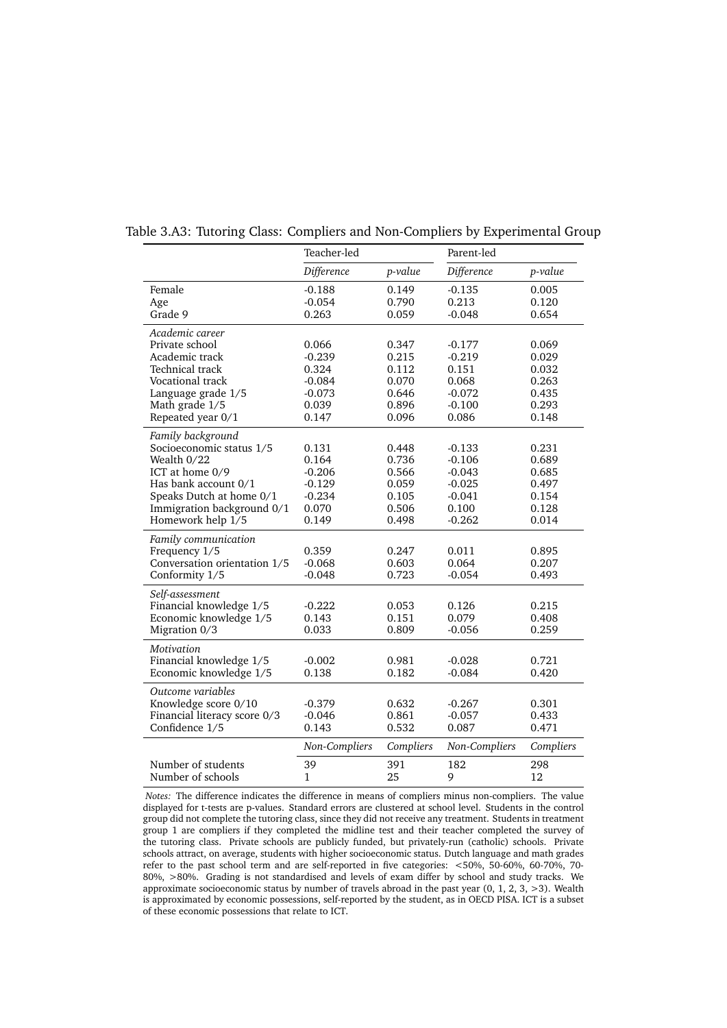Table 3.A3: Tutoring Class: Compliers and Non-Compliers by Experimental Group

| | Teacher-led | | Parent-led | |
|---|---|---|---|---|
| | *Difference* | *p-value* | *Difference* | *p-value* |
| Female | -0.188 | 0.149 | -0.135 | 0.005 |
| Age | -0.054 | 0.790 | 0.213 | 0.120 |
| Grade 9 | 0.263 | 0.059 | -0.048 | 0.654 |
| *Academic career* | | | | |
| Private school | 0.066 | 0.347 | -0.177 | 0.069 |
| Academic track | -0.239 | 0.215 | -0.219 | 0.029 |
| Technical track | 0.324 | 0.112 | 0.151 | 0.032 |
| Vocational track | -0.084 | 0.070 | 0.068 | 0.263 |
| Language grade 1/5 | -0.073 | 0.646 | -0.072 | 0.435 |
| Math grade 1/5 | 0.039 | 0.896 | -0.100 | 0.293 |
| Repeated year 0/1 | 0.147 | 0.096 | 0.086 | 0.148 |
| *Family background* | | | | |
| Socioeconomic status 1/5 | 0.131 | 0.448 | -0.133 | 0.231 |
| Wealth 0/22 | 0.164 | 0.736 | -0.106 | 0.689 |
| ICT at home 0/9 | -0.206 | 0.566 | -0.043 | 0.685 |
| Has bank account 0/1 | -0.129 | 0.059 | -0.025 | 0.497 |
| Speaks Dutch at home 0/1 | -0.234 | 0.105 | -0.041 | 0.154 |
| Immigration background 0/1 | 0.070 | 0.506 | 0.100 | 0.128 |
| Homework help 1/5 | 0.149 | 0.498 | -0.262 | 0.014 |
| *Family communication* | | | | |
| Frequency 1/5 | 0.359 | 0.247 | 0.011 | 0.895 |
| Conversation orientation 1/5 | -0.068 | 0.603 | 0.064 | 0.207 |
| Conformity 1/5 | -0.048 | 0.723 | -0.054 | 0.493 |
| *Self-assessment* | | | | |
| Financial knowledge 1/5 | -0.222 | 0.053 | 0.126 | 0.215 |
| Economic knowledge 1/5 | 0.143 | 0.151 | 0.079 | 0.408 |
| Migration 0/3 | 0.033 | 0.809 | -0.056 | 0.259 |
| *Motivation* | | | | |
| Financial knowledge 1/5 | -0.002 | 0.981 | -0.028 | 0.721 |
| Economic knowledge 1/5 | 0.138 | 0.182 | -0.084 | 0.420 |
| *Outcome variables* | | | | |
| Knowledge score 0/10 | -0.379 | 0.632 | -0.267 | 0.301 |
| Financial literacy score 0/3 | -0.046 | 0.861 | -0.057 | 0.433 |
| Confidence 1/5 | 0.143 | 0.532 | 0.087 | 0.471 |
| | *Non-Compliers* | *Compliers* | *Non-Compliers* | *Compliers* |
| Number of students | 39 | 391 | 182 | 298 |
| Number of schools | 1 | 25 | 9 | 12 |

*Notes:* The difference indicates the difference in means of compliers minus non-compliers. The value displayed for t-tests are p-values. Standard errors are clustered at school level. Students in the control group did not complete the tutoring class, since they did not receive any treatment. Students in treatment group 1 are compliers if they completed the midline test and their teacher completed the survey of the tutoring class. Private schools are publicly funded, but privately-run (catholic) schools. Private schools attract, on average, students with higher socioeconomic status. Dutch language and math grades refer to the past school term and are self-reported in five categories: <50%, 50-60%, 60-70%, 70-80%, >80%. Grading is not standardised and levels of exam differ by school and study tracks. We approximate socioeconomic status by number of travels abroad in the past year (0, 1, 2, 3, >3). Wealth is approximated by economic possessions, self-reported by the student, as in OECD PISA. ICT is a subset of these economic possessions that relate to ICT.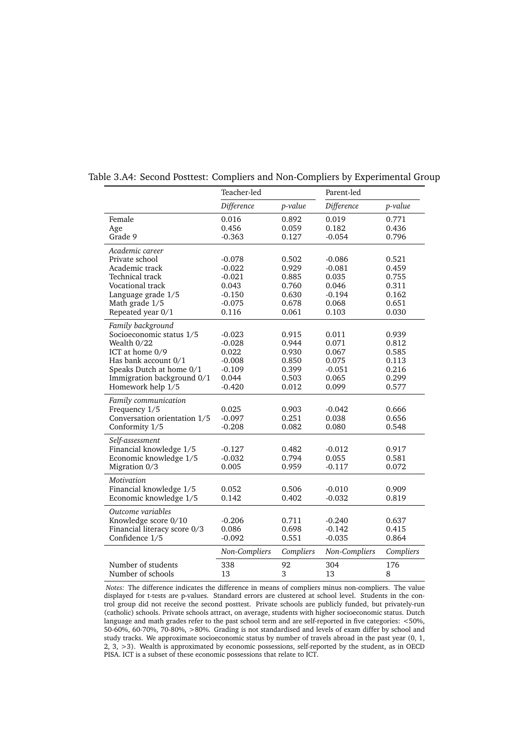Table 3.A4: Second Posttest: Compliers and Non-Compliers by Experimental Group

| | Teacher-led | | Parent-led | |
|---|---|---|---|---|
| | *Difference* | *p-value* | *Difference* | *p-value* |
| Female | 0.016 | 0.892 | 0.019 | 0.771 |
| Age | 0.456 | 0.059 | 0.182 | 0.436 |
| Grade 9 | -0.363 | 0.127 | -0.054 | 0.796 |
| *Academic career* | | | | |
| Private school | -0.078 | 0.502 | -0.086 | 0.521 |
| Academic track | -0.022 | 0.929 | -0.081 | 0.459 |
| Technical track | -0.021 | 0.885 | 0.035 | 0.755 |
| Vocational track | 0.043 | 0.760 | 0.046 | 0.311 |
| Language grade 1/5 | -0.150 | 0.630 | -0.194 | 0.162 |
| Math grade 1/5 | -0.075 | 0.678 | 0.068 | 0.651 |
| Repeated year 0/1 | 0.116 | 0.061 | 0.103 | 0.030 |
| *Family background* | | | | |
| Socioeconomic status 1/5 | -0.023 | 0.915 | 0.011 | 0.939 |
| Wealth 0/22 | -0.028 | 0.944 | 0.071 | 0.812 |
| ICT at home 0/9 | 0.022 | 0.930 | 0.067 | 0.585 |
| Has bank account 0/1 | -0.008 | 0.850 | 0.075 | 0.113 |
| Speaks Dutch at home 0/1 | -0.109 | 0.399 | -0.051 | 0.216 |
| Immigration background 0/1 | 0.044 | 0.503 | 0.065 | 0.299 |
| Homework help 1/5 | -0.420 | 0.012 | 0.099 | 0.577 |
| *Family communication* | | | | |
| Frequency 1/5 | 0.025 | 0.903 | -0.042 | 0.666 |
| Conversation orientation 1/5 | -0.097 | 0.251 | 0.038 | 0.656 |
| Conformity 1/5 | -0.208 | 0.082 | 0.080 | 0.548 |
| *Self-assessment* | | | | |
| Financial knowledge 1/5 | -0.127 | 0.482 | -0.012 | 0.917 |
| Economic knowledge 1/5 | -0.032 | 0.794 | 0.055 | 0.581 |
| Migration 0/3 | 0.005 | 0.959 | -0.117 | 0.072 |
| *Motivation* | | | | |
| Financial knowledge 1/5 | 0.052 | 0.506 | -0.010 | 0.909 |
| Economic knowledge 1/5 | 0.142 | 0.402 | -0.032 | 0.819 |
| *Outcome variables* | | | | |
| Knowledge score 0/10 | -0.206 | 0.711 | -0.240 | 0.637 |
| Financial literacy score 0/3 | 0.086 | 0.698 | -0.142 | 0.415 |
| Confidence 1/5 | -0.092 | 0.551 | -0.035 | 0.864 |
| | *Non-Compliers* | *Compliers* | *Non-Compliers* | *Compliers* |
| Number of students | 338 | 92 | 304 | 176 |
| Number of schools | 13 | 3 | 13 | 8 |

*Notes:* The difference indicates the difference in means of compliers minus non-compliers. The value displayed for t-tests are p-values. Standard errors are clustered at school level. Students in the control group did not receive the second posttest. Private schools are publicly funded, but privately-run (catholic) schools. Private schools attract, on average, students with higher socioeconomic status. Dutch language and math grades refer to the past school term and are self-reported in five categories: <50%, 50-60%, 60-70%, 70-80%, >80%. Grading is not standardised and levels of exam differ by school and study tracks. We approximate socioeconomic status by number of travels abroad in the past year (0, 1, 2, 3, >3). Wealth is approximated by economic possessions, self-reported by the student, as in OECD PISA. ICT is a subset of these economic possessions that relate to ICT.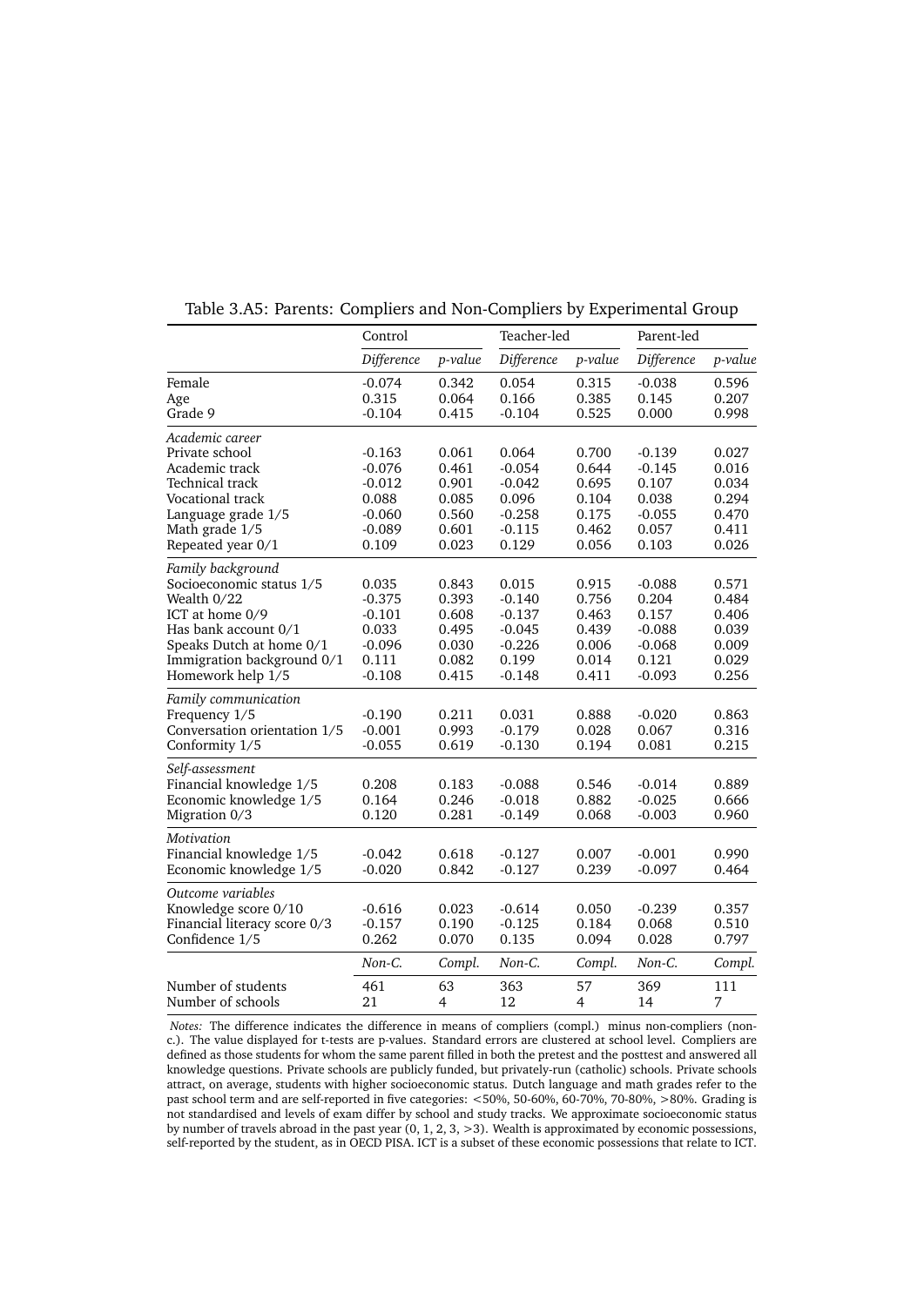Table 3.A5: Parents: Compliers and Non-Compliers by Experimental Group

| | Control | | Teacher-led | | Parent-led | |
|---|---|---|---|---|---|---|
| | *Difference* | *p-value* | *Difference* | *p-value* | *Difference* | *p-value* |
| Female | -0.074 | 0.342 | 0.054 | 0.315 | -0.038 | 0.596 |
| Age | 0.315 | 0.064 | 0.166 | 0.385 | 0.145 | 0.207 |
| Grade 9 | -0.104 | 0.415 | -0.104 | 0.525 | 0.000 | 0.998 |
| *Academic career* | | | | | | |
| Private school | -0.163 | 0.061 | 0.064 | 0.700 | -0.139 | 0.027 |
| Academic track | -0.076 | 0.461 | -0.054 | 0.644 | -0.145 | 0.016 |
| Technical track | -0.012 | 0.901 | -0.042 | 0.695 | 0.107 | 0.034 |
| Vocational track | 0.088 | 0.085 | 0.096 | 0.104 | 0.038 | 0.294 |
| Language grade 1/5 | -0.060 | 0.560 | -0.258 | 0.175 | -0.055 | 0.470 |
| Math grade 1/5 | -0.089 | 0.601 | -0.115 | 0.462 | 0.057 | 0.411 |
| Repeated year 0/1 | 0.109 | 0.023 | 0.129 | 0.056 | 0.103 | 0.026 |
| *Family background* | | | | | | |
| Socioeconomic status 1/5 | 0.035 | 0.843 | 0.015 | 0.915 | -0.088 | 0.571 |
| Wealth 0/22 | -0.375 | 0.393 | -0.140 | 0.756 | 0.204 | 0.484 |
| ICT at home 0/9 | -0.101 | 0.608 | -0.137 | 0.463 | 0.157 | 0.406 |
| Has bank account 0/1 | 0.033 | 0.495 | -0.045 | 0.439 | -0.088 | 0.039 |
| Speaks Dutch at home 0/1 | -0.096 | 0.030 | -0.226 | 0.006 | -0.068 | 0.009 |
| Immigration background 0/1 | 0.111 | 0.082 | 0.199 | 0.014 | 0.121 | 0.029 |
| Homework help 1/5 | -0.108 | 0.415 | -0.148 | 0.411 | -0.093 | 0.256 |
| *Family communication* | | | | | | |
| Frequency 1/5 | -0.190 | 0.211 | 0.031 | 0.888 | -0.020 | 0.863 |
| Conversation orientation 1/5 | -0.001 | 0.993 | -0.179 | 0.028 | 0.067 | 0.316 |
| Conformity 1/5 | -0.055 | 0.619 | -0.130 | 0.194 | 0.081 | 0.215 |
| *Self-assessment* | | | | | | |
| Financial knowledge 1/5 | 0.208 | 0.183 | -0.088 | 0.546 | -0.014 | 0.889 |
| Economic knowledge 1/5 | 0.164 | 0.246 | -0.018 | 0.882 | -0.025 | 0.666 |
| Migration 0/3 | 0.120 | 0.281 | -0.149 | 0.068 | -0.003 | 0.960 |
| *Motivation* | | | | | | |
| Financial knowledge 1/5 | -0.042 | 0.618 | -0.127 | 0.007 | -0.001 | 0.990 |
| Economic knowledge 1/5 | -0.020 | 0.842 | -0.127 | 0.239 | -0.097 | 0.464 |
| *Outcome variables* | | | | | | |
| Knowledge score 0/10 | -0.616 | 0.023 | -0.614 | 0.050 | -0.239 | 0.357 |
| Financial literacy score 0/3 | -0.157 | 0.190 | -0.125 | 0.184 | 0.068 | 0.510 |
| Confidence 1/5 | 0.262 | 0.070 | 0.135 | 0.094 | 0.028 | 0.797 |
| | *Non-C.* | *Compl.* | *Non-C.* | *Compl.* | *Non-C.* | *Compl.* |
| Number of students | 461 | 63 | 363 | 57 | 369 | 111 |
| Number of schools | 21 | 4 | 12 | 4 | 14 | 7 |

*Notes:* The difference indicates the difference in means of compliers (compl.) minus non-compliers (non-c.). The value displayed for t-tests are p-values. Standard errors are clustered at school level. Compliers are defined as those students for whom the same parent filled in both the pretest and the posttest and answered all knowledge questions. Private schools are publicly funded, but privately-run (catholic) schools. Private schools attract, on average, students with higher socioeconomic status. Dutch language and math grades refer to the past school term and are self-reported in five categories: <50%, 50-60%, 60-70%, 70-80%, >80%. Grading is not standardised and levels of exam differ by school and study tracks. We approximate socioeconomic status by number of travels abroad in the past year (0, 1, 2, 3, >3). Wealth is approximated by economic possessions, self-reported by the student, as in OECD PISA. ICT is a subset of these economic possessions that relate to ICT.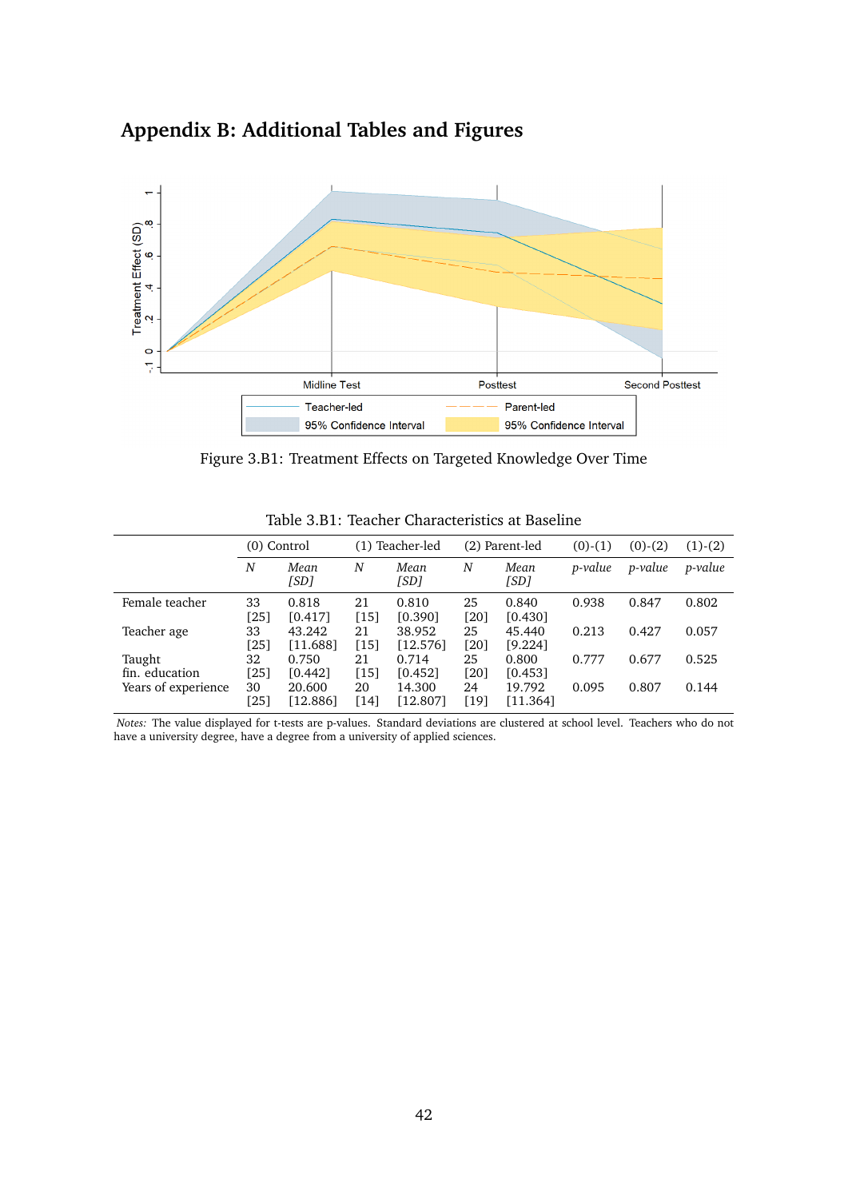# Appendix B: Additional Tables and Figures

Figure 3.B1: Treatment Effects on Targeted Knowledge Over Time

Table 3.B1: Teacher Characteristics at Baseline

| | (0) Control | | (1) Teacher-led | | (2) Parent-led | | (0)-(1) | (0)-(2) | (1)-(2) |
|---|---|---|---|---|---|---|---|---|---|
| | *N* | *Mean* *[SD]* | *N* | *Mean* *[SD]* | *N* | *Mean* *[SD]* | *p-value* | *p-value* | *p-value* |
| Female teacher | 33 | 0.818 | 21 | 0.810 | 25 | 0.840 | 0.938 | 0.847 | 0.802 |
| | [25] | [0.417] | [15] | [0.390] | [20] | [0.430] | | | |
| Teacher age | 33 | 43.242 | 21 | 38.952 | 25 | 45.440 | 0.213 | 0.427 | 0.057 |
| | [25] | [11.688] | [15] | [12.576] | [20] | [9.224] | | | |
| Taught fin. education | 32 | 0.750 | 21 | 0.714 | 25 | 0.800 | 0.777 | 0.677 | 0.525 |
| | [25] | [0.442] | [15] | [0.452] | [20] | [0.453] | | | |
| Years of experience | 30 | 20.600 | 20 | 14.300 | 24 | 19.792 | 0.095 | 0.807 | 0.144 |
| | [25] | [12.886] | [14] | [12.807] | [19] | [11.364] | | | |

*Notes:* The value displayed for t-tests are p-values. Standard deviations are clustered at school level. Teachers who do not have a university degree, have a degree from a university of applied sciences.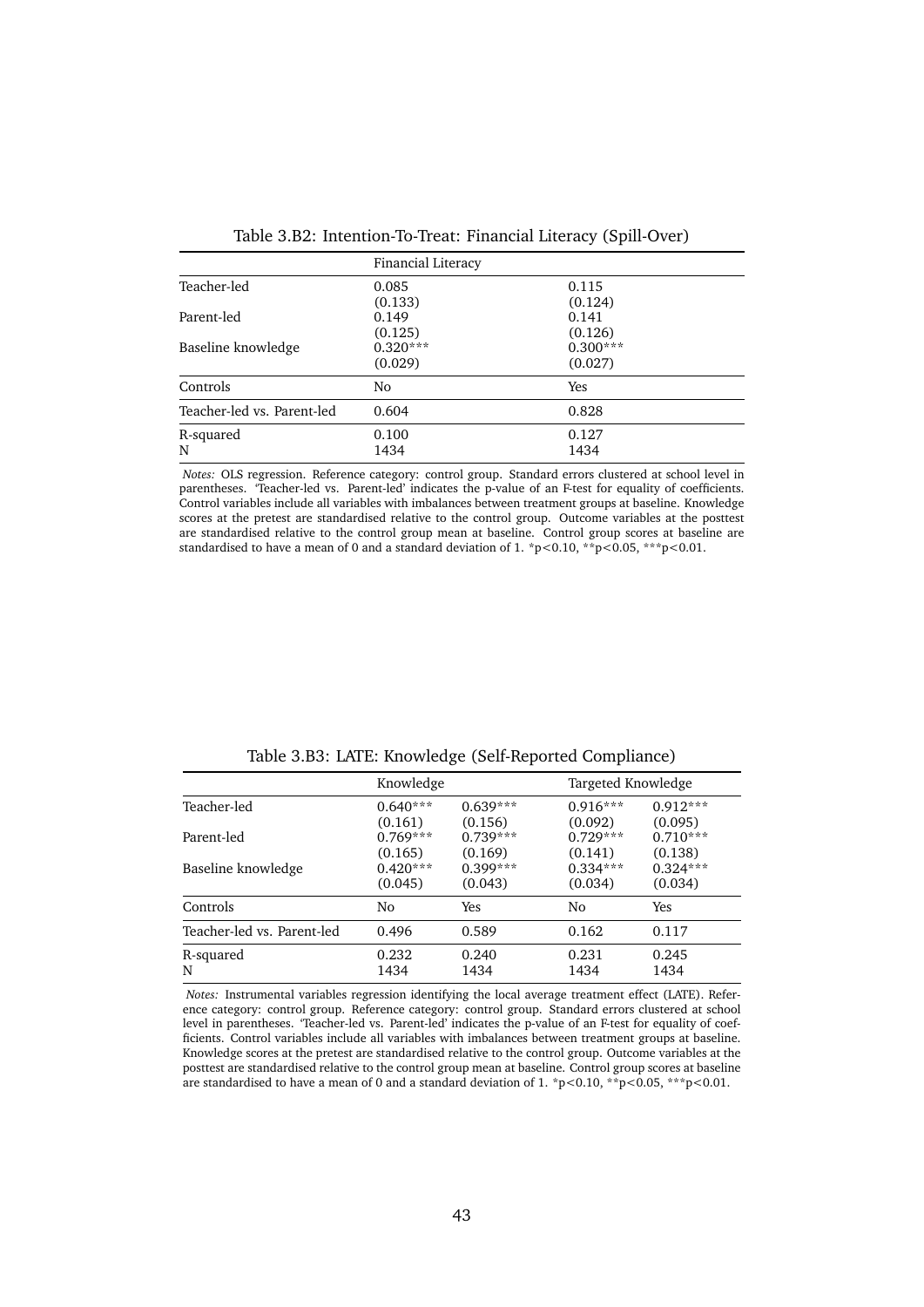Table 3.B2: Intention-To-Treat: Financial Literacy (Spill-Over)

| | Financial Literacy | |
|---|---|---|
| Teacher-led | 0.085 | 0.115 |
| | (0.133) | (0.124) |
| Parent-led | 0.149 | 0.141 |
| | (0.125) | (0.126) |
| Baseline knowledge | 0.320*** | 0.300*** |
| | (0.029) | (0.027) |
| Controls | No | Yes |
| Teacher-led vs. Parent-led | 0.604 | 0.828 |
| R-squared | 0.100 | 0.127 |
| N | 1434 | 1434 |

*Notes:* OLS regression. Reference category: control group. Standard errors clustered at school level in parentheses. 'Teacher-led vs. Parent-led' indicates the p-value of an F-test for equality of coefficients. Control variables include all variables with imbalances between treatment groups at baseline. Knowledge scores at the pretest are standardised relative to the control group. Outcome variables at the posttest are standardised relative to the control group mean at baseline. Control group scores at baseline are standardised to have a mean of 0 and a standard deviation of 1. *p<0.10, **p<0.05, ***p<0.01.

Table 3.B3: LATE: Knowledge (Self-Reported Compliance)

| | Knowledge | | Targeted Knowledge | |
|---|---|---|---|---|
| Teacher-led | 0.640*** | 0.639*** | 0.916*** | 0.912*** |
| | (0.161) | (0.156) | (0.092) | (0.095) |
| Parent-led | 0.769*** | 0.739*** | 0.729*** | 0.710*** |
| | (0.165) | (0.169) | (0.141) | (0.138) |
| Baseline knowledge | 0.420*** | 0.399*** | 0.334*** | 0.324*** |
| | (0.045) | (0.043) | (0.034) | (0.034) |
| Controls | No | Yes | No | Yes |
| Teacher-led vs. Parent-led | 0.496 | 0.589 | 0.162 | 0.117 |
| R-squared | 0.232 | 0.240 | 0.231 | 0.245 |
| N | 1434 | 1434 | 1434 | 1434 |

*Notes:* Instrumental variables regression identifying the local average treatment effect (LATE). Reference category: control group. Reference category: control group. Standard errors clustered at school level in parentheses. 'Teacher-led vs. Parent-led' indicates the p-value of an F-test for equality of coefficients. Control variables include all variables with imbalances between treatment groups at baseline. Knowledge scores at the pretest are standardised relative to the control group. Outcome variables at the posttest are standardised relative to the control group mean at baseline. Control group scores at baseline are standardised to have a mean of 0 and a standard deviation of 1. *p<0.10, **p<0.05, ***p<0.01.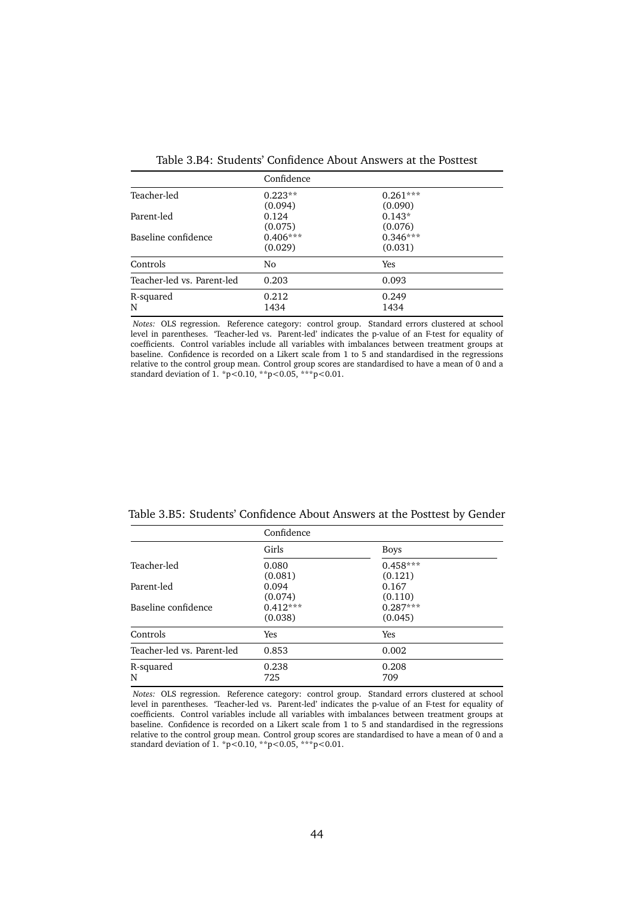Table 3.B4: Students' Confidence About Answers at the Posttest

| | Confidence | |
|---|---|---|
| Teacher-led | 0.223** | 0.261*** |
| | (0.094) | (0.090) |
| Parent-led | 0.124 | 0.143* |
| | (0.075) | (0.076) |
| Baseline confidence | 0.406*** | 0.346*** |
| | (0.029) | (0.031) |
| Controls | No | Yes |
| Teacher-led vs. Parent-led | 0.203 | 0.093 |
| R-squared | 0.212 | 0.249 |
| N | 1434 | 1434 |

*Notes:* OLS regression. Reference category: control group. Standard errors clustered at school level in parentheses. 'Teacher-led vs. Parent-led' indicates the p-value of an F-test for equality of coefficients. Control variables include all variables with imbalances between treatment groups at baseline. Confidence is recorded on a Likert scale from 1 to 5 and standardised in the regressions relative to the control group mean. Control group scores are standardised to have a mean of 0 and a standard deviation of 1. *p<0.10, **p<0.05, ***p<0.01.

Table 3.B5: Students' Confidence About Answers at the Posttest by Gender

| | Confidence | |
|---|---|---|
| | Girls | Boys |
| Teacher-led | 0.080 | 0.458*** |
| | (0.081) | (0.121) |
| Parent-led | 0.094 | 0.167 |
| | (0.074) | (0.110) |
| Baseline confidence | 0.412*** | 0.287*** |
| | (0.038) | (0.045) |
| Controls | Yes | Yes |
| Teacher-led vs. Parent-led | 0.853 | 0.002 |
| R-squared | 0.238 | 0.208 |
| N | 725 | 709 |

*Notes:* OLS regression. Reference category: control group. Standard errors clustered at school level in parentheses. 'Teacher-led vs. Parent-led' indicates the p-value of an F-test for equality of coefficients. Control variables include all variables with imbalances between treatment groups at baseline. Confidence is recorded on a Likert scale from 1 to 5 and standardised in the regressions relative to the control group mean. Control group scores are standardised to have a mean of 0 and a standard deviation of 1. *p<0.10, **p<0.05, ***p<0.01.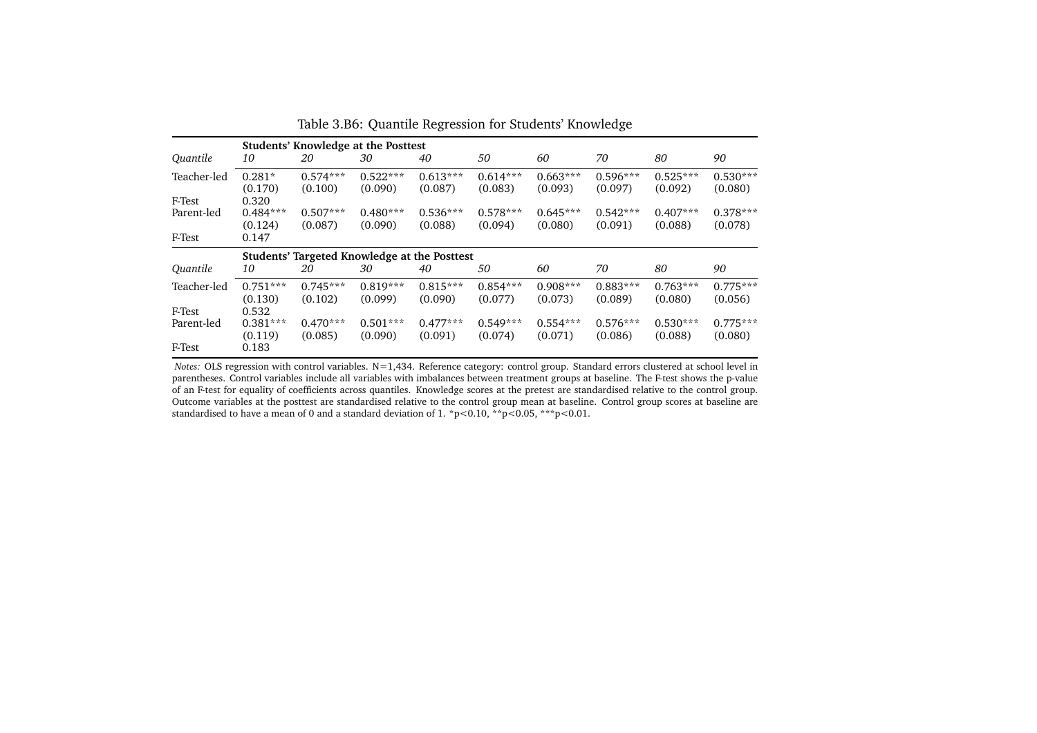Table 3.B6: Quantile Regression for Students' Knowledge

| | **Students' Knowledge at the Posttest** | | | | | | | | |
|---|---|---|---|---|---|---|---|---|---|
| *Quantile* | *10* | *20* | *30* | *40* | *50* | *60* | *70* | *80* | *90* |
| Teacher-led | 0.281* | 0.574*** | 0.522*** | 0.613*** | 0.614*** | 0.663*** | 0.596*** | 0.525*** | 0.530*** |
| | (0.170) | (0.100) | (0.090) | (0.087) | (0.083) | (0.093) | (0.097) | (0.092) | (0.080) |
| F-Test | 0.320 | | | | | | | | |
| Parent-led | 0.484*** | 0.507*** | 0.480*** | 0.536*** | 0.578*** | 0.645*** | 0.542*** | 0.407*** | 0.378*** |
| | (0.124) | (0.087) | (0.090) | (0.088) | (0.094) | (0.080) | (0.091) | (0.088) | (0.078) |
| F-Test | 0.147 | | | | | | | | |
| | **Students' Targeted Knowledge at the Posttest** | | | | | | | | |
| *Quantile* | *10* | *20* | *30* | *40* | *50* | *60* | *70* | *80* | *90* |
| Teacher-led | 0.751*** | 0.745*** | 0.819*** | 0.815*** | 0.854*** | 0.908*** | 0.883*** | 0.763*** | 0.775*** |
| | (0.130) | (0.102) | (0.099) | (0.090) | (0.077) | (0.073) | (0.089) | (0.080) | (0.056) |
| F-Test | 0.532 | | | | | | | | |
| Parent-led | 0.381*** | 0.470*** | 0.501*** | 0.477*** | 0.549*** | 0.554*** | 0.576*** | 0.530*** | 0.775*** |
| | (0.119) | (0.085) | (0.090) | (0.091) | (0.074) | (0.071) | (0.086) | (0.088) | (0.080) |
| F-Test | 0.183 | | | | | | | | |

*Notes:* OLS regression with control variables. N=1,434. Reference category: control group. Standard errors clustered at school level in parentheses. Control variables include all variables with imbalances between treatment groups at baseline. The F-test shows the p-value of an F-test for equality of coefficients across quantiles. Knowledge scores at the pretest are standardised relative to the control group. Outcome variables at the posttest are standardised relative to the control group mean at baseline. Control group scores at baseline are standardised to have a mean of 0 and a standard deviation of 1. *$p<0.10$, **$p<0.05$, ***$p<0.01$.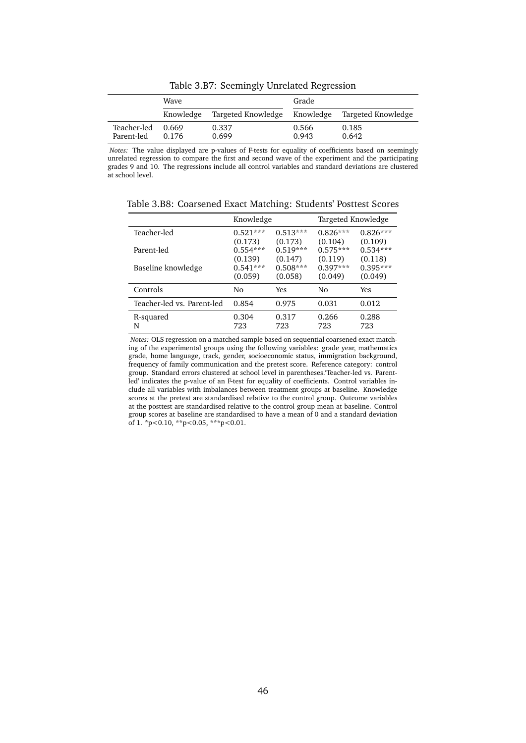Table 3.B7: Seemingly Unrelated Regression

| | Wave | | Grade | |
|---|---|---|---|---|
| | Knowledge | Targeted Knowledge | Knowledge | Targeted Knowledge |
| Teacher-led | 0.669 | 0.337 | 0.566 | 0.185 |
| Parent-led | 0.176 | 0.699 | 0.943 | 0.642 |

*Notes:* The value displayed are p-values of F-tests for equality of coefficients based on seemingly unrelated regression to compare the first and second wave of the experiment and the participating grades 9 and 10. The regressions include all control variables and standard deviations are clustered at school level.

Table 3.B8: Coarsened Exact Matching: Students' Posttest Scores

| | Knowledge | | Targeted Knowledge | |
|---|---|---|---|---|
| Teacher-led | 0.521*** | 0.513*** | 0.826*** | 0.826*** |
| | (0.173) | (0.173) | (0.104) | (0.109) |
| Parent-led | 0.554*** | 0.519*** | 0.575*** | 0.534*** |
| | (0.139) | (0.147) | (0.119) | (0.118) |
| Baseline knowledge | 0.541*** | 0.508*** | 0.397*** | 0.395*** |
| | (0.059) | (0.058) | (0.049) | (0.049) |
| Controls | No | Yes | No | Yes |
| Teacher-led vs. Parent-led | 0.854 | 0.975 | 0.031 | 0.012 |
| R-squared | 0.304 | 0.317 | 0.266 | 0.288 |
| N | 723 | 723 | 723 | 723 |

*Notes:* OLS regression on a matched sample based on sequential coarsened exact matching of the experimental groups using the following variables: grade year, mathematics grade, home language, track, gender, socioeconomic status, immigration background, frequency of family communication and the pretest score. Reference category: control group. Standard errors clustered at school level in parentheses.'Teacher-led vs. Parent-led' indicates the p-value of an F-test for equality of coefficients. Control variables include all variables with imbalances between treatment groups at baseline. Knowledge scores at the pretest are standardised relative to the control group. Outcome variables at the posttest are standardised relative to the control group mean at baseline. Control group scores at baseline are standardised to have a mean of 0 and a standard deviation of 1. *$p<0.10$, **$p<0.05$, ***$p<0.01$.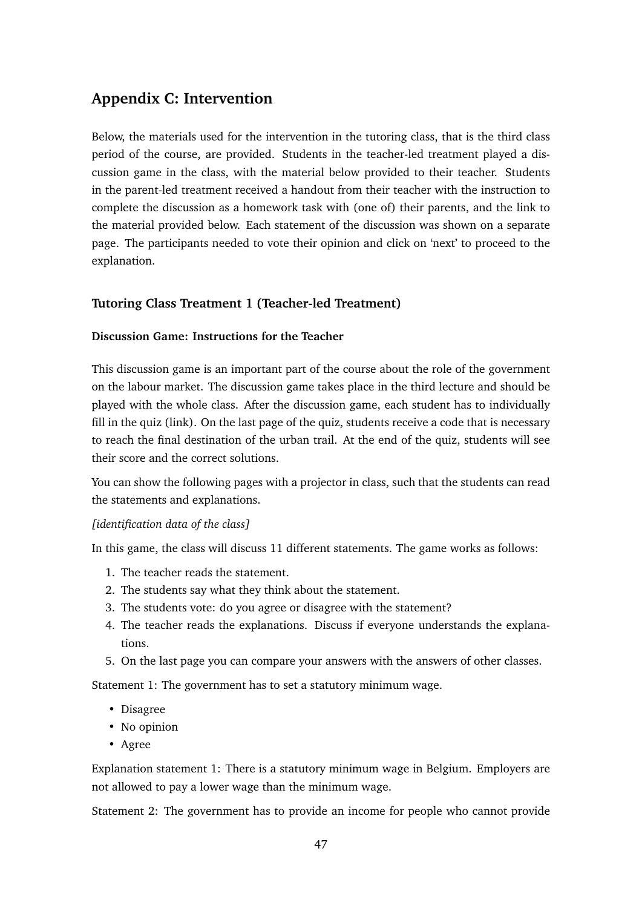## Appendix C: Intervention

Below, the materials used for the intervention in the tutoring class, that is the third class period of the course, are provided. Students in the teacher-led treatment played a discussion game in the class, with the material below provided to their teacher. Students in the parent-led treatment received a handout from their teacher with the instruction to complete the discussion as a homework task with (one of) their parents, and the link to the material provided below. Each statement of the discussion was shown on a separate page. The participants needed to vote their opinion and click on 'next' to proceed to the explanation.

### Tutoring Class Treatment 1 (Teacher-led Treatment)

#### Discussion Game: Instructions for the Teacher

This discussion game is an important part of the course about the role of the government on the labour market. The discussion game takes place in the third lecture and should be played with the whole class. After the discussion game, each student has to individually fill in the quiz (link). On the last page of the quiz, students receive a code that is necessary to reach the final destination of the urban trail. At the end of the quiz, students will see their score and the correct solutions.

You can show the following pages with a projector in class, such that the students can read the statements and explanations.

*[identification data of the class]*

In this game, the class will discuss 11 different statements. The game works as follows:

1. The teacher reads the statement.
2. The students say what they think about the statement.
3. The students vote: do you agree or disagree with the statement?
4. The teacher reads the explanations. Discuss if everyone understands the explanations.
5. On the last page you can compare your answers with the answers of other classes.

Statement 1: The government has to set a statutory minimum wage.

- Disagree
- No opinion
- Agree

Explanation statement 1: There is a statutory minimum wage in Belgium. Employers are not allowed to pay a lower wage than the minimum wage.

Statement 2: The government has to provide an income for people who cannot provide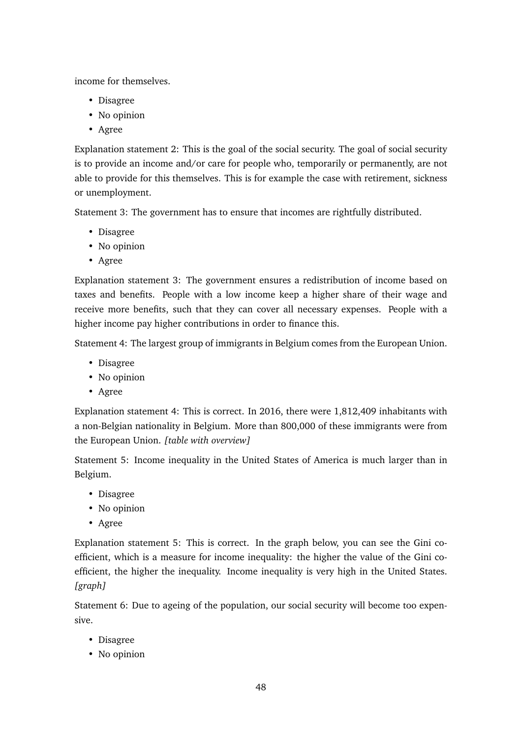income for themselves.

- Disagree
- No opinion
- Agree

Explanation statement 2: This is the goal of the social security. The goal of social security is to provide an income and/or care for people who, temporarily or permanently, are not able to provide for this themselves. This is for example the case with retirement, sickness or unemployment.

Statement 3: The government has to ensure that incomes are rightfully distributed.

- Disagree
- No opinion
- Agree

Explanation statement 3: The government ensures a redistribution of income based on taxes and benefits. People with a low income keep a higher share of their wage and receive more benefits, such that they can cover all necessary expenses. People with a higher income pay higher contributions in order to finance this.

Statement 4: The largest group of immigrants in Belgium comes from the European Union.

- Disagree
- No opinion
- Agree

Explanation statement 4: This is correct. In 2016, there were 1,812,409 inhabitants with a non-Belgian nationality in Belgium. More than 800,000 of these immigrants were from the European Union. *[table with overview]*

Statement 5: Income inequality in the United States of America is much larger than in Belgium.

- Disagree
- No opinion
- Agree

Explanation statement 5: This is correct. In the graph below, you can see the Gini coefficient, which is a measure for income inequality: the higher the value of the Gini coefficient, the higher the inequality. Income inequality is very high in the United States. *[graph]*

Statement 6: Due to ageing of the population, our social security will become too expensive.

- Disagree
- No opinion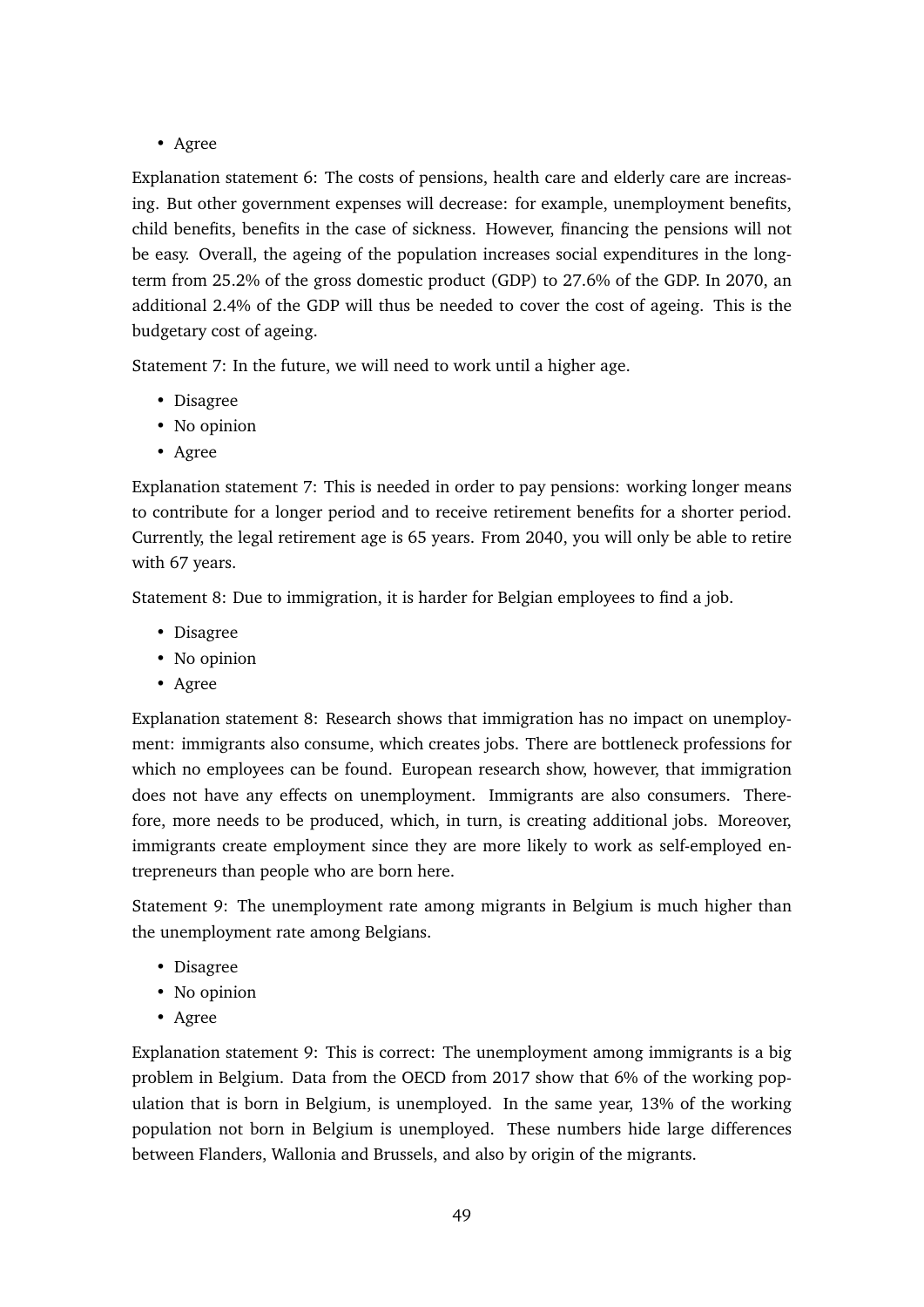- Agree

Explanation statement 6: The costs of pensions, health care and elderly care are increasing. But other government expenses will decrease: for example, unemployment benefits, child benefits, benefits in the case of sickness. However, financing the pensions will not be easy. Overall, the ageing of the population increases social expenditures in the long-term from 25.2% of the gross domestic product (GDP) to 27.6% of the GDP. In 2070, an additional 2.4% of the GDP will thus be needed to cover the cost of ageing. This is the budgetary cost of ageing.

Statement 7: In the future, we will need to work until a higher age.

- Disagree
- No opinion
- Agree

Explanation statement 7: This is needed in order to pay pensions: working longer means to contribute for a longer period and to receive retirement benefits for a shorter period. Currently, the legal retirement age is 65 years. From 2040, you will only be able to retire with 67 years.

Statement 8: Due to immigration, it is harder for Belgian employees to find a job.

- Disagree
- No opinion
- Agree

Explanation statement 8: Research shows that immigration has no impact on unemployment: immigrants also consume, which creates jobs. There are bottleneck professions for which no employees can be found. European research show, however, that immigration does not have any effects on unemployment. Immigrants are also consumers. Therefore, more needs to be produced, which, in turn, is creating additional jobs. Moreover, immigrants create employment since they are more likely to work as self-employed entrepreneurs than people who are born here.

Statement 9: The unemployment rate among migrants in Belgium is much higher than the unemployment rate among Belgians.

- Disagree
- No opinion
- Agree

Explanation statement 9: This is correct: The unemployment among immigrants is a big problem in Belgium. Data from the OECD from 2017 show that 6% of the working population that is born in Belgium, is unemployed. In the same year, 13% of the working population not born in Belgium is unemployed. These numbers hide large differences between Flanders, Wallonia and Brussels, and also by origin of the migrants.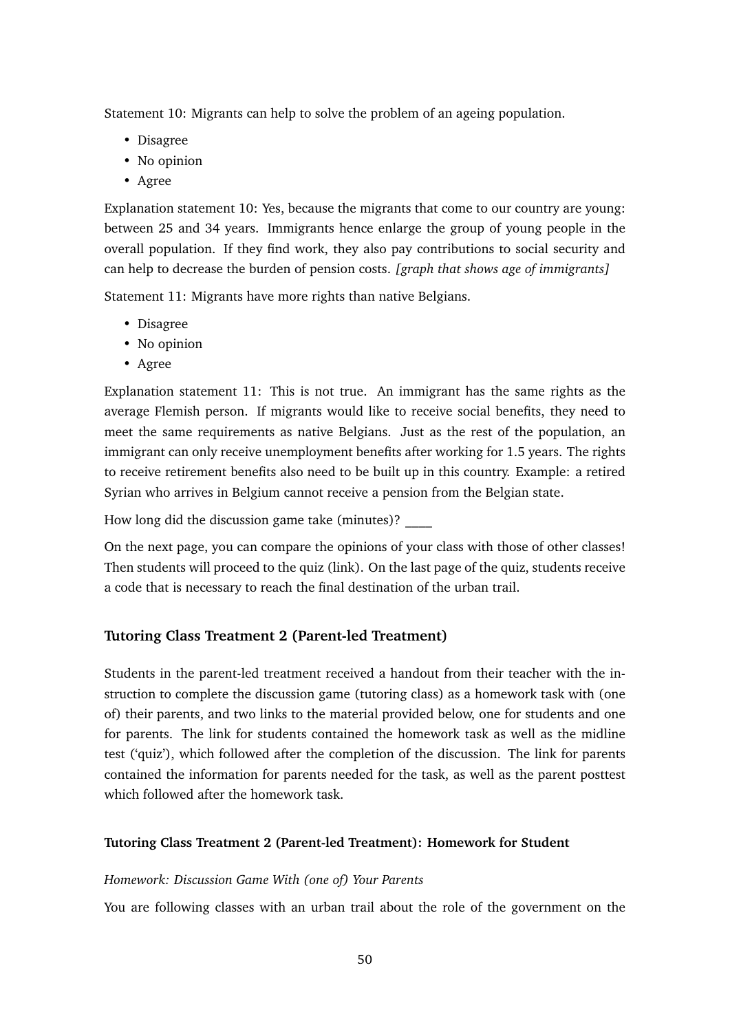Statement 10: Migrants can help to solve the problem of an ageing population.

- Disagree
- No opinion
- Agree

Explanation statement 10: Yes, because the migrants that come to our country are young: between 25 and 34 years. Immigrants hence enlarge the group of young people in the overall population. If they find work, they also pay contributions to social security and can help to decrease the burden of pension costs. *[graph that shows age of immigrants]*

Statement 11: Migrants have more rights than native Belgians.

- Disagree
- No opinion
- Agree

Explanation statement 11: This is not true. An immigrant has the same rights as the average Flemish person. If migrants would like to receive social benefits, they need to meet the same requirements as native Belgians. Just as the rest of the population, an immigrant can only receive unemployment benefits after working for 1.5 years. The rights to receive retirement benefits also need to be built up in this country. Example: a retired Syrian who arrives in Belgium cannot receive a pension from the Belgian state.

How long did the discussion game take (minutes)? ____

On the next page, you can compare the opinions of your class with those of other classes! Then students will proceed to the quiz (link). On the last page of the quiz, students receive a code that is necessary to reach the final destination of the urban trail.

### Tutoring Class Treatment 2 (Parent-led Treatment)

Students in the parent-led treatment received a handout from their teacher with the instruction to complete the discussion game (tutoring class) as a homework task with (one of) their parents, and two links to the material provided below, one for students and one for parents. The link for students contained the homework task as well as the midline test ('quiz'), which followed after the completion of the discussion. The link for parents contained the information for parents needed for the task, as well as the parent posttest which followed after the homework task.

#### Tutoring Class Treatment 2 (Parent-led Treatment): Homework for Student

*Homework: Discussion Game With (one of) Your Parents*

You are following classes with an urban trail about the role of the government on the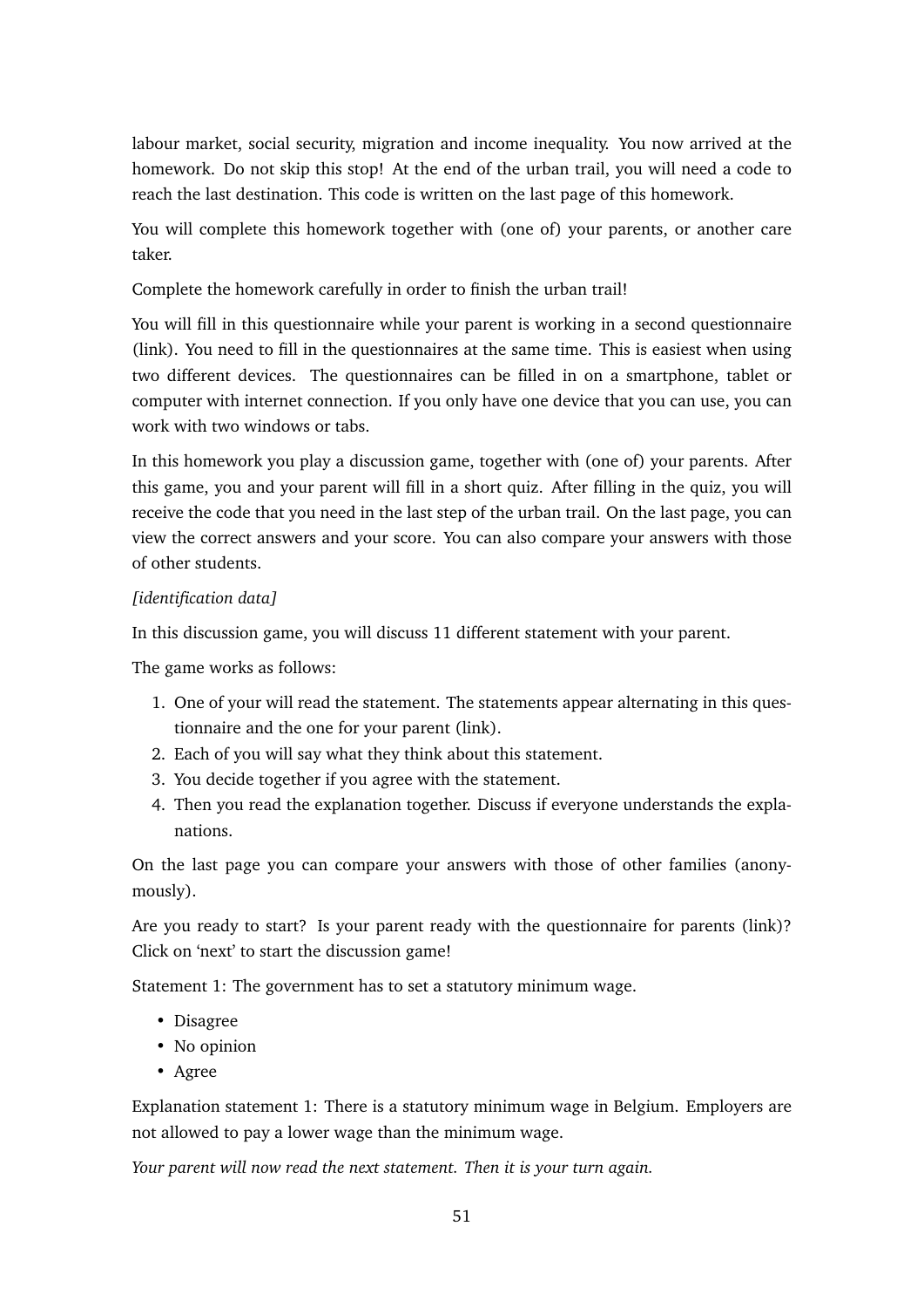labour market, social security, migration and income inequality. You now arrived at the homework. Do not skip this stop! At the end of the urban trail, you will need a code to reach the last destination. This code is written on the last page of this homework.

You will complete this homework together with (one of) your parents, or another care taker.

Complete the homework carefully in order to finish the urban trail!

You will fill in this questionnaire while your parent is working in a second questionnaire (link). You need to fill in the questionnaires at the same time. This is easiest when using two different devices. The questionnaires can be filled in on a smartphone, tablet or computer with internet connection. If you only have one device that you can use, you can work with two windows or tabs.

In this homework you play a discussion game, together with (one of) your parents. After this game, you and your parent will fill in a short quiz. After filling in the quiz, you will receive the code that you need in the last step of the urban trail. On the last page, you can view the correct answers and your score. You can also compare your answers with those of other students.

*[identification data]*

In this discussion game, you will discuss 11 different statement with your parent.

The game works as follows:

1. One of your will read the statement. The statements appear alternating in this questionnaire and the one for your parent (link).
2. Each of you will say what they think about this statement.
3. You decide together if you agree with the statement.
4. Then you read the explanation together. Discuss if everyone understands the explanations.

On the last page you can compare your answers with those of other families (anonymously).

Are you ready to start? Is your parent ready with the questionnaire for parents (link)? Click on 'next' to start the discussion game!

Statement 1: The government has to set a statutory minimum wage.

- Disagree
- No opinion
- Agree

Explanation statement 1: There is a statutory minimum wage in Belgium. Employers are not allowed to pay a lower wage than the minimum wage.

*Your parent will now read the next statement. Then it is your turn again.*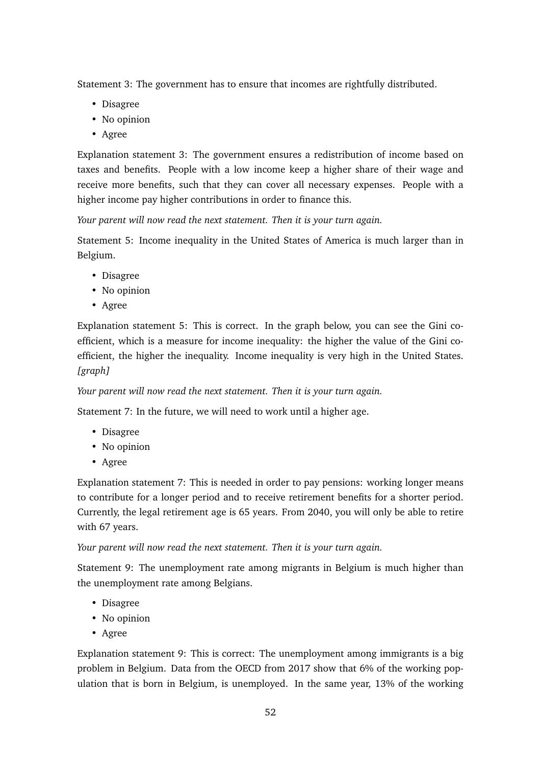Statement 3: The government has to ensure that incomes are rightfully distributed.

- Disagree
- No opinion
- Agree

Explanation statement 3: The government ensures a redistribution of income based on taxes and benefits. People with a low income keep a higher share of their wage and receive more benefits, such that they can cover all necessary expenses. People with a higher income pay higher contributions in order to finance this.

*Your parent will now read the next statement. Then it is your turn again.*

Statement 5: Income inequality in the United States of America is much larger than in Belgium.

- Disagree
- No opinion
- Agree

Explanation statement 5: This is correct. In the graph below, you can see the Gini coefficient, which is a measure for income inequality: the higher the value of the Gini coefficient, the higher the inequality. Income inequality is very high in the United States. *[graph]*

*Your parent will now read the next statement. Then it is your turn again.*

Statement 7: In the future, we will need to work until a higher age.

- Disagree
- No opinion
- Agree

Explanation statement 7: This is needed in order to pay pensions: working longer means to contribute for a longer period and to receive retirement benefits for a shorter period. Currently, the legal retirement age is 65 years. From 2040, you will only be able to retire with 67 years.

*Your parent will now read the next statement. Then it is your turn again.*

Statement 9: The unemployment rate among migrants in Belgium is much higher than the unemployment rate among Belgians.

- Disagree
- No opinion
- Agree

Explanation statement 9: This is correct: The unemployment among immigrants is a big problem in Belgium. Data from the OECD from 2017 show that 6% of the working population that is born in Belgium, is unemployed. In the same year, 13% of the working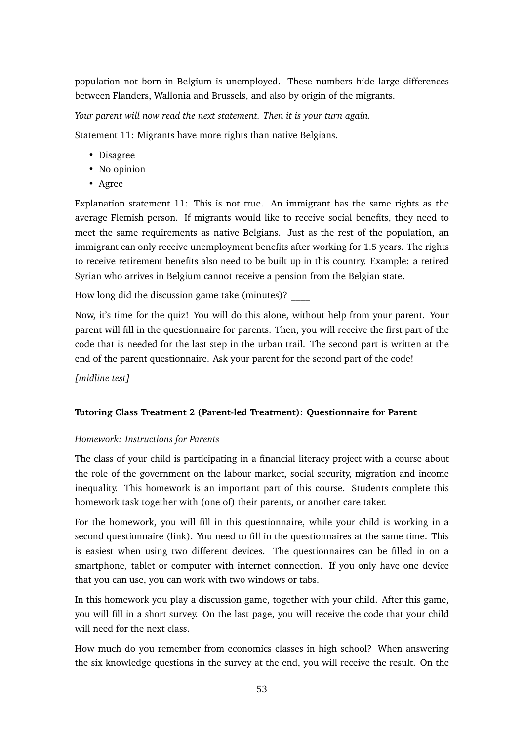population not born in Belgium is unemployed. These numbers hide large differences between Flanders, Wallonia and Brussels, and also by origin of the migrants.

*Your parent will now read the next statement. Then it is your turn again.*

Statement 11: Migrants have more rights than native Belgians.

- Disagree
- No opinion
- Agree

Explanation statement 11: This is not true. An immigrant has the same rights as the average Flemish person. If migrants would like to receive social benefits, they need to meet the same requirements as native Belgians. Just as the rest of the population, an immigrant can only receive unemployment benefits after working for 1.5 years. The rights to receive retirement benefits also need to be built up in this country. Example: a retired Syrian who arrives in Belgium cannot receive a pension from the Belgian state.

How long did the discussion game take (minutes)? ____

Now, it's time for the quiz! You will do this alone, without help from your parent. Your parent will fill in the questionnaire for parents. Then, you will receive the first part of the code that is needed for the last step in the urban trail. The second part is written at the end of the parent questionnaire. Ask your parent for the second part of the code!

*[midline test]*

**Tutoring Class Treatment 2 (Parent-led Treatment): Questionnaire for Parent**

*Homework: Instructions for Parents*

The class of your child is participating in a financial literacy project with a course about the role of the government on the labour market, social security, migration and income inequality. This homework is an important part of this course. Students complete this homework task together with (one of) their parents, or another care taker.

For the homework, you will fill in this questionnaire, while your child is working in a second questionnaire (link). You need to fill in the questionnaires at the same time. This is easiest when using two different devices. The questionnaires can be filled in on a smartphone, tablet or computer with internet connection. If you only have one device that you can use, you can work with two windows or tabs.

In this homework you play a discussion game, together with your child. After this game, you will fill in a short survey. On the last page, you will receive the code that your child will need for the next class.

How much do you remember from economics classes in high school? When answering the six knowledge questions in the survey at the end, you will receive the result. On the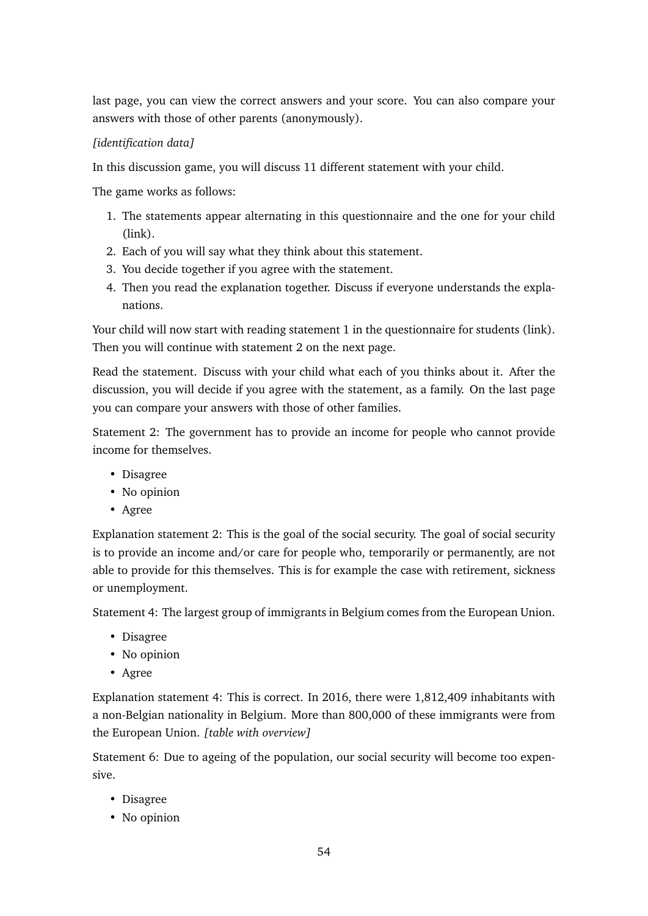last page, you can view the correct answers and your score. You can also compare your answers with those of other parents (anonymously).

*[identification data]*

In this discussion game, you will discuss 11 different statement with your child.

The game works as follows:

1. The statements appear alternating in this questionnaire and the one for your child (link).
2. Each of you will say what they think about this statement.
3. You decide together if you agree with the statement.
4. Then you read the explanation together. Discuss if everyone understands the explanations.

Your child will now start with reading statement 1 in the questionnaire for students (link). Then you will continue with statement 2 on the next page.

Read the statement. Discuss with your child what each of you thinks about it. After the discussion, you will decide if you agree with the statement, as a family. On the last page you can compare your answers with those of other families.

Statement 2: The government has to provide an income for people who cannot provide income for themselves.

- Disagree
- No opinion
- Agree

Explanation statement 2: This is the goal of the social security. The goal of social security is to provide an income and/or care for people who, temporarily or permanently, are not able to provide for this themselves. This is for example the case with retirement, sickness or unemployment.

Statement 4: The largest group of immigrants in Belgium comes from the European Union.

- Disagree
- No opinion
- Agree

Explanation statement 4: This is correct. In 2016, there were 1,812,409 inhabitants with a non-Belgian nationality in Belgium. More than 800,000 of these immigrants were from the European Union. *[table with overview]*

Statement 6: Due to ageing of the population, our social security will become too expensive.

- Disagree
- No opinion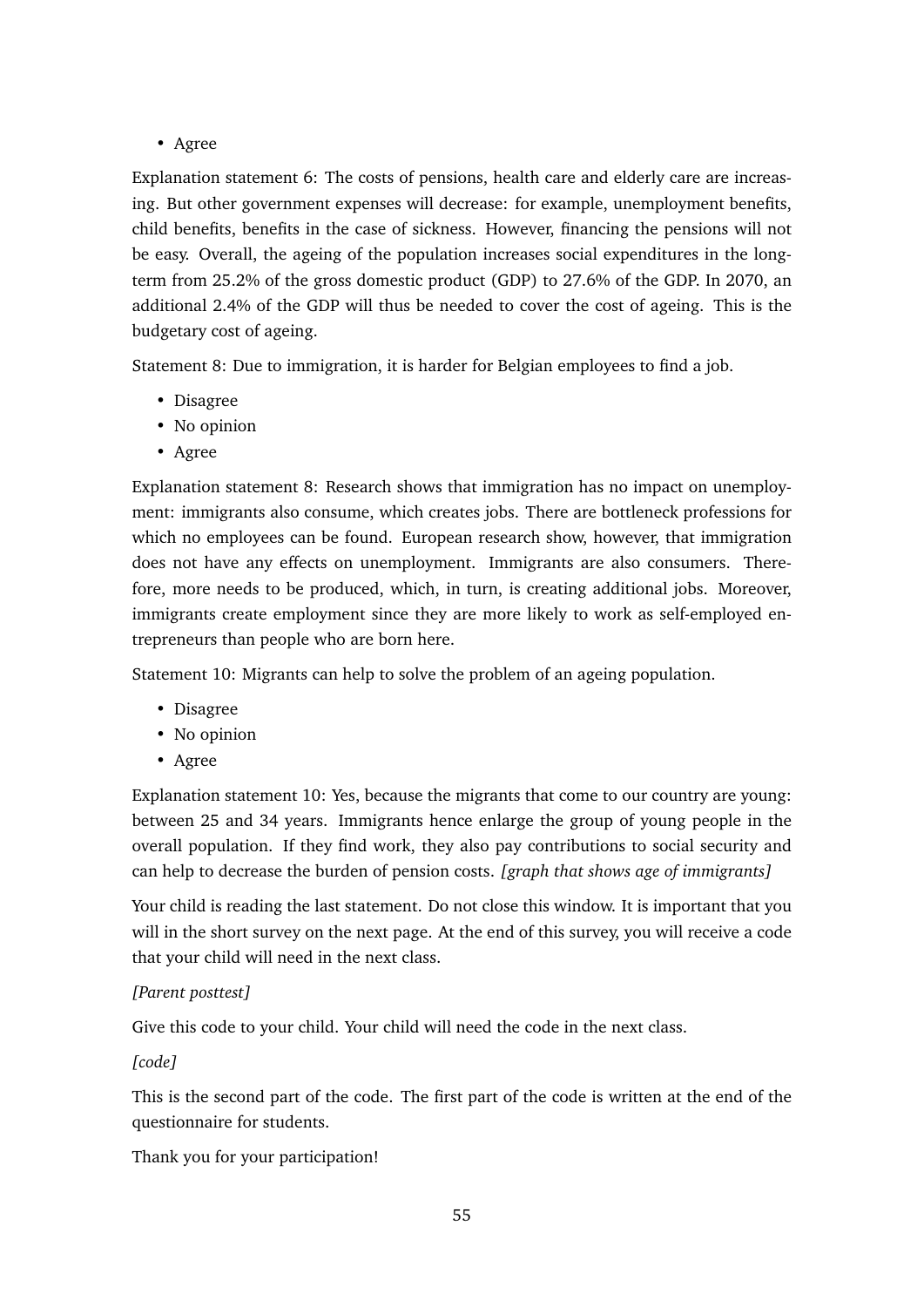- Agree

Explanation statement 6: The costs of pensions, health care and elderly care are increasing. But other government expenses will decrease: for example, unemployment benefits, child benefits, benefits in the case of sickness. However, financing the pensions will not be easy. Overall, the ageing of the population increases social expenditures in the long-term from 25.2% of the gross domestic product (GDP) to 27.6% of the GDP. In 2070, an additional 2.4% of the GDP will thus be needed to cover the cost of ageing. This is the budgetary cost of ageing.

Statement 8: Due to immigration, it is harder for Belgian employees to find a job.

- Disagree
- No opinion
- Agree

Explanation statement 8: Research shows that immigration has no impact on unemployment: immigrants also consume, which creates jobs. There are bottleneck professions for which no employees can be found. European research show, however, that immigration does not have any effects on unemployment. Immigrants are also consumers. Therefore, more needs to be produced, which, in turn, is creating additional jobs. Moreover, immigrants create employment since they are more likely to work as self-employed entrepreneurs than people who are born here.

Statement 10: Migrants can help to solve the problem of an ageing population.

- Disagree
- No opinion
- Agree

Explanation statement 10: Yes, because the migrants that come to our country are young: between 25 and 34 years. Immigrants hence enlarge the group of young people in the overall population. If they find work, they also pay contributions to social security and can help to decrease the burden of pension costs. *[graph that shows age of immigrants]*

Your child is reading the last statement. Do not close this window. It is important that you will in the short survey on the next page. At the end of this survey, you will receive a code that your child will need in the next class.

*[Parent posttest]*

Give this code to your child. Your child will need the code in the next class.

*[code]*

This is the second part of the code. The first part of the code is written at the end of the questionnaire for students.

Thank you for your participation!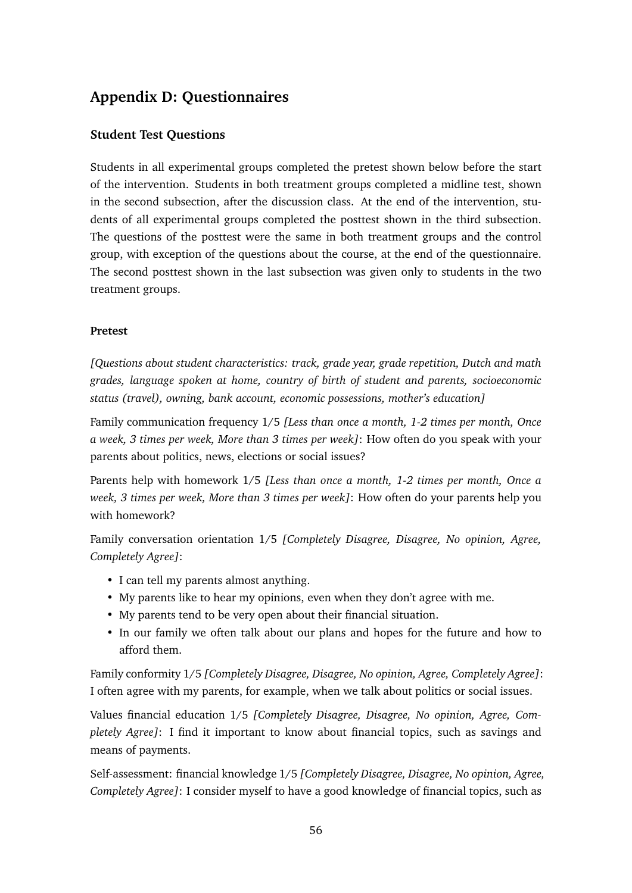## Appendix D: Questionnaires

### Student Test Questions

Students in all experimental groups completed the pretest shown below before the start of the intervention. Students in both treatment groups completed a midline test, shown in the second subsection, after the discussion class. At the end of the intervention, students of all experimental groups completed the posttest shown in the third subsection. The questions of the posttest were the same in both treatment groups and the control group, with exception of the questions about the course, at the end of the questionnaire. The second posttest shown in the last subsection was given only to students in the two treatment groups.

#### Pretest

*[Questions about student characteristics: track, grade year, grade repetition, Dutch and math grades, language spoken at home, country of birth of student and parents, socioeconomic status (travel), owning, bank account, economic possessions, mother's education]*

Family communication frequency 1/5 *[Less than once a month, 1-2 times per month, Once a week, 3 times per week, More than 3 times per week]*: How often do you speak with your parents about politics, news, elections or social issues?

Parents help with homework 1/5 *[Less than once a month, 1-2 times per month, Once a week, 3 times per week, More than 3 times per week]*: How often do your parents help you with homework?

Family conversation orientation 1/5 *[Completely Disagree, Disagree, No opinion, Agree, Completely Agree]*:

- I can tell my parents almost anything.
- My parents like to hear my opinions, even when they don't agree with me.
- My parents tend to be very open about their financial situation.
- In our family we often talk about our plans and hopes for the future and how to afford them.

Family conformity 1/5 *[Completely Disagree, Disagree, No opinion, Agree, Completely Agree]*: I often agree with my parents, for example, when we talk about politics or social issues.

Values financial education 1/5 *[Completely Disagree, Disagree, No opinion, Agree, Completely Agree]*: I find it important to know about financial topics, such as savings and means of payments.

Self-assessment: financial knowledge 1/5 *[Completely Disagree, Disagree, No opinion, Agree, Completely Agree]*: I consider myself to have a good knowledge of financial topics, such as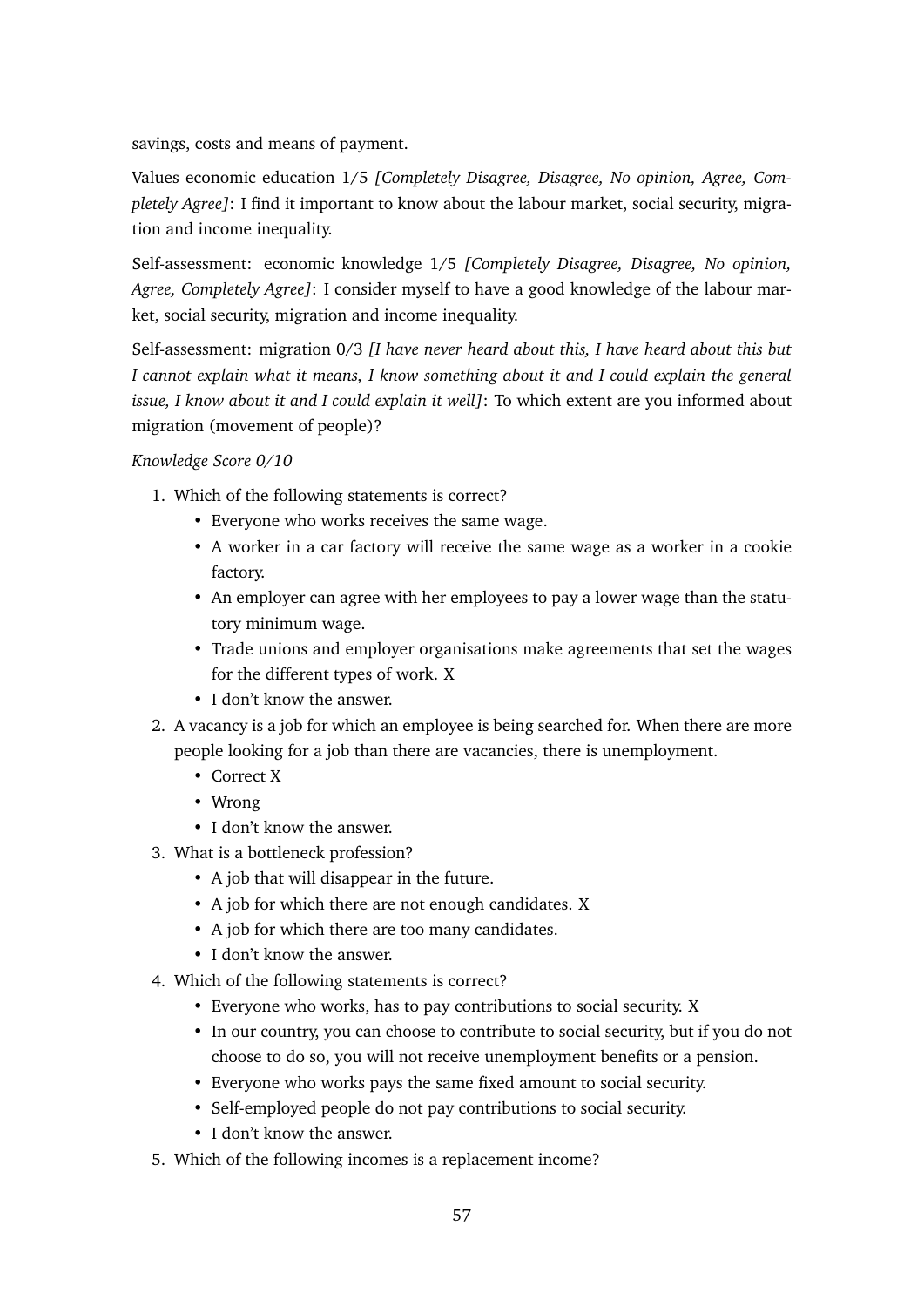savings, costs and means of payment.

Values economic education 1/5 *[Completely Disagree, Disagree, No opinion, Agree, Completely Agree]*: I find it important to know about the labour market, social security, migration and income inequality.

Self-assessment: economic knowledge 1/5 *[Completely Disagree, Disagree, No opinion, Agree, Completely Agree]*: I consider myself to have a good knowledge of the labour market, social security, migration and income inequality.

Self-assessment: migration 0/3 *[I have never heard about this, I have heard about this but I cannot explain what it means, I know something about it and I could explain the general issue, I know about it and I could explain it well]*: To which extent are you informed about migration (movement of people)?

*Knowledge Score 0/10*

1. Which of the following statements is correct?
   - Everyone who works receives the same wage.
   - A worker in a car factory will receive the same wage as a worker in a cookie factory.
   - An employer can agree with her employees to pay a lower wage than the statutory minimum wage.
   - Trade unions and employer organisations make agreements that set the wages for the different types of work. X
   - I don't know the answer.
2. A vacancy is a job for which an employee is being searched for. When there are more people looking for a job than there are vacancies, there is unemployment.
   - Correct X
   - Wrong
   - I don't know the answer.
3. What is a bottleneck profession?
   - A job that will disappear in the future.
   - A job for which there are not enough candidates. X
   - A job for which there are too many candidates.
   - I don't know the answer.
4. Which of the following statements is correct?
   - Everyone who works, has to pay contributions to social security. X
   - In our country, you can choose to contribute to social security, but if you do not choose to do so, you will not receive unemployment benefits or a pension.
   - Everyone who works pays the same fixed amount to social security.
   - Self-employed people do not pay contributions to social security.
   - I don't know the answer.
5. Which of the following incomes is a replacement income?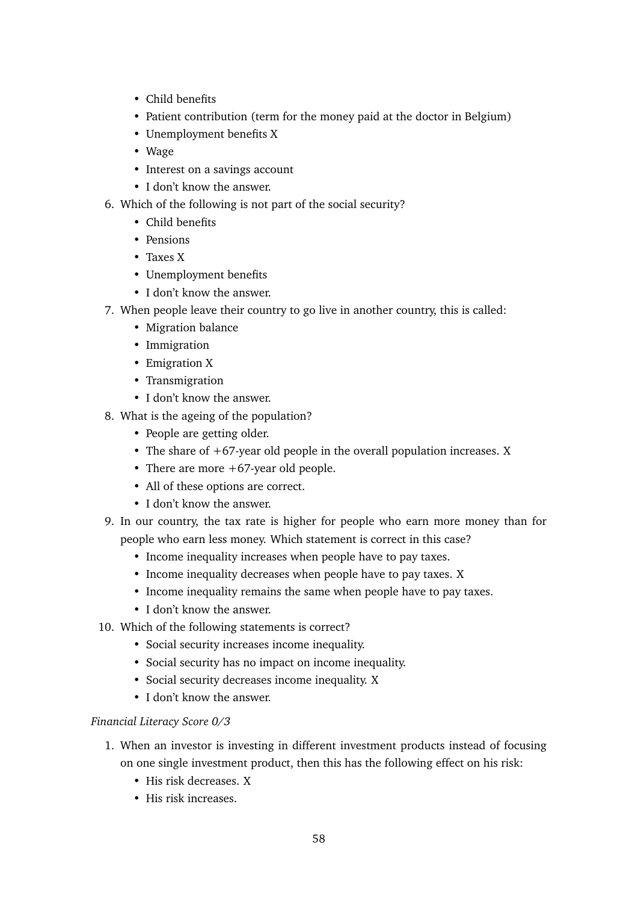- Child benefits
- Patient contribution (term for the money paid at the doctor in Belgium)
- Unemployment benefits X
- Wage
- Interest on a savings account
- I don't know the answer.

6. Which of the following is not part of the social security?
   - Child benefits
   - Pensions
   - Taxes X
   - Unemployment benefits
   - I don't know the answer.
7. When people leave their country to go live in another country, this is called:
   - Migration balance
   - Immigration
   - Emigration X
   - Transmigration
   - I don't know the answer.
8. What is the ageing of the population?
   - People are getting older.
   - The share of +67-year old people in the overall population increases. X
   - There are more +67-year old people.
   - All of these options are correct.
   - I don't know the answer.
9. In our country, the tax rate is higher for people who earn more money than for people who earn less money. Which statement is correct in this case?
   - Income inequality increases when people have to pay taxes.
   - Income inequality decreases when people have to pay taxes. X
   - Income inequality remains the same when people have to pay taxes.
   - I don't know the answer.
10. Which of the following statements is correct?
    - Social security increases income inequality.
    - Social security has no impact on income inequality.
    - Social security decreases income inequality. X
    - I don't know the answer.

*Financial Literacy Score 0/3*

1. When an investor is investing in different investment products instead of focusing on one single investment product, then this has the following effect on his risk:
   - His risk decreases. X
   - His risk increases.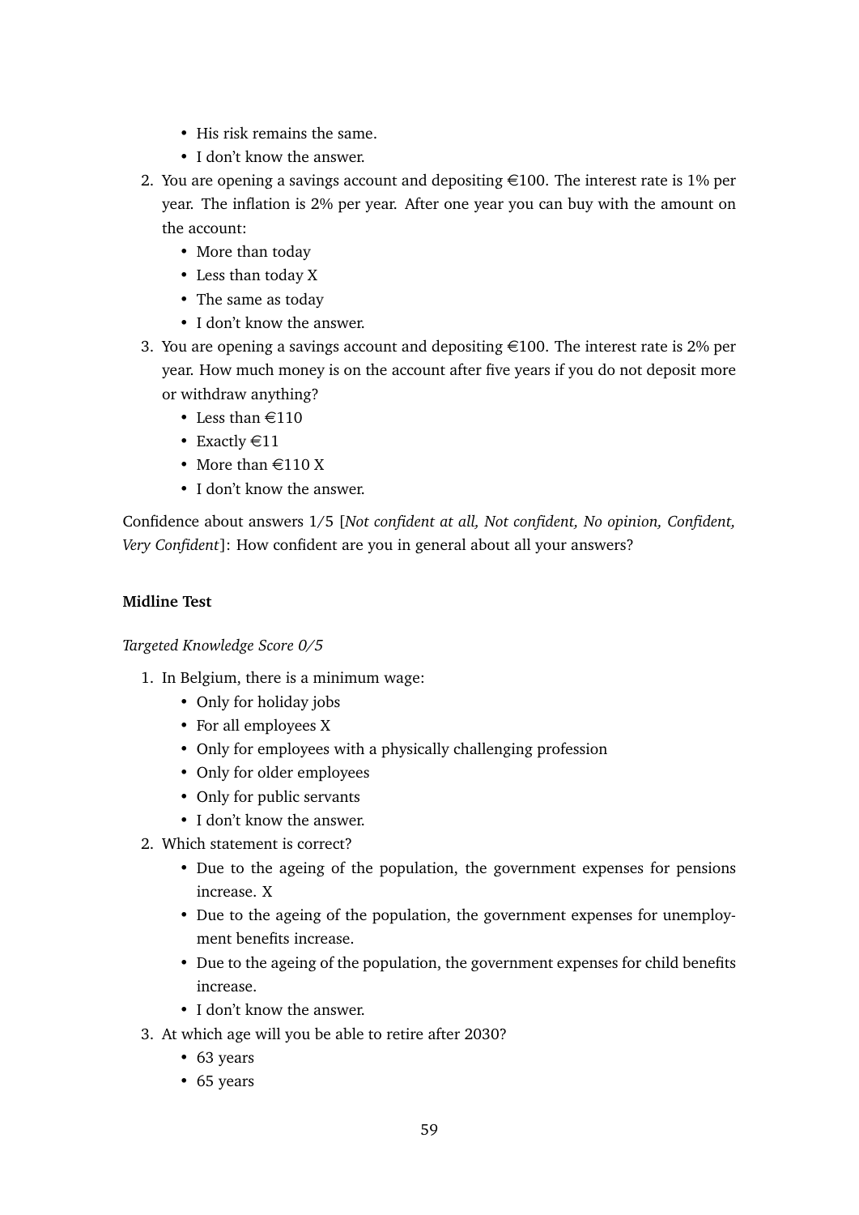- His risk remains the same.
- I don't know the answer.

2. You are opening a savings account and depositing €100. The interest rate is 1% per year. The inflation is 2% per year. After one year you can buy with the amount on the account:
   - More than today
   - Less than today X
   - The same as today
   - I don't know the answer.
3. You are opening a savings account and depositing €100. The interest rate is 2% per year. How much money is on the account after five years if you do not deposit more or withdraw anything?
   - Less than €110
   - Exactly €11
   - More than €110 X
   - I don't know the answer.

Confidence about answers 1/5 [*Not confident at all, Not confident, No opinion, Confident, Very Confident*]: How confident are you in general about all your answers?

**Midline Test**

*Targeted Knowledge Score 0/5*

1. In Belgium, there is a minimum wage:
   - Only for holiday jobs
   - For all employees X
   - Only for employees with a physically challenging profession
   - Only for older employees
   - Only for public servants
   - I don't know the answer.
2. Which statement is correct?
   - Due to the ageing of the population, the government expenses for pensions increase. X
   - Due to the ageing of the population, the government expenses for unemployment benefits increase.
   - Due to the ageing of the population, the government expenses for child benefits increase.
   - I don't know the answer.
3. At which age will you be able to retire after 2030?
   - 63 years
   - 65 years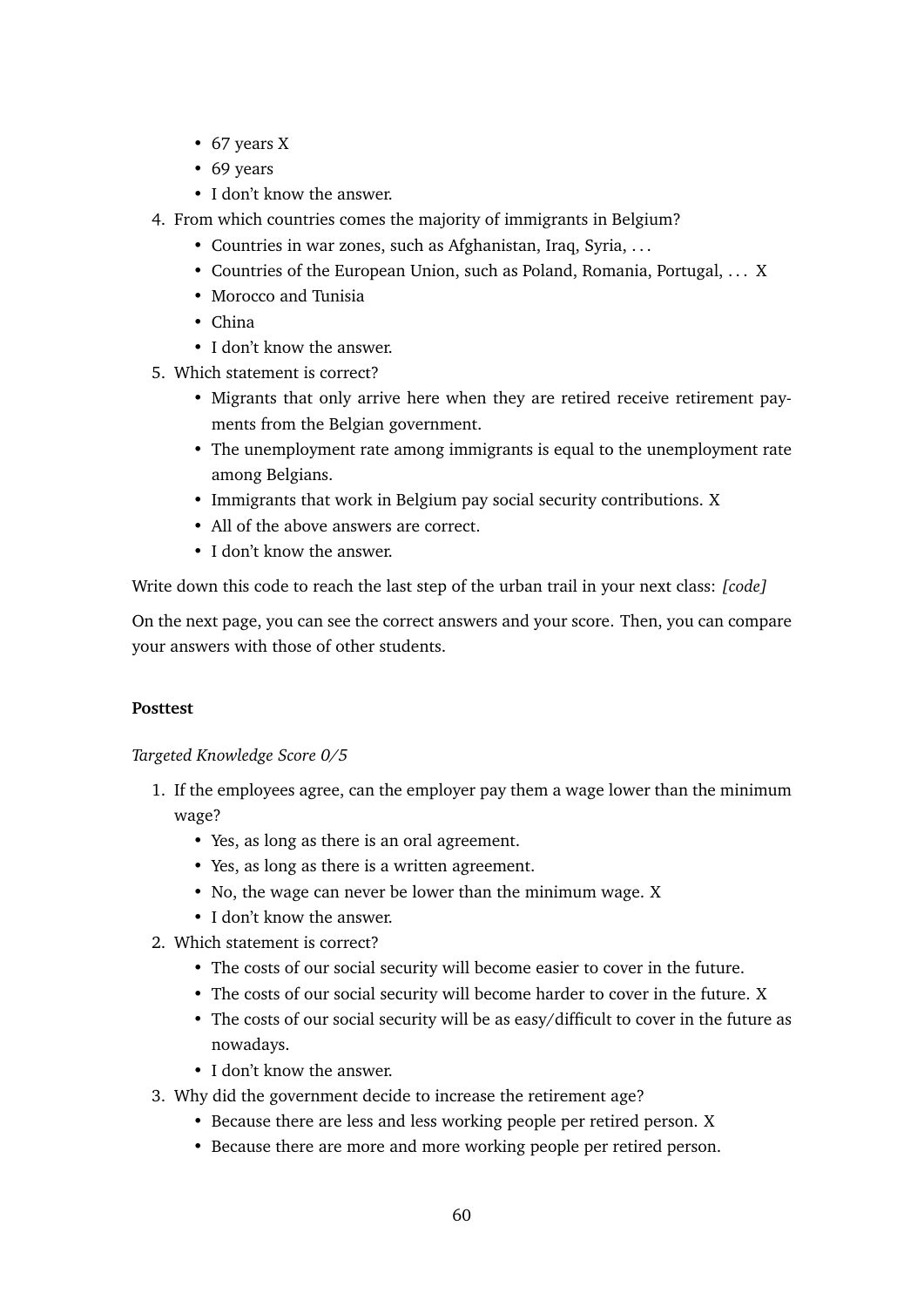- 67 years X
- 69 years
- I don't know the answer.

4. From which countries comes the majority of immigrants in Belgium?
   - Countries in war zones, such as Afghanistan, Iraq, Syria, ...
   - Countries of the European Union, such as Poland, Romania, Portugal, ... X
   - Morocco and Tunisia
   - China
   - I don't know the answer.
5. Which statement is correct?
   - Migrants that only arrive here when they are retired receive retirement payments from the Belgian government.
   - The unemployment rate among immigrants is equal to the unemployment rate among Belgians.
   - Immigrants that work in Belgium pay social security contributions. X
   - All of the above answers are correct.
   - I don't know the answer.

Write down this code to reach the last step of the urban trail in your next class: *[code]*

On the next page, you can see the correct answers and your score. Then, you can compare your answers with those of other students.

**Posttest**

*Targeted Knowledge Score 0/5*

1. If the employees agree, can the employer pay them a wage lower than the minimum wage?
   - Yes, as long as there is an oral agreement.
   - Yes, as long as there is a written agreement.
   - No, the wage can never be lower than the minimum wage. X
   - I don't know the answer.
2. Which statement is correct?
   - The costs of our social security will become easier to cover in the future.
   - The costs of our social security will become harder to cover in the future. X
   - The costs of our social security will be as easy/difficult to cover in the future as nowadays.
   - I don't know the answer.
3. Why did the government decide to increase the retirement age?
   - Because there are less and less working people per retired person. X
   - Because there are more and more working people per retired person.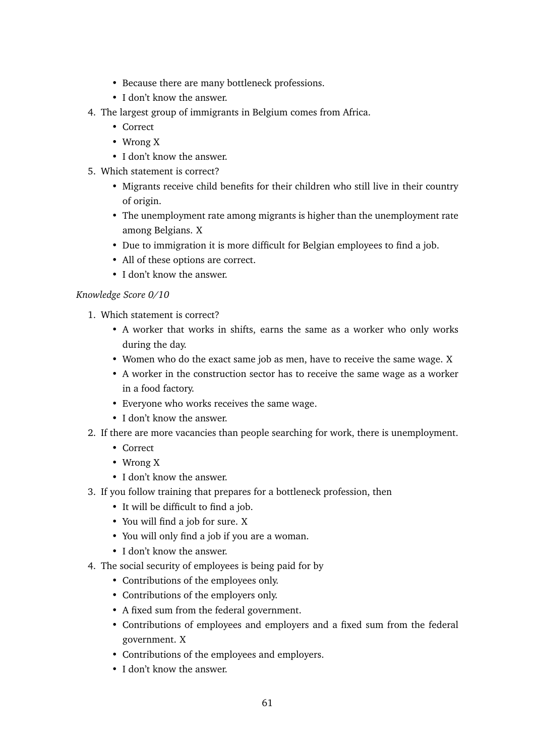- Because there are many bottleneck professions.
   - I don't know the answer.
4. The largest group of immigrants in Belgium comes from Africa.
   - Correct
   - Wrong X
   - I don't know the answer.
5. Which statement is correct?
   - Migrants receive child benefits for their children who still live in their country of origin.
   - The unemployment rate among migrants is higher than the unemployment rate among Belgians. X
   - Due to immigration it is more difficult for Belgian employees to find a job.
   - All of these options are correct.
   - I don't know the answer.

*Knowledge Score 0/10*

1. Which statement is correct?
   - A worker that works in shifts, earns the same as a worker who only works during the day.
   - Women who do the exact same job as men, have to receive the same wage. X
   - A worker in the construction sector has to receive the same wage as a worker in a food factory.
   - Everyone who works receives the same wage.
   - I don't know the answer.
2. If there are more vacancies than people searching for work, there is unemployment.
   - Correct
   - Wrong X
   - I don't know the answer.
3. If you follow training that prepares for a bottleneck profession, then
   - It will be difficult to find a job.
   - You will find a job for sure. X
   - You will only find a job if you are a woman.
   - I don't know the answer.
4. The social security of employees is being paid for by
   - Contributions of the employees only.
   - Contributions of the employers only.
   - A fixed sum from the federal government.
   - Contributions of employees and employers and a fixed sum from the federal government. X
   - Contributions of the employees and employers.
   - I don't know the answer.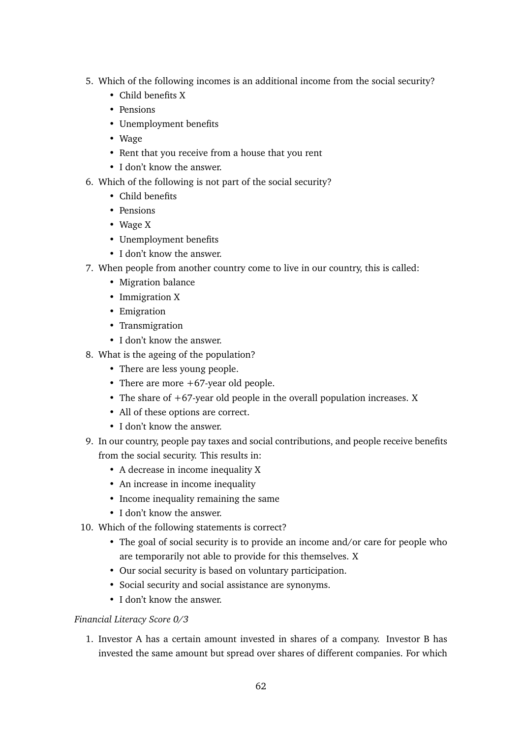5. Which of the following incomes is an additional income from the social security?
   - Child benefits X
   - Pensions
   - Unemployment benefits
   - Wage
   - Rent that you receive from a house that you rent
   - I don't know the answer.
6. Which of the following is not part of the social security?
   - Child benefits
   - Pensions
   - Wage X
   - Unemployment benefits
   - I don't know the answer.
7. When people from another country come to live in our country, this is called:
   - Migration balance
   - Immigration X
   - Emigration
   - Transmigration
   - I don't know the answer.
8. What is the ageing of the population?
   - There are less young people.
   - There are more +67-year old people.
   - The share of +67-year old people in the overall population increases. X
   - All of these options are correct.
   - I don't know the answer.
9. In our country, people pay taxes and social contributions, and people receive benefits from the social security. This results in:
   - A decrease in income inequality X
   - An increase in income inequality
   - Income inequality remaining the same
   - I don't know the answer.
10. Which of the following statements is correct?
    - The goal of social security is to provide an income and/or care for people who are temporarily not able to provide for this themselves. X
    - Our social security is based on voluntary participation.
    - Social security and social assistance are synonyms.
    - I don't know the answer.

*Financial Literacy Score 0/3*

1. Investor A has a certain amount invested in shares of a company. Investor B has invested the same amount but spread over shares of different companies. For which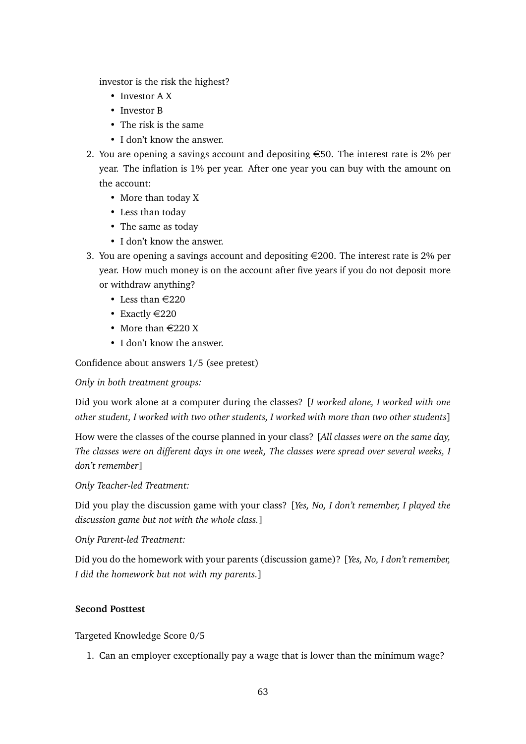investor is the risk the highest?

- Investor A X
- Investor B
- The risk is the same
- I don't know the answer.

2. You are opening a savings account and depositing €50. The interest rate is 2% per year. The inflation is 1% per year. After one year you can buy with the amount on the account:
   - More than today X
   - Less than today
   - The same as today
   - I don't know the answer.
3. You are opening a savings account and depositing €200. The interest rate is 2% per year. How much money is on the account after five years if you do not deposit more or withdraw anything?
   - Less than €220
   - Exactly €220
   - More than €220 X
   - I don't know the answer.

Confidence about answers 1/5 (see pretest)

*Only in both treatment groups:*

Did you work alone at a computer during the classes? [*I worked alone, I worked with one other student, I worked with two other students, I worked with more than two other students*]

How were the classes of the course planned in your class? [*All classes were on the same day, The classes were on different days in one week, The classes were spread over several weeks, I don't remember*]

*Only Teacher-led Treatment:*

Did you play the discussion game with your class? [*Yes, No, I don't remember, I played the discussion game but not with the whole class.*]

*Only Parent-led Treatment:*

Did you do the homework with your parents (discussion game)? [*Yes, No, I don't remember, I did the homework but not with my parents.*]

**Second Posttest**

Targeted Knowledge Score 0/5

1. Can an employer exceptionally pay a wage that is lower than the minimum wage?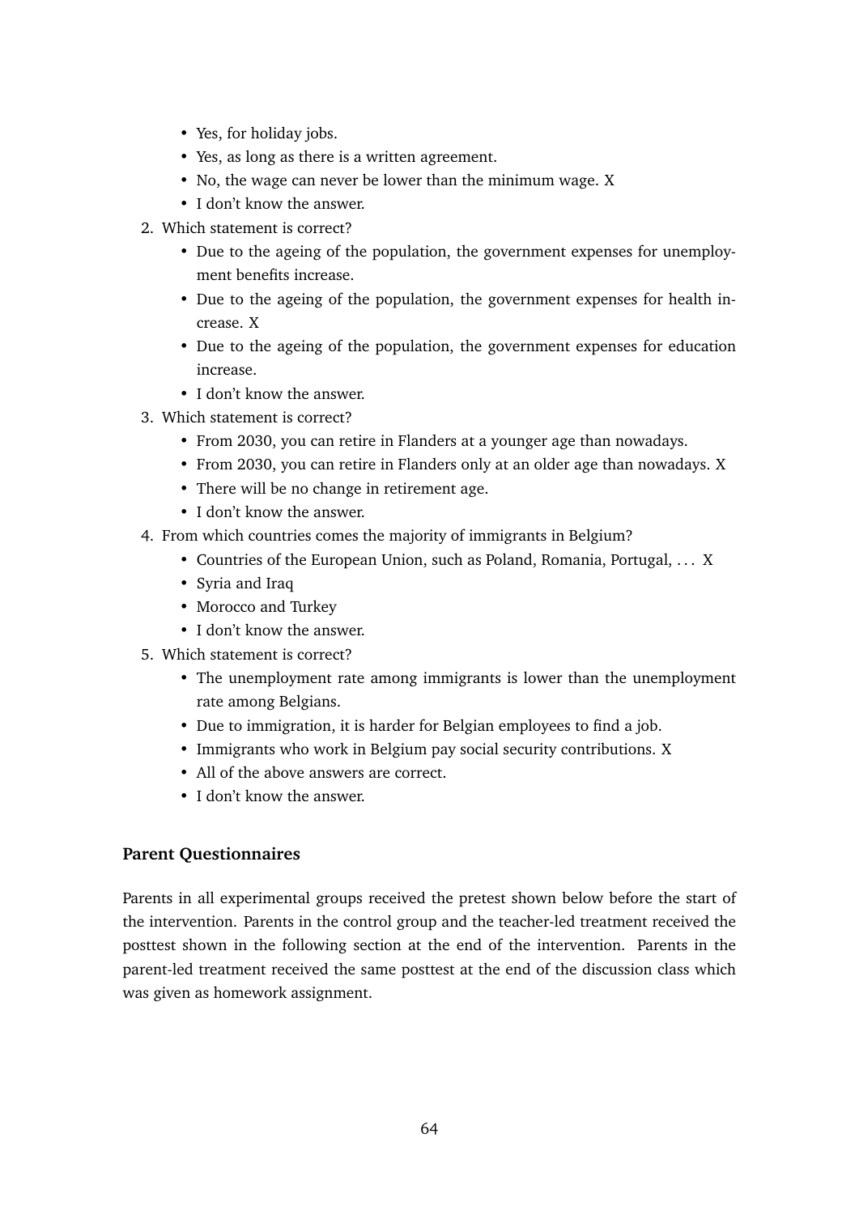- Yes, for holiday jobs.
- Yes, as long as there is a written agreement.
- No, the wage can never be lower than the minimum wage. X
- I don't know the answer.

2. Which statement is correct?
   - Due to the ageing of the population, the government expenses for unemployment benefits increase.
   - Due to the ageing of the population, the government expenses for health increase. X
   - Due to the ageing of the population, the government expenses for education increase.
   - I don't know the answer.
3. Which statement is correct?
   - From 2030, you can retire in Flanders at a younger age than nowadays.
   - From 2030, you can retire in Flanders only at an older age than nowadays. X
   - There will be no change in retirement age.
   - I don't know the answer.
4. From which countries comes the majority of immigrants in Belgium?
   - Countries of the European Union, such as Poland, Romania, Portugal, ... X
   - Syria and Iraq
   - Morocco and Turkey
   - I don't know the answer.
5. Which statement is correct?
   - The unemployment rate among immigrants is lower than the unemployment rate among Belgians.
   - Due to immigration, it is harder for Belgian employees to find a job.
   - Immigrants who work in Belgium pay social security contributions. X
   - All of the above answers are correct.
   - I don't know the answer.

### Parent Questionnaires

Parents in all experimental groups received the pretest shown below before the start of the intervention. Parents in the control group and the teacher-led treatment received the posttest shown in the following section at the end of the intervention. Parents in the parent-led treatment received the same posttest at the end of the discussion class which was given as homework assignment.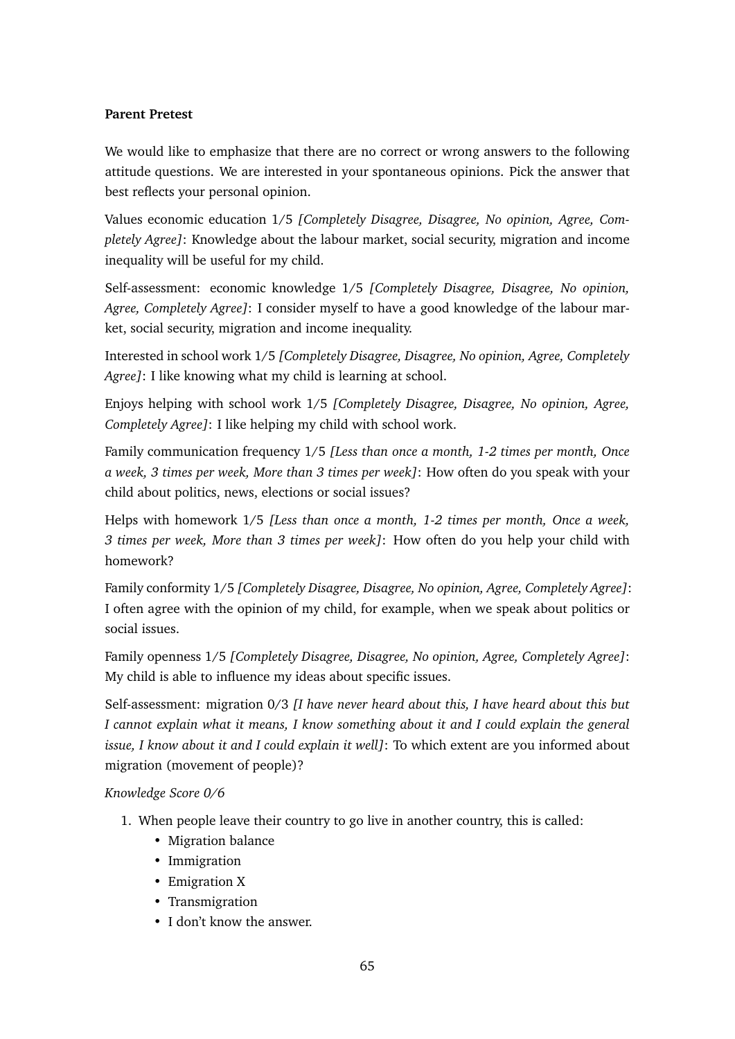**Parent Pretest**

We would like to emphasize that there are no correct or wrong answers to the following attitude questions. We are interested in your spontaneous opinions. Pick the answer that best reflects your personal opinion.

Values economic education 1/5 *[Completely Disagree, Disagree, No opinion, Agree, Completely Agree]*: Knowledge about the labour market, social security, migration and income inequality will be useful for my child.

Self-assessment: economic knowledge 1/5 *[Completely Disagree, Disagree, No opinion, Agree, Completely Agree]*: I consider myself to have a good knowledge of the labour market, social security, migration and income inequality.

Interested in school work 1/5 *[Completely Disagree, Disagree, No opinion, Agree, Completely Agree]*: I like knowing what my child is learning at school.

Enjoys helping with school work 1/5 *[Completely Disagree, Disagree, No opinion, Agree, Completely Agree]*: I like helping my child with school work.

Family communication frequency 1/5 *[Less than once a month, 1-2 times per month, Once a week, 3 times per week, More than 3 times per week]*: How often do you speak with your child about politics, news, elections or social issues?

Helps with homework 1/5 *[Less than once a month, 1-2 times per month, Once a week, 3 times per week, More than 3 times per week]*: How often do you help your child with homework?

Family conformity 1/5 *[Completely Disagree, Disagree, No opinion, Agree, Completely Agree]*: I often agree with the opinion of my child, for example, when we speak about politics or social issues.

Family openness 1/5 *[Completely Disagree, Disagree, No opinion, Agree, Completely Agree]*: My child is able to influence my ideas about specific issues.

Self-assessment: migration 0/3 *[I have never heard about this, I have heard about this but I cannot explain what it means, I know something about it and I could explain the general issue, I know about it and I could explain it well]*: To which extent are you informed about migration (movement of people)?

*Knowledge Score 0/6*

1. When people leave their country to go live in another country, this is called:
   - Migration balance
   - Immigration
   - Emigration X
   - Transmigration
   - I don't know the answer.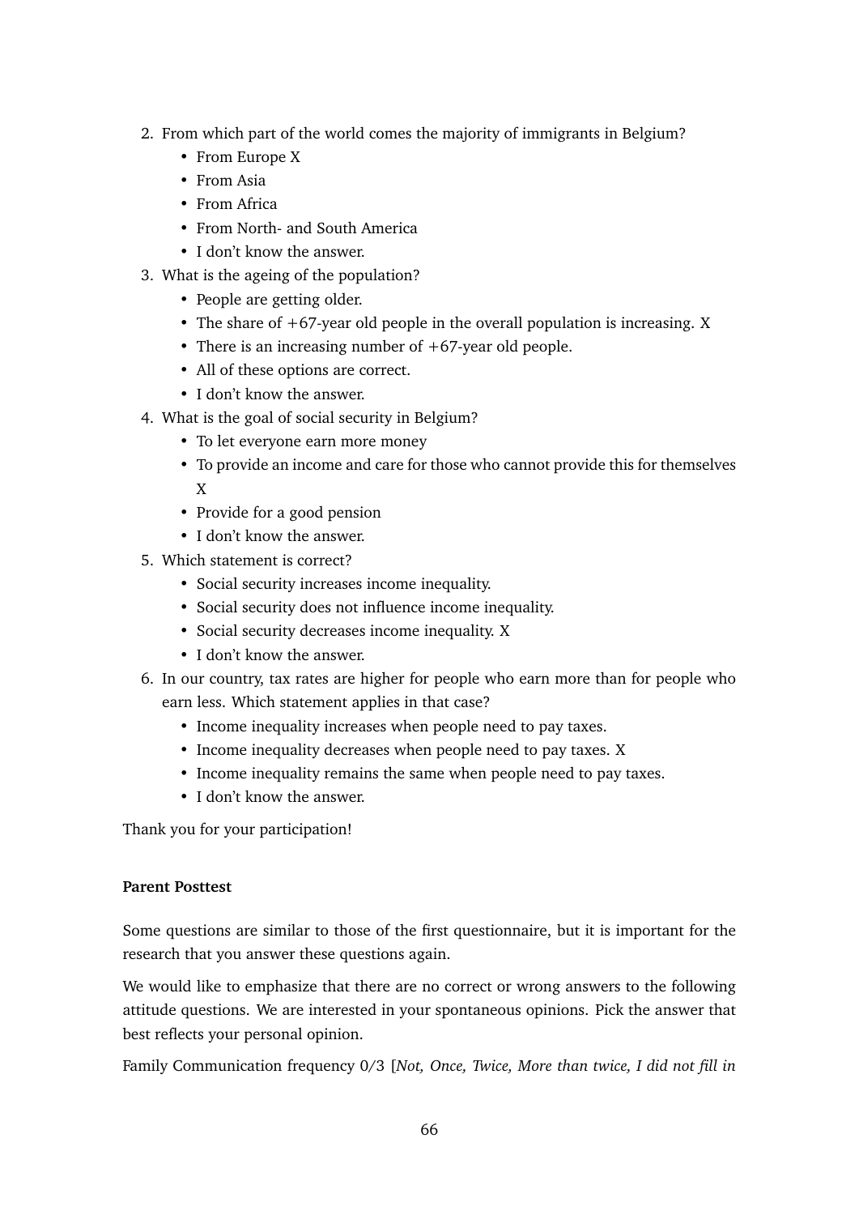2. From which part of the world comes the majority of immigrants in Belgium?
   - From Europe X
   - From Asia
   - From Africa
   - From North- and South America
   - I don't know the answer.
3. What is the ageing of the population?
   - People are getting older.
   - The share of +67-year old people in the overall population is increasing. X
   - There is an increasing number of +67-year old people.
   - All of these options are correct.
   - I don't know the answer.
4. What is the goal of social security in Belgium?
   - To let everyone earn more money
   - To provide an income and care for those who cannot provide this for themselves X
   - Provide for a good pension
   - I don't know the answer.
5. Which statement is correct?
   - Social security increases income inequality.
   - Social security does not influence income inequality.
   - Social security decreases income inequality. X
   - I don't know the answer.
6. In our country, tax rates are higher for people who earn more than for people who earn less. Which statement applies in that case?
   - Income inequality increases when people need to pay taxes.
   - Income inequality decreases when people need to pay taxes. X
   - Income inequality remains the same when people need to pay taxes.
   - I don't know the answer.

Thank you for your participation!

**Parent Posttest**

Some questions are similar to those of the first questionnaire, but it is important for the research that you answer these questions again.

We would like to emphasize that there are no correct or wrong answers to the following attitude questions. We are interested in your spontaneous opinions. Pick the answer that best reflects your personal opinion.

Family Communication frequency 0/3 [*Not, Once, Twice, More than twice, I did not fill in*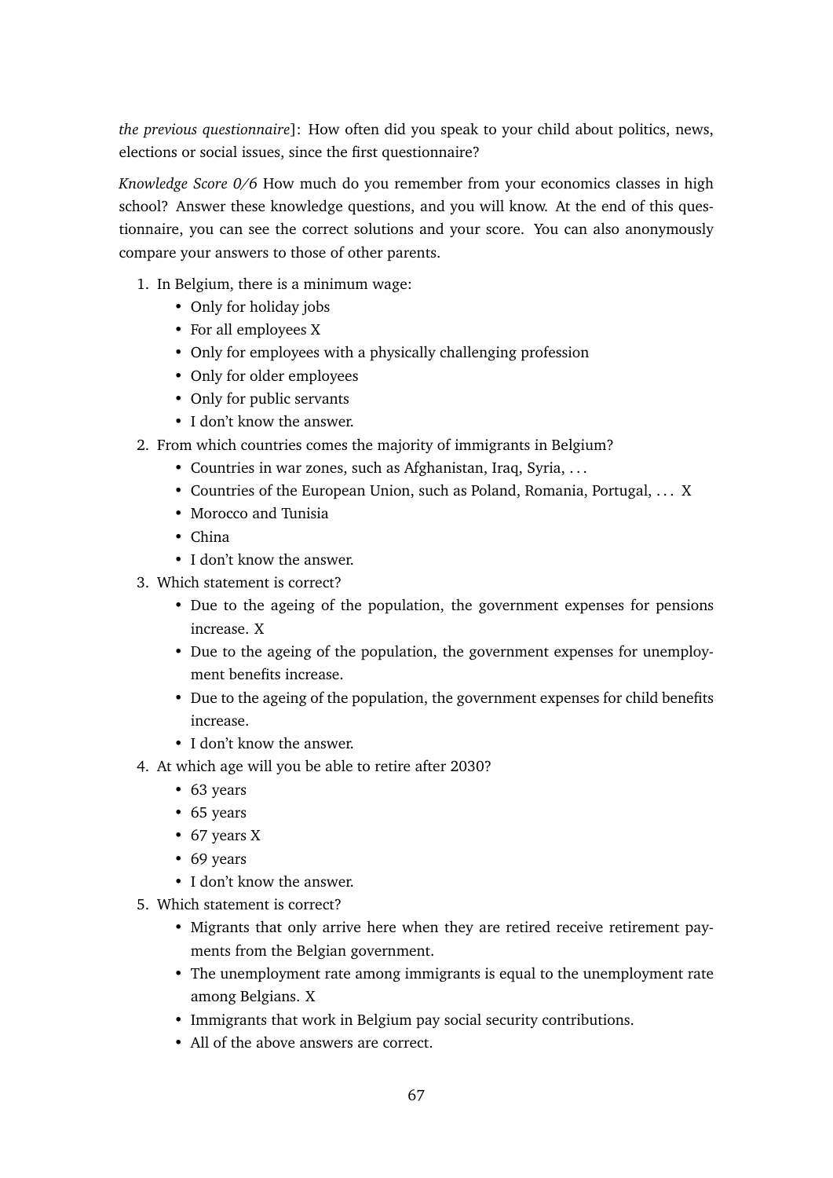*the previous questionnaire*]: How often did you speak to your child about politics, news, elections or social issues, since the first questionnaire?

*Knowledge Score 0/6* How much do you remember from your economics classes in high school? Answer these knowledge questions, and you will know. At the end of this questionnaire, you can see the correct solutions and your score. You can also anonymously compare your answers to those of other parents.

1. In Belgium, there is a minimum wage:
   - Only for holiday jobs
   - For all employees X
   - Only for employees with a physically challenging profession
   - Only for older employees
   - Only for public servants
   - I don't know the answer.
2. From which countries comes the majority of immigrants in Belgium?
   - Countries in war zones, such as Afghanistan, Iraq, Syria, ...
   - Countries of the European Union, such as Poland, Romania, Portugal, ... X
   - Morocco and Tunisia
   - China
   - I don't know the answer.
3. Which statement is correct?
   - Due to the ageing of the population, the government expenses for pensions increase. X
   - Due to the ageing of the population, the government expenses for unemployment benefits increase.
   - Due to the ageing of the population, the government expenses for child benefits increase.
   - I don't know the answer.
4. At which age will you be able to retire after 2030?
   - 63 years
   - 65 years
   - 67 years X
   - 69 years
   - I don't know the answer.
5. Which statement is correct?
   - Migrants that only arrive here when they are retired receive retirement payments from the Belgian government.
   - The unemployment rate among immigrants is equal to the unemployment rate among Belgians. X
   - Immigrants that work in Belgium pay social security contributions.
   - All of the above answers are correct.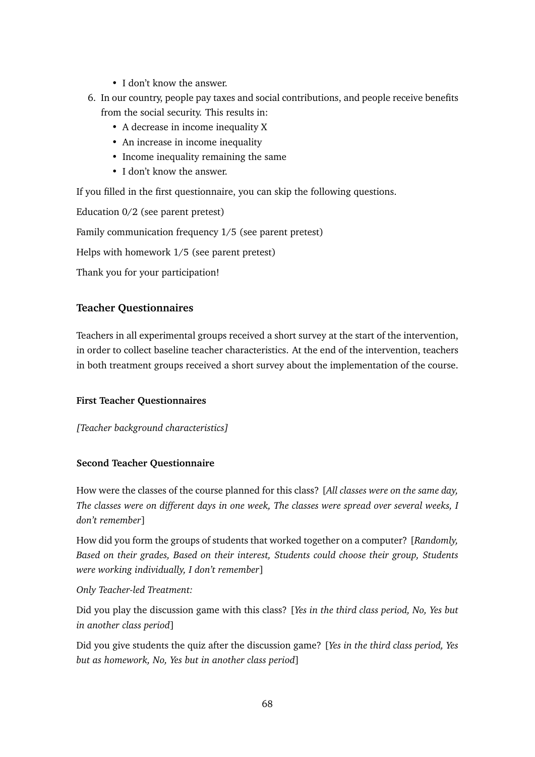- I don't know the answer.

6. In our country, people pay taxes and social contributions, and people receive benefits from the social security. This results in:
   - A decrease in income inequality X
   - An increase in income inequality
   - Income inequality remaining the same
   - I don't know the answer.

If you filled in the first questionnaire, you can skip the following questions.

Education 0/2 (see parent pretest)

Family communication frequency 1/5 (see parent pretest)

Helps with homework 1/5 (see parent pretest)

Thank you for your participation!

### Teacher Questionnaires

Teachers in all experimental groups received a short survey at the start of the intervention, in order to collect baseline teacher characteristics. At the end of the intervention, teachers in both treatment groups received a short survey about the implementation of the course.

#### First Teacher Questionnaires

*[Teacher background characteristics]*

#### Second Teacher Questionnaire

How were the classes of the course planned for this class? [*All classes were on the same day, The classes were on different days in one week, The classes were spread over several weeks, I don't remember*]

How did you form the groups of students that worked together on a computer? [*Randomly, Based on their grades, Based on their interest, Students could choose their group, Students were working individually, I don't remember*]

*Only Teacher-led Treatment:*

Did you play the discussion game with this class? [*Yes in the third class period, No, Yes but in another class period*]

Did you give students the quiz after the discussion game? [*Yes in the third class period, Yes but as homework, No, Yes but in another class period*]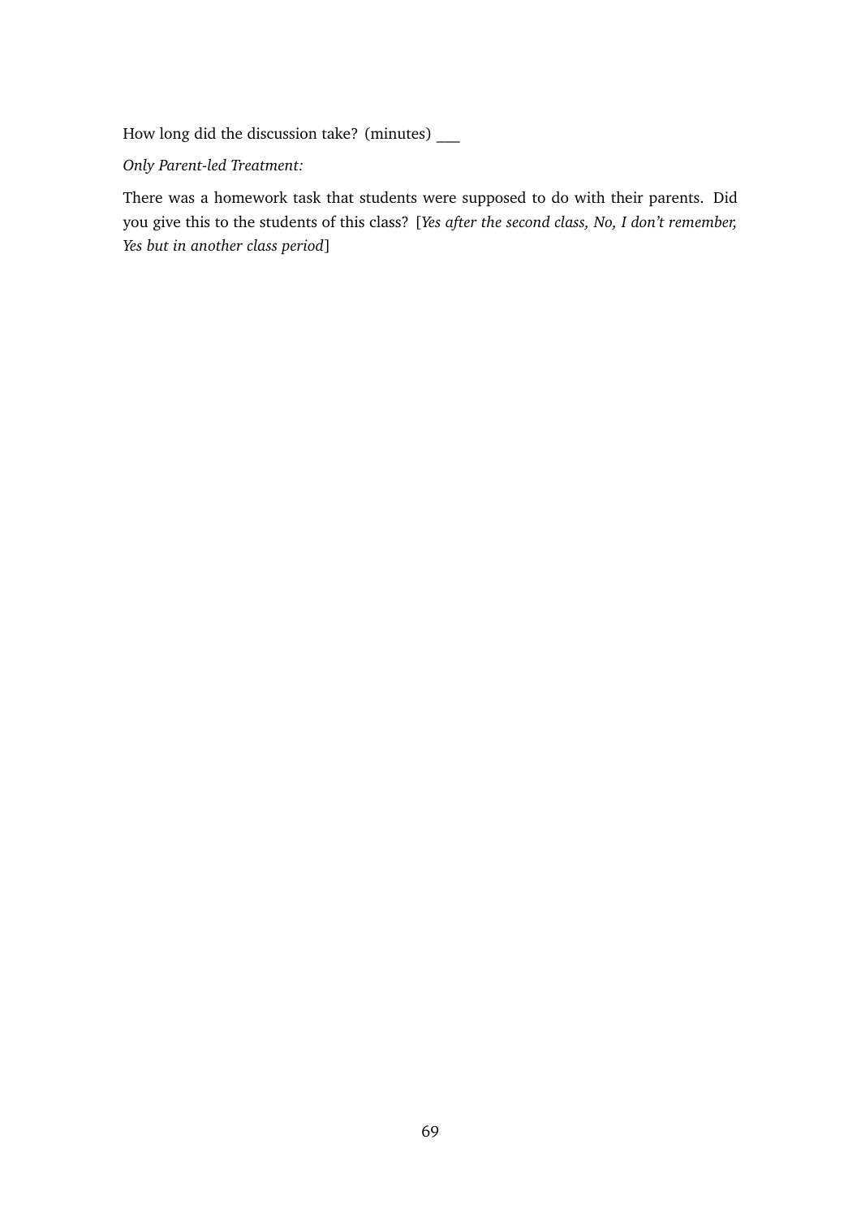How long did the discussion take? (minutes) ___

*Only Parent-led Treatment:*

There was a homework task that students were supposed to do with their parents. Did you give this to the students of this class? [*Yes after the second class, No, I don't remember, Yes but in another class period*]